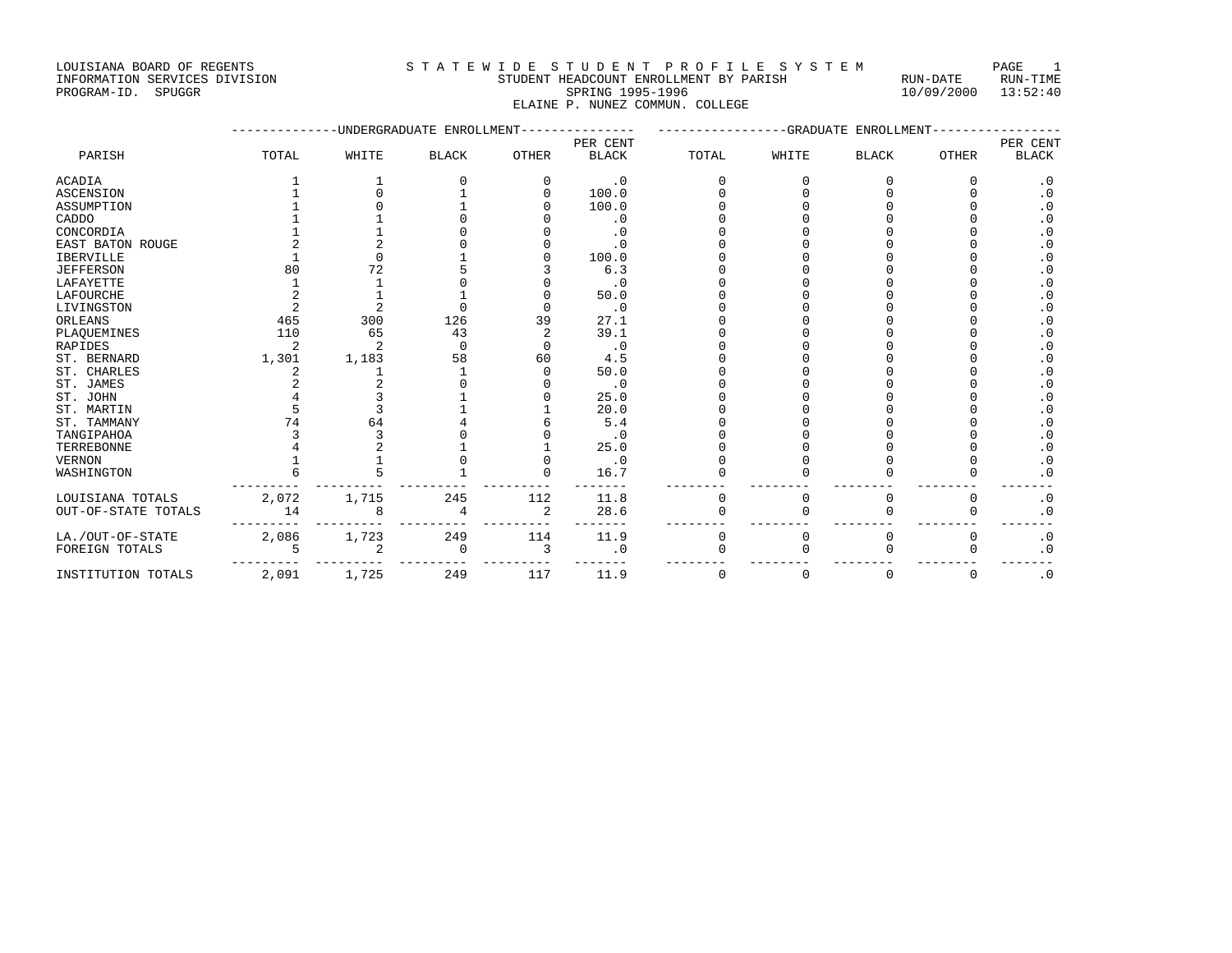LOUISIANA BOARD OF REGENTS
INFORMATION SERVICES DIVISION
PROGRAM-ID. SPUGGR

# S T A T E W I D E S T U D E N T P R O F I L E S Y S T E M

## STUDENT HEADCOUNT ENROLLMENT BY PARISH
## SPRING 1995-1996
## ELAINE P. NUNEZ COMMUN. COLLEGE

RUN-DATE 10/09/2000 RUN-TIME 13:52:40

| PARISH | UNDERGRADUATE ENROLLMENT TOTAL | WHITE | BLACK | OTHER | PER CENT BLACK | GRADUATE ENROLLMENT TOTAL | WHITE | BLACK | OTHER | PER CENT BLACK |
|---|---|---|---|---|---|---|---|---|---|---|
| ACADIA | 1 | 1 | 0 | 0 | .0 | 0 | 0 | 0 | 0 | .0 |
| ASCENSION | 1 | 0 | 1 | 0 | 100.0 | 0 | 0 | 0 | 0 | .0 |
| ASSUMPTION | 1 | 0 | 1 | 0 | 100.0 | 0 | 0 | 0 | 0 | .0 |
| CADDO | 1 | 1 | 0 | 0 | .0 | 0 | 0 | 0 | 0 | .0 |
| CONCORDIA | 1 | 1 | 0 | 0 | .0 | 0 | 0 | 0 | 0 | .0 |
| EAST BATON ROUGE | 2 | 2 | 0 | 0 | .0 | 0 | 0 | 0 | 0 | .0 |
| IBERVILLE | 1 | 0 | 1 | 0 | 100.0 | 0 | 0 | 0 | 0 | .0 |
| JEFFERSON | 80 | 72 | 5 | 3 | 6.3 | 0 | 0 | 0 | 0 | .0 |
| LAFAYETTE | 1 | 1 | 0 | 0 | .0 | 0 | 0 | 0 | 0 | .0 |
| LAFOURCHE | 2 | 1 | 1 | 0 | 50.0 | 0 | 0 | 0 | 0 | .0 |
| LIVINGSTON | 2 | 2 | 0 | 0 | .0 | 0 | 0 | 0 | 0 | .0 |
| ORLEANS | 465 | 300 | 126 | 39 | 27.1 | 0 | 0 | 0 | 0 | .0 |
| PLAQUEMINES | 110 | 65 | 43 | 2 | 39.1 | 0 | 0 | 0 | 0 | .0 |
| RAPIDES | 2 | 2 | 0 | 0 | .0 | 0 | 0 | 0 | 0 | .0 |
| ST. BERNARD | 1,301 | 1,183 | 58 | 60 | 4.5 | 0 | 0 | 0 | 0 | .0 |
| ST. CHARLES | 2 | 1 | 1 | 0 | 50.0 | 0 | 0 | 0 | 0 | .0 |
| ST. JAMES | 2 | 2 | 0 | 0 | .0 | 0 | 0 | 0 | 0 | .0 |
| ST. JOHN | 4 | 3 | 1 | 0 | 25.0 | 0 | 0 | 0 | 0 | .0 |
| ST. MARTIN | 5 | 3 | 1 | 1 | 20.0 | 0 | 0 | 0 | 0 | .0 |
| ST. TAMMANY | 74 | 64 | 4 | 6 | 5.4 | 0 | 0 | 0 | 0 | .0 |
| TANGIPAHOA | 3 | 3 | 0 | 0 | .0 | 0 | 0 | 0 | 0 | .0 |
| TERREBONNE | 4 | 2 | 1 | 1 | 25.0 | 0 | 0 | 0 | 0 | .0 |
| VERNON | 1 | 1 | 0 | 0 | .0 | 0 | 0 | 0 | 0 | .0 |
| WASHINGTON | 6 | 5 | 1 | 0 | 16.7 | 0 | 0 | 0 | 0 | .0 |
| LOUISIANA TOTALS | 2,072 | 1,715 | 245 | 112 | 11.8 | 0 | 0 | 0 | 0 | .0 |
| OUT-OF-STATE TOTALS | 14 | 8 | 4 | 2 | 28.6 | 0 | 0 | 0 | 0 | .0 |
| LA./OUT-OF-STATE | 2,086 | 1,723 | 249 | 114 | 11.9 | 0 | 0 | 0 | 0 | .0 |
| FOREIGN TOTALS | 5 | 2 | 0 | 3 | .0 | 0 | 0 | 0 | 0 | .0 |
| INSTITUTION TOTALS | 2,091 | 1,725 | 249 | 117 | 11.9 | 0 | 0 | 0 | 0 | .0 |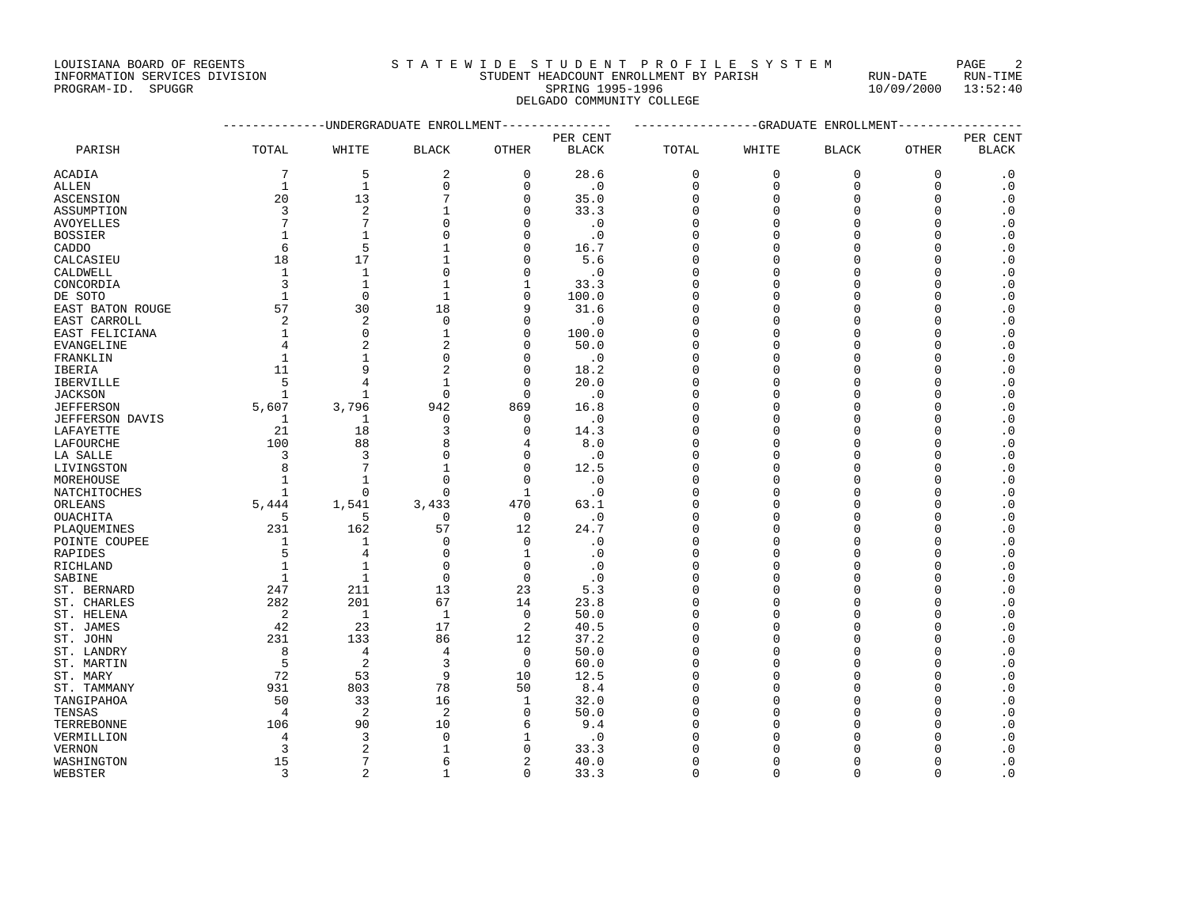LOUISIANA BOARD OF REGENTS
INFORMATION SERVICES DIVISION
PROGRAM-ID. SPUGGR

S T A T E W I D E S T U D E N T P R O F I L E S Y S T E M
STUDENT HEADCOUNT ENROLLMENT BY PARISH
SPRING 1995-1996
DELGADO COMMUNITY COLLEGE

RUN-DATE 10/09/2000 RUN-TIME 13:52:40

| PARISH | UNDERGRADUATE ENROLLMENT | | | | | GRADUATE ENROLLMENT | | | | |
|---|---|---|---|---|---|---|---|---|---|---|
| | TOTAL | WHITE | BLACK | OTHER | PER CENT BLACK | TOTAL | WHITE | BLACK | OTHER | PER CENT BLACK |
| ACADIA | 7 | 5 | 2 | 0 | 28.6 | 0 | 0 | 0 | 0 | .0 |
| ALLEN | 1 | 1 | 0 | 0 | .0 | 0 | 0 | 0 | 0 | .0 |
| ASCENSION | 20 | 13 | 7 | 0 | 35.0 | 0 | 0 | 0 | 0 | .0 |
| ASSUMPTION | 3 | 2 | 1 | 0 | 33.3 | 0 | 0 | 0 | 0 | .0 |
| AVOYELLES | 7 | 7 | 0 | 0 | .0 | 0 | 0 | 0 | 0 | .0 |
| BOSSIER | 1 | 1 | 0 | 0 | .0 | 0 | 0 | 0 | 0 | .0 |
| CADDO | 6 | 5 | 1 | 0 | 16.7 | 0 | 0 | 0 | 0 | .0 |
| CALCASIEU | 18 | 17 | 1 | 0 | 5.6 | 0 | 0 | 0 | 0 | .0 |
| CALDWELL | 1 | 1 | 0 | 0 | .0 | 0 | 0 | 0 | 0 | .0 |
| CONCORDIA | 3 | 1 | 1 | 1 | 33.3 | 0 | 0 | 0 | 0 | .0 |
| DE SOTO | 1 | 0 | 1 | 0 | 100.0 | 0 | 0 | 0 | 0 | .0 |
| EAST BATON ROUGE | 57 | 30 | 18 | 9 | 31.6 | 0 | 0 | 0 | 0 | .0 |
| EAST CARROLL | 2 | 2 | 0 | 0 | .0 | 0 | 0 | 0 | 0 | .0 |
| EAST FELICIANA | 1 | 0 | 1 | 0 | 100.0 | 0 | 0 | 0 | 0 | .0 |
| EVANGELINE | 4 | 2 | 2 | 0 | 50.0 | 0 | 0 | 0 | 0 | .0 |
| FRANKLIN | 1 | 1 | 0 | 0 | .0 | 0 | 0 | 0 | 0 | .0 |
| IBERIA | 11 | 9 | 2 | 0 | 18.2 | 0 | 0 | 0 | 0 | .0 |
| IBERVILLE | 5 | 4 | 1 | 0 | 20.0 | 0 | 0 | 0 | 0 | .0 |
| JACKSON | 1 | 1 | 0 | 0 | .0 | 0 | 0 | 0 | 0 | .0 |
| JEFFERSON | 5,607 | 3,796 | 942 | 869 | 16.8 | 0 | 0 | 0 | 0 | .0 |
| JEFFERSON DAVIS | 1 | 1 | 0 | 0 | .0 | 0 | 0 | 0 | 0 | .0 |
| LAFAYETTE | 21 | 18 | 3 | 0 | 14.3 | 0 | 0 | 0 | 0 | .0 |
| LAFOURCHE | 100 | 88 | 8 | 4 | 8.0 | 0 | 0 | 0 | 0 | .0 |
| LA SALLE | 3 | 3 | 0 | 0 | .0 | 0 | 0 | 0 | 0 | .0 |
| LIVINGSTON | 8 | 7 | 1 | 0 | 12.5 | 0 | 0 | 0 | 0 | .0 |
| MOREHOUSE | 1 | 1 | 0 | 0 | .0 | 0 | 0 | 0 | 0 | .0 |
| NATCHITOCHES | 1 | 0 | 0 | 1 | .0 | 0 | 0 | 0 | 0 | .0 |
| ORLEANS | 5,444 | 1,541 | 3,433 | 470 | 63.1 | 0 | 0 | 0 | 0 | .0 |
| OUACHITA | 5 | 5 | 0 | 0 | .0 | 0 | 0 | 0 | 0 | .0 |
| PLAQUEMINES | 231 | 162 | 57 | 12 | 24.7 | 0 | 0 | 0 | 0 | .0 |
| POINTE COUPEE | 1 | 1 | 0 | 0 | .0 | 0 | 0 | 0 | 0 | .0 |
| RAPIDES | 5 | 4 | 0 | 1 | .0 | 0 | 0 | 0 | 0 | .0 |
| RICHLAND | 1 | 1 | 0 | 0 | .0 | 0 | 0 | 0 | 0 | .0 |
| SABINE | 1 | 1 | 0 | 0 | .0 | 0 | 0 | 0 | 0 | .0 |
| ST. BERNARD | 247 | 211 | 13 | 23 | 5.3 | 0 | 0 | 0 | 0 | .0 |
| ST. CHARLES | 282 | 201 | 67 | 14 | 23.8 | 0 | 0 | 0 | 0 | .0 |
| ST. HELENA | 2 | 1 | 1 | 0 | 50.0 | 0 | 0 | 0 | 0 | .0 |
| ST. JAMES | 42 | 23 | 17 | 2 | 40.5 | 0 | 0 | 0 | 0 | .0 |
| ST. JOHN | 231 | 133 | 86 | 12 | 37.2 | 0 | 0 | 0 | 0 | .0 |
| ST. LANDRY | 8 | 4 | 4 | 0 | 50.0 | 0 | 0 | 0 | 0 | .0 |
| ST. MARTIN | 5 | 2 | 3 | 0 | 60.0 | 0 | 0 | 0 | 0 | .0 |
| ST. MARY | 72 | 53 | 9 | 10 | 12.5 | 0 | 0 | 0 | 0 | .0 |
| ST. TAMMANY | 931 | 803 | 78 | 50 | 8.4 | 0 | 0 | 0 | 0 | .0 |
| TANGIPAHOA | 50 | 33 | 16 | 1 | 32.0 | 0 | 0 | 0 | 0 | .0 |
| TENSAS | 4 | 2 | 2 | 0 | 50.0 | 0 | 0 | 0 | 0 | .0 |
| TERREBONNE | 106 | 90 | 10 | 6 | 9.4 | 0 | 0 | 0 | 0 | .0 |
| VERMILLION | 4 | 3 | 0 | 1 | .0 | 0 | 0 | 0 | 0 | .0 |
| VERNON | 3 | 2 | 1 | 0 | 33.3 | 0 | 0 | 0 | 0 | .0 |
| WASHINGTON | 15 | 7 | 6 | 2 | 40.0 | 0 | 0 | 0 | 0 | .0 |
| WEBSTER | 3 | 2 | 1 | 0 | 33.3 | 0 | 0 | 0 | 0 | .0 |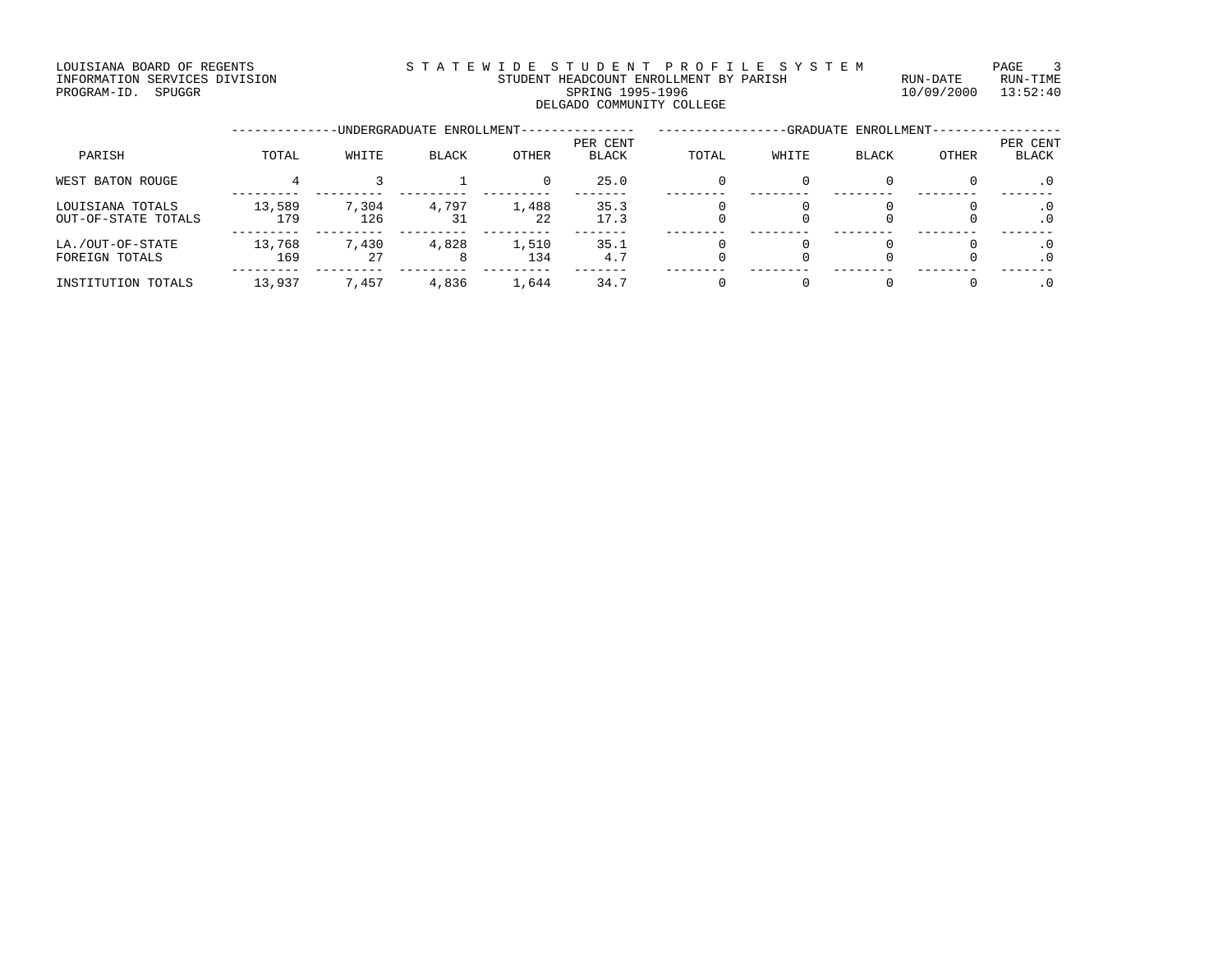LOUISIANA BOARD OF REGENTS
INFORMATION SERVICES DIVISION
PROGRAM-ID. SPUGGR

# STATEWIDE STUDENT PROFILE SYSTEM

## STUDENT HEADCOUNT ENROLLMENT BY PARISH

SPRING 1995-1996

DELGADO COMMUNITY COLLEGE

RUN-DATE 10/09/2000 RUN-TIME 13:52:40

| PARISH | UNDERGRADUATE ENROLLMENT TOTAL | WHITE | BLACK | OTHER | PER CENT BLACK | GRADUATE ENROLLMENT TOTAL | WHITE | BLACK | OTHER | PER CENT BLACK |
|---|---|---|---|---|---|---|---|---|---|---|
| WEST BATON ROUGE | 4 | 3 | 1 | 0 | 25.0 | 0 | 0 | 0 | 0 | .0 |
| LOUISIANA TOTALS | 13,589 | 7,304 | 4,797 | 1,488 | 35.3 | 0 | 0 | 0 | 0 | .0 |
| OUT-OF-STATE TOTALS | 179 | 126 | 31 | 22 | 17.3 | 0 | 0 | 0 | 0 | .0 |
| LA./OUT-OF-STATE | 13,768 | 7,430 | 4,828 | 1,510 | 35.1 | 0 | 0 | 0 | 0 | .0 |
| FOREIGN TOTALS | 169 | 27 | 8 | 134 | 4.7 | 0 | 0 | 0 | 0 | .0 |
| INSTITUTION TOTALS | 13,937 | 7,457 | 4,836 | 1,644 | 34.7 | 0 | 0 | 0 | 0 | .0 |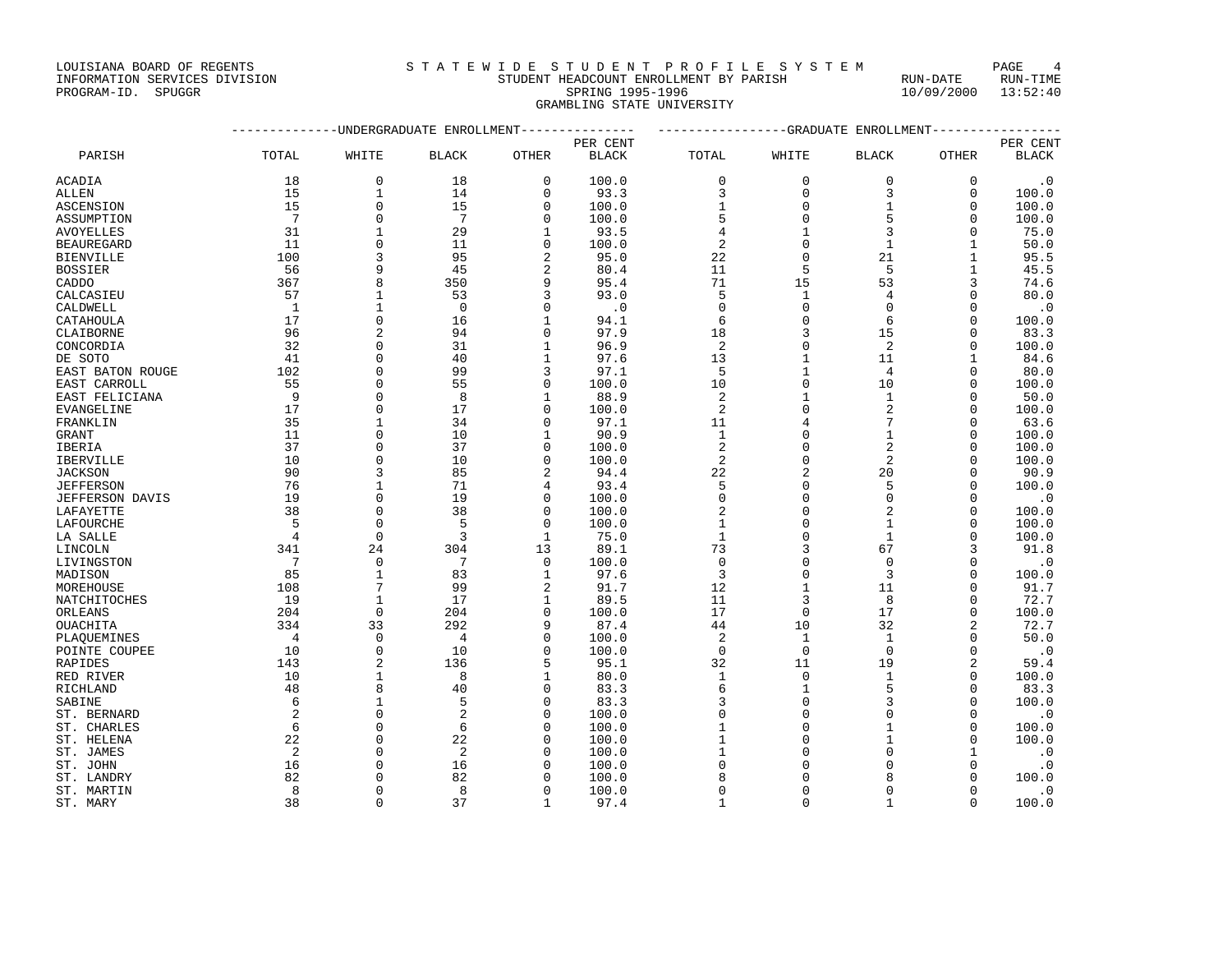LOUISIANA BOARD OF REGENTS
INFORMATION SERVICES DIVISION
PROGRAM-ID. SPUGGR

S T A T E W I D E S T U D E N T P R O F I L E S Y S T E M
STUDENT HEADCOUNT ENROLLMENT BY PARISH
SPRING 1995-1996
GRAMBLING STATE UNIVERSITY

RUN-DATE 10/09/2000 RUN-TIME 13:52:40

| PARISH | UNDERGRADUATE ENROLLMENT TOTAL | WHITE | BLACK | OTHER | PER CENT BLACK | GRADUATE ENROLLMENT TOTAL | WHITE | BLACK | OTHER | PER CENT BLACK |
|---|---|---|---|---|---|---|---|---|---|---|
| ACADIA | 18 | 0 | 18 | 0 | 100.0 | 0 | 0 | 0 | 0 | .0 |
| ALLEN | 15 | 1 | 14 | 0 | 93.3 | 3 | 0 | 3 | 0 | 100.0 |
| ASCENSION | 15 | 0 | 15 | 0 | 100.0 | 1 | 0 | 1 | 0 | 100.0 |
| ASSUMPTION | 7 | 0 | 7 | 0 | 100.0 | 5 | 0 | 5 | 0 | 100.0 |
| AVOYELLES | 31 | 1 | 29 | 1 | 93.5 | 4 | 1 | 3 | 0 | 75.0 |
| BEAUREGARD | 11 | 0 | 11 | 0 | 100.0 | 2 | 0 | 1 | 1 | 50.0 |
| BIENVILLE | 100 | 3 | 95 | 2 | 95.0 | 22 | 0 | 21 | 1 | 95.5 |
| BOSSIER | 56 | 9 | 45 | 2 | 80.4 | 11 | 5 | 5 | 1 | 45.5 |
| CADDO | 367 | 8 | 350 | 9 | 95.4 | 71 | 15 | 53 | 3 | 74.6 |
| CALCASIEU | 57 | 1 | 53 | 3 | 93.0 | 5 | 1 | 4 | 0 | 80.0 |
| CALDWELL | 1 | 1 | 0 | 0 | .0 | 0 | 0 | 0 | 0 | .0 |
| CATAHOULA | 17 | 0 | 16 | 1 | 94.1 | 6 | 0 | 6 | 0 | 100.0 |
| CLAIBORNE | 96 | 2 | 94 | 0 | 97.9 | 18 | 3 | 15 | 0 | 83.3 |
| CONCORDIA | 32 | 0 | 31 | 1 | 96.9 | 2 | 0 | 2 | 0 | 100.0 |
| DE SOTO | 41 | 0 | 40 | 1 | 97.6 | 13 | 1 | 11 | 1 | 84.6 |
| EAST BATON ROUGE | 102 | 0 | 99 | 3 | 97.1 | 5 | 1 | 4 | 0 | 80.0 |
| EAST CARROLL | 55 | 0 | 55 | 0 | 100.0 | 10 | 0 | 10 | 0 | 100.0 |
| EAST FELICIANA | 9 | 0 | 8 | 1 | 88.9 | 2 | 1 | 1 | 0 | 50.0 |
| EVANGELINE | 17 | 0 | 17 | 0 | 100.0 | 2 | 0 | 2 | 0 | 100.0 |
| FRANKLIN | 35 | 1 | 34 | 0 | 97.1 | 11 | 4 | 7 | 0 | 63.6 |
| GRANT | 11 | 0 | 10 | 1 | 90.9 | 1 | 0 | 1 | 0 | 100.0 |
| IBERIA | 37 | 0 | 37 | 0 | 100.0 | 2 | 0 | 2 | 0 | 100.0 |
| IBERVILLE | 10 | 0 | 10 | 0 | 100.0 | 2 | 0 | 2 | 0 | 100.0 |
| JACKSON | 90 | 3 | 85 | 2 | 94.4 | 22 | 2 | 20 | 0 | 90.9 |
| JEFFERSON | 76 | 1 | 71 | 4 | 93.4 | 5 | 0 | 5 | 0 | 100.0 |
| JEFFERSON DAVIS | 19 | 0 | 19 | 0 | 100.0 | 0 | 0 | 0 | 0 | .0 |
| LAFAYETTE | 38 | 0 | 38 | 0 | 100.0 | 2 | 0 | 2 | 0 | 100.0 |
| LAFOURCHE | 5 | 0 | 5 | 0 | 100.0 | 1 | 0 | 1 | 0 | 100.0 |
| LA SALLE | 4 | 0 | 3 | 1 | 75.0 | 1 | 0 | 1 | 0 | 100.0 |
| LINCOLN | 341 | 24 | 304 | 13 | 89.1 | 73 | 3 | 67 | 3 | 91.8 |
| LIVINGSTON | 7 | 0 | 7 | 0 | 100.0 | 0 | 0 | 0 | 0 | .0 |
| MADISON | 85 | 1 | 83 | 1 | 97.6 | 3 | 0 | 3 | 0 | 100.0 |
| MOREHOUSE | 108 | 7 | 99 | 2 | 91.7 | 12 | 1 | 11 | 0 | 91.7 |
| NATCHITOCHES | 19 | 1 | 17 | 1 | 89.5 | 11 | 3 | 8 | 0 | 72.7 |
| ORLEANS | 204 | 0 | 204 | 0 | 100.0 | 17 | 0 | 17 | 0 | 100.0 |
| OUACHITA | 334 | 33 | 292 | 9 | 87.4 | 44 | 10 | 32 | 2 | 72.7 |
| PLAQUEMINES | 4 | 0 | 4 | 0 | 100.0 | 2 | 1 | 1 | 0 | 50.0 |
| POINTE COUPEE | 10 | 0 | 10 | 0 | 100.0 | 0 | 0 | 0 | 0 | .0 |
| RAPIDES | 143 | 2 | 136 | 5 | 95.1 | 32 | 11 | 19 | 2 | 59.4 |
| RED RIVER | 10 | 1 | 8 | 1 | 80.0 | 1 | 0 | 1 | 0 | 100.0 |
| RICHLAND | 48 | 8 | 40 | 0 | 83.3 | 6 | 1 | 5 | 0 | 83.3 |
| SABINE | 6 | 1 | 5 | 0 | 83.3 | 3 | 0 | 3 | 0 | 100.0 |
| ST. BERNARD | 2 | 0 | 2 | 0 | 100.0 | 0 | 0 | 0 | 0 | .0 |
| ST. CHARLES | 6 | 0 | 6 | 0 | 100.0 | 1 | 0 | 1 | 0 | 100.0 |
| ST. HELENA | 22 | 0 | 22 | 0 | 100.0 | 1 | 0 | 1 | 0 | 100.0 |
| ST. JAMES | 2 | 0 | 2 | 0 | 100.0 | 1 | 0 | 0 | 1 | .0 |
| ST. JOHN | 16 | 0 | 16 | 0 | 100.0 | 0 | 0 | 0 | 0 | .0 |
| ST. LANDRY | 82 | 0 | 82 | 0 | 100.0 | 8 | 0 | 8 | 0 | 100.0 |
| ST. MARTIN | 8 | 0 | 8 | 0 | 100.0 | 0 | 0 | 0 | 0 | .0 |
| ST. MARY | 38 | 0 | 37 | 1 | 97.4 | 1 | 0 | 1 | 0 | 100.0 |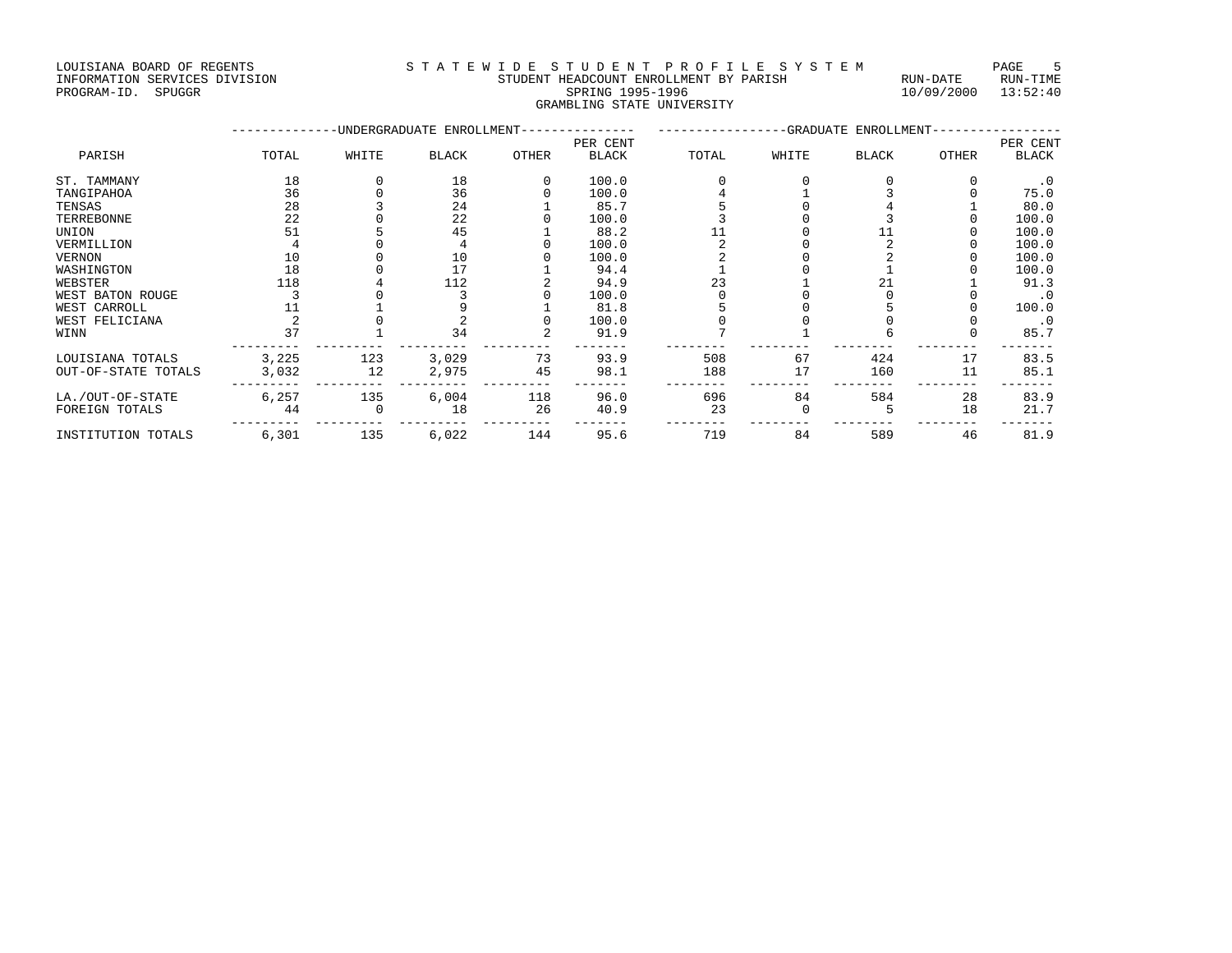LOUISIANA BOARD OF REGENTS — STATEWIDE STUDENT PROFILE SYSTEM
INFORMATION SERVICES DIVISION — STUDENT HEADCOUNT ENROLLMENT BY PARISH — RUN-DATE 10/09/2000 RUN-TIME 13:52:40
PROGRAM-ID. SPUGGR — SPRING 1995-1996

GRAMBLING STATE UNIVERSITY

| PARISH | UNDERGRADUATE ENROLLMENT | | | | | GRADUATE ENROLLMENT | | | | |
|---|---|---|---|---|---|---|---|---|---|---|
| | TOTAL | WHITE | BLACK | OTHER | PER CENT BLACK | TOTAL | WHITE | BLACK | OTHER | PER CENT BLACK |
| ST. TAMMANY | 18 | 0 | 18 | 0 | 100.0 | 0 | 0 | 0 | 0 | .0 |
| TANGIPAHOA | 36 | 0 | 36 | 0 | 100.0 | 4 | 1 | 3 | 0 | 75.0 |
| TENSAS | 28 | 3 | 24 | 1 | 85.7 | 5 | 0 | 4 | 1 | 80.0 |
| TERREBONNE | 22 | 0 | 22 | 0 | 100.0 | 3 | 0 | 3 | 0 | 100.0 |
| UNION | 51 | 5 | 45 | 1 | 88.2 | 11 | 0 | 11 | 0 | 100.0 |
| VERMILLION | 4 | 0 | 4 | 0 | 100.0 | 2 | 0 | 2 | 0 | 100.0 |
| VERNON | 10 | 0 | 10 | 0 | 100.0 | 2 | 0 | 2 | 0 | 100.0 |
| WASHINGTON | 18 | 0 | 17 | 1 | 94.4 | 1 | 0 | 1 | 0 | 100.0 |
| WEBSTER | 118 | 4 | 112 | 2 | 94.9 | 23 | 1 | 21 | 1 | 91.3 |
| WEST BATON ROUGE | 3 | 0 | 3 | 0 | 100.0 | 0 | 0 | 0 | 0 | .0 |
| WEST CARROLL | 11 | 1 | 9 | 1 | 81.8 | 5 | 0 | 5 | 0 | 100.0 |
| WEST FELICIANA | 2 | 0 | 2 | 0 | 100.0 | 0 | 0 | 0 | 0 | .0 |
| WINN | 37 | 1 | 34 | 2 | 91.9 | 7 | 1 | 6 | 0 | 85.7 |
| LOUISIANA TOTALS | 3,225 | 123 | 3,029 | 73 | 93.9 | 508 | 67 | 424 | 17 | 83.5 |
| OUT-OF-STATE TOTALS | 3,032 | 12 | 2,975 | 45 | 98.1 | 188 | 17 | 160 | 11 | 85.1 |
| LA./OUT-OF-STATE | 6,257 | 135 | 6,004 | 118 | 96.0 | 696 | 84 | 584 | 28 | 83.9 |
| FOREIGN TOTALS | 44 | 0 | 18 | 26 | 40.9 | 23 | 0 | 5 | 18 | 21.7 |
| INSTITUTION TOTALS | 6,301 | 135 | 6,022 | 144 | 95.6 | 719 | 84 | 589 | 46 | 81.9 |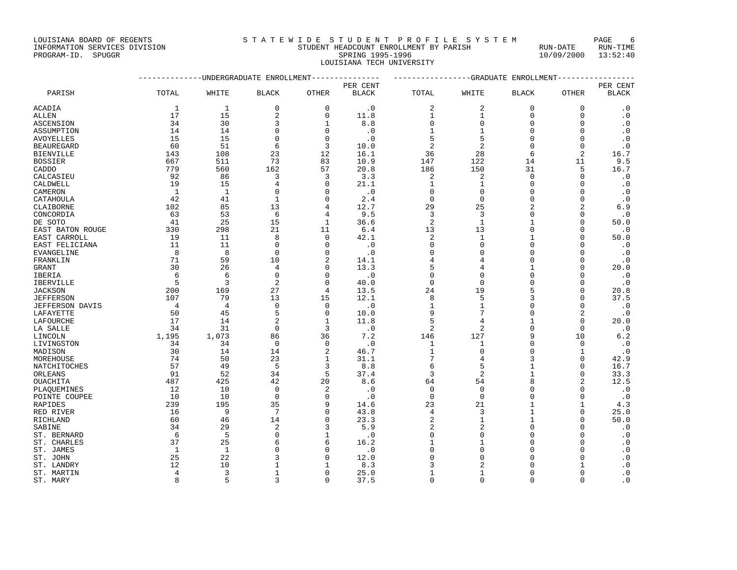LOUISIANA BOARD OF REGENTS — STATEWIDE STUDENT PROFILE SYSTEM
INFORMATION SERVICES DIVISION — STUDENT HEADCOUNT ENROLLMENT BY PARISH — RUN-DATE 10/09/2000 RUN-TIME 13:52:40
PROGRAM-ID. SPUGGR — SPRING 1995-1996

## LOUISIANA TECH UNIVERSITY

| PARISH | UNDERGRADUATE ENROLLMENT TOTAL | WHITE | BLACK | OTHER | PER CENT BLACK | GRADUATE ENROLLMENT TOTAL | WHITE | BLACK | OTHER | PER CENT BLACK |
|---|---|---|---|---|---|---|---|---|---|---|
| ACADIA | 1 | 1 | 0 | 0 | .0 | 2 | 2 | 0 | 0 | .0 |
| ALLEN | 17 | 15 | 2 | 0 | 11.8 | 1 | 1 | 0 | 0 | .0 |
| ASCENSION | 34 | 30 | 3 | 1 | 8.8 | 0 | 0 | 0 | 0 | .0 |
| ASSUMPTION | 14 | 14 | 0 | 0 | .0 | 1 | 1 | 0 | 0 | .0 |
| AVOYELLES | 15 | 15 | 0 | 0 | .0 | 5 | 5 | 0 | 0 | .0 |
| BEAUREGARD | 60 | 51 | 6 | 3 | 10.0 | 2 | 2 | 0 | 0 | .0 |
| BIENVILLE | 143 | 108 | 23 | 12 | 16.1 | 36 | 28 | 6 | 2 | 16.7 |
| BOSSIER | 667 | 511 | 73 | 83 | 10.9 | 147 | 122 | 14 | 11 | 9.5 |
| CADDO | 779 | 560 | 162 | 57 | 20.8 | 186 | 150 | 31 | 5 | 16.7 |
| CALCASIEU | 92 | 86 | 3 | 3 | 3.3 | 2 | 2 | 0 | 0 | .0 |
| CALDWELL | 19 | 15 | 4 | 0 | 21.1 | 1 | 1 | 0 | 0 | .0 |
| CAMERON | 1 | 1 | 0 | 0 | .0 | 0 | 0 | 0 | 0 | .0 |
| CATAHOULA | 42 | 41 | 1 | 0 | 2.4 | 0 | 0 | 0 | 0 | .0 |
| CLAIBORNE | 102 | 85 | 13 | 4 | 12.7 | 29 | 25 | 2 | 2 | 6.9 |
| CONCORDIA | 63 | 53 | 6 | 4 | 9.5 | 3 | 3 | 0 | 0 | .0 |
| DE SOTO | 41 | 25 | 15 | 1 | 36.6 | 2 | 1 | 1 | 0 | 50.0 |
| EAST BATON ROUGE | 330 | 298 | 21 | 11 | 6.4 | 13 | 13 | 0 | 0 | .0 |
| EAST CARROLL | 19 | 11 | 8 | 0 | 42.1 | 2 | 1 | 1 | 0 | 50.0 |
| EAST FELICIANA | 11 | 11 | 0 | 0 | .0 | 0 | 0 | 0 | 0 | .0 |
| EVANGELINE | 8 | 8 | 0 | 0 | .0 | 0 | 0 | 0 | 0 | .0 |
| FRANKLIN | 71 | 59 | 10 | 2 | 14.1 | 4 | 4 | 0 | 0 | .0 |
| GRANT | 30 | 26 | 4 | 0 | 13.3 | 5 | 4 | 1 | 0 | 20.0 |
| IBERIA | 6 | 6 | 0 | 0 | .0 | 0 | 0 | 0 | 0 | .0 |
| IBERVILLE | 5 | 3 | 2 | 0 | 40.0 | 0 | 0 | 0 | 0 | .0 |
| JACKSON | 200 | 169 | 27 | 4 | 13.5 | 24 | 19 | 5 | 0 | 20.8 |
| JEFFERSON | 107 | 79 | 13 | 15 | 12.1 | 8 | 5 | 3 | 0 | 37.5 |
| JEFFERSON DAVIS | 4 | 4 | 0 | 0 | .0 | 1 | 1 | 0 | 0 | .0 |
| LAFAYETTE | 50 | 45 | 5 | 0 | 10.0 | 9 | 7 | 0 | 2 | .0 |
| LAFOURCHE | 17 | 14 | 2 | 1 | 11.8 | 5 | 4 | 1 | 0 | 20.0 |
| LA SALLE | 34 | 31 | 0 | 3 | .0 | 2 | 2 | 0 | 0 | .0 |
| LINCOLN | 1,195 | 1,073 | 86 | 36 | 7.2 | 146 | 127 | 9 | 10 | 6.2 |
| LIVINGSTON | 34 | 34 | 0 | 0 | .0 | 1 | 1 | 0 | 0 | .0 |
| MADISON | 30 | 14 | 14 | 2 | 46.7 | 1 | 0 | 0 | 1 | .0 |
| MOREHOUSE | 74 | 50 | 23 | 1 | 31.1 | 7 | 4 | 3 | 0 | 42.9 |
| NATCHITOCHES | 57 | 49 | 5 | 3 | 8.8 | 6 | 5 | 1 | 0 | 16.7 |
| ORLEANS | 91 | 52 | 34 | 5 | 37.4 | 3 | 2 | 1 | 0 | 33.3 |
| OUACHITA | 487 | 425 | 42 | 20 | 8.6 | 64 | 54 | 8 | 2 | 12.5 |
| PLAQUEMINES | 12 | 10 | 0 | 2 | .0 | 0 | 0 | 0 | 0 | .0 |
| POINTE COUPEE | 10 | 10 | 0 | 0 | .0 | 0 | 0 | 0 | 0 | .0 |
| RAPIDES | 239 | 195 | 35 | 9 | 14.6 | 23 | 21 | 1 | 1 | 4.3 |
| RED RIVER | 16 | 9 | 7 | 0 | 43.8 | 4 | 3 | 1 | 0 | 25.0 |
| RICHLAND | 60 | 46 | 14 | 0 | 23.3 | 2 | 1 | 1 | 0 | 50.0 |
| SABINE | 34 | 29 | 2 | 3 | 5.9 | 2 | 2 | 0 | 0 | .0 |
| ST. BERNARD | 6 | 5 | 0 | 1 | .0 | 0 | 0 | 0 | 0 | .0 |
| ST. CHARLES | 37 | 25 | 6 | 6 | 16.2 | 1 | 1 | 0 | 0 | .0 |
| ST. JAMES | 1 | 1 | 0 | 0 | .0 | 0 | 0 | 0 | 0 | .0 |
| ST. JOHN | 25 | 22 | 3 | 0 | 12.0 | 0 | 0 | 0 | 0 | .0 |
| ST. LANDRY | 12 | 10 | 1 | 1 | 8.3 | 3 | 2 | 0 | 1 | .0 |
| ST. MARTIN | 4 | 3 | 1 | 0 | 25.0 | 1 | 1 | 0 | 0 | .0 |
| ST. MARY | 8 | 5 | 3 | 0 | 37.5 | 0 | 0 | 0 | 0 | .0 |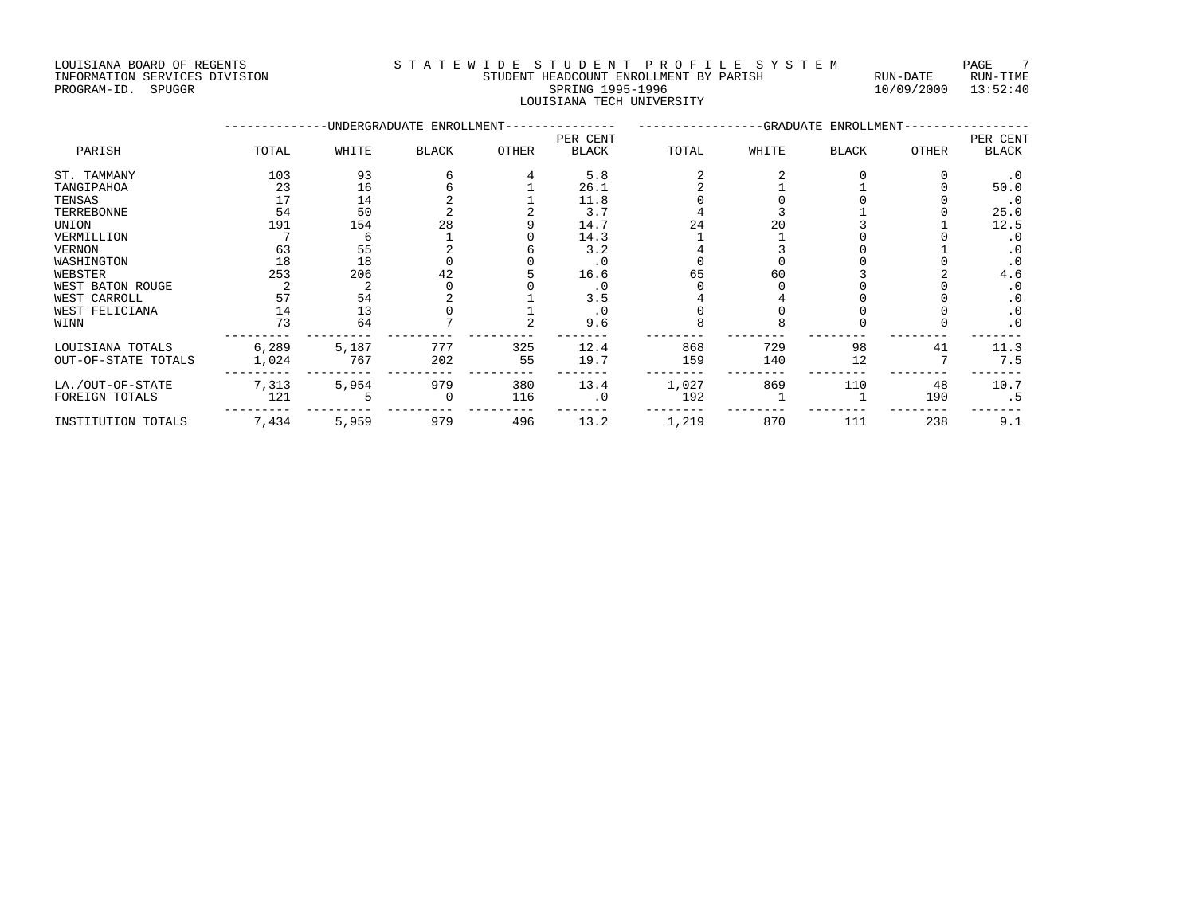LOUISIANA BOARD OF REGENTS
INFORMATION SERVICES DIVISION
PROGRAM-ID. SPUGGR

STATEWIDE STUDENT PROFILE SYSTEM
STUDENT HEADCOUNT ENROLLMENT BY PARISH
SPRING 1995-1996
LOUISIANA TECH UNIVERSITY

RUN-DATE 10/09/2000 RUN-TIME 13:52:40

| PARISH | UNDERGRADUATE ENROLLMENT TOTAL | WHITE | BLACK | OTHER | PER CENT BLACK | GRADUATE ENROLLMENT TOTAL | WHITE | BLACK | OTHER | PER CENT BLACK |
|---|---|---|---|---|---|---|---|---|---|---|
| ST. TAMMANY | 103 | 93 | 6 | 4 | 5.8 | 2 | 2 | 0 | 0 | .0 |
| TANGIPAHOA | 23 | 16 | 6 | 1 | 26.1 | 2 | 1 | 1 | 0 | 50.0 |
| TENSAS | 17 | 14 | 2 | 1 | 11.8 | 0 | 0 | 0 | 0 | .0 |
| TERREBONNE | 54 | 50 | 2 | 2 | 3.7 | 4 | 3 | 1 | 0 | 25.0 |
| UNION | 191 | 154 | 28 | 9 | 14.7 | 24 | 20 | 3 | 1 | 12.5 |
| VERMILLION | 7 | 6 | 1 | 0 | 14.3 | 1 | 1 | 0 | 0 | .0 |
| VERNON | 63 | 55 | 2 | 6 | 3.2 | 4 | 3 | 0 | 1 | .0 |
| WASHINGTON | 18 | 18 | 0 | 0 | .0 | 0 | 0 | 0 | 0 | .0 |
| WEBSTER | 253 | 206 | 42 | 5 | 16.6 | 65 | 60 | 3 | 2 | 4.6 |
| WEST BATON ROUGE | 2 | 2 | 0 | 0 | .0 | 0 | 0 | 0 | 0 | .0 |
| WEST CARROLL | 57 | 54 | 2 | 1 | 3.5 | 4 | 4 | 0 | 0 | .0 |
| WEST FELICIANA | 14 | 13 | 0 | 1 | .0 | 0 | 0 | 0 | 0 | .0 |
| WINN | 73 | 64 | 7 | 2 | 9.6 | 8 | 8 | 0 | 0 | .0 |
| LOUISIANA TOTALS | 6,289 | 5,187 | 777 | 325 | 12.4 | 868 | 729 | 98 | 41 | 11.3 |
| OUT-OF-STATE TOTALS | 1,024 | 767 | 202 | 55 | 19.7 | 159 | 140 | 12 | 7 | 7.5 |
| LA./OUT-OF-STATE | 7,313 | 5,954 | 979 | 380 | 13.4 | 1,027 | 869 | 110 | 48 | 10.7 |
| FOREIGN TOTALS | 121 | 5 | 0 | 116 | .0 | 192 | 1 | 1 | 190 | .5 |
| INSTITUTION TOTALS | 7,434 | 5,959 | 979 | 496 | 13.2 | 1,219 | 870 | 111 | 238 | 9.1 |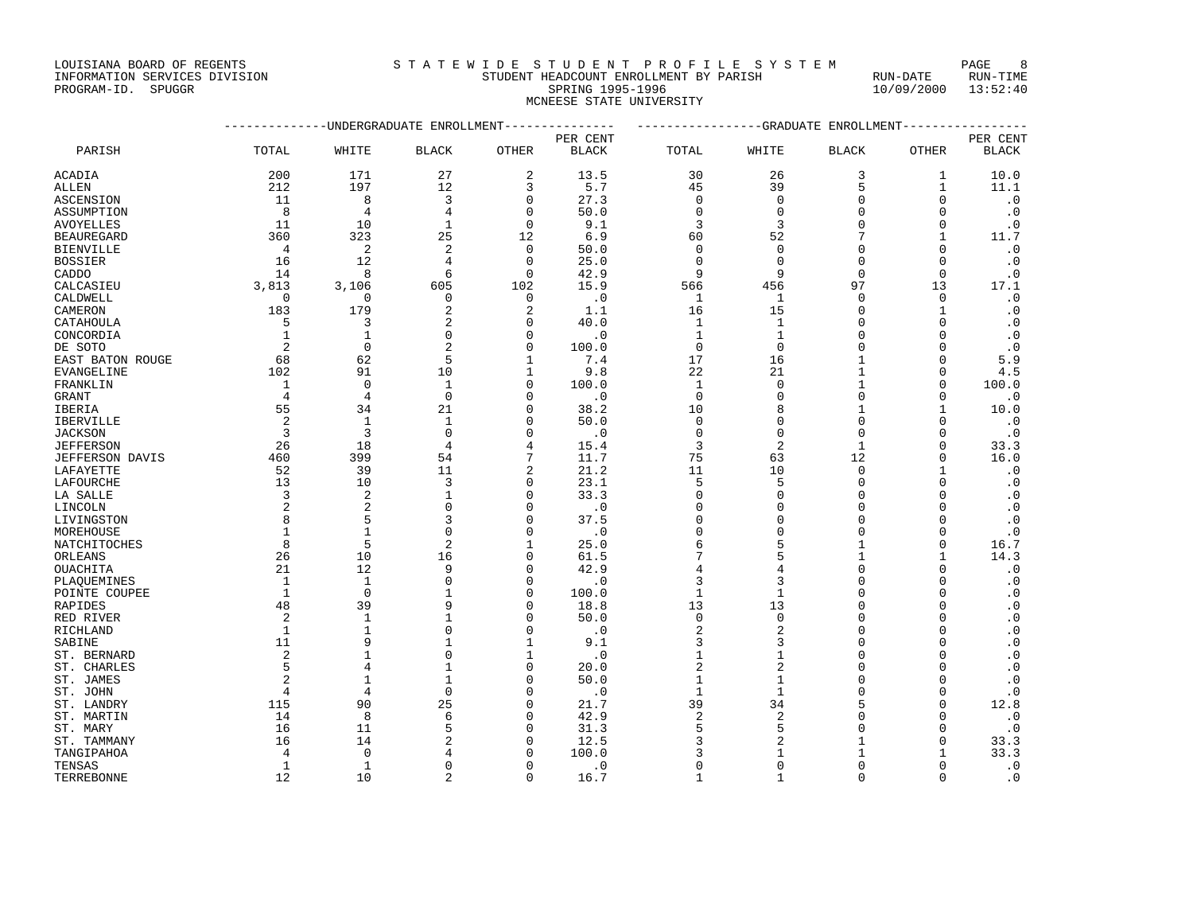LOUISIANA BOARD OF REGENTS
INFORMATION SERVICES DIVISION
PROGRAM-ID. SPUGGR

STATEWIDE STUDENT PROFILE SYSTEM
STUDENT HEADCOUNT ENROLLMENT BY PARISH
SPRING 1995-1996
MCNEESE STATE UNIVERSITY

RUN-DATE 10/09/2000 RUN-TIME 13:52:40

| PARISH | UNDERGRADUATE ENROLLMENT | | | | | GRADUATE ENROLLMENT | | | | |
|---|---|---|---|---|---|---|---|---|---|---|
| | TOTAL | WHITE | BLACK | OTHER | PER CENT BLACK | TOTAL | WHITE | BLACK | OTHER | PER CENT BLACK |
| ACADIA | 200 | 171 | 27 | 2 | 13.5 | 30 | 26 | 3 | 1 | 10.0 |
| ALLEN | 212 | 197 | 12 | 3 | 5.7 | 45 | 39 | 5 | 1 | 11.1 |
| ASCENSION | 11 | 8 | 3 | 0 | 27.3 | 0 | 0 | 0 | 0 | .0 |
| ASSUMPTION | 8 | 4 | 4 | 0 | 50.0 | 0 | 0 | 0 | 0 | .0 |
| AVOYELLES | 11 | 10 | 1 | 0 | 9.1 | 3 | 3 | 0 | 0 | .0 |
| BEAUREGARD | 360 | 323 | 25 | 12 | 6.9 | 60 | 52 | 7 | 1 | 11.7 |
| BIENVILLE | 4 | 2 | 2 | 0 | 50.0 | 0 | 0 | 0 | 0 | .0 |
| BOSSIER | 16 | 12 | 4 | 0 | 25.0 | 0 | 0 | 0 | 0 | .0 |
| CADDO | 14 | 8 | 6 | 0 | 42.9 | 9 | 9 | 0 | 0 | .0 |
| CALCASIEU | 3,813 | 3,106 | 605 | 102 | 15.9 | 566 | 456 | 97 | 13 | 17.1 |
| CALDWELL | 0 | 0 | 0 | 0 | .0 | 1 | 1 | 0 | 0 | .0 |
| CAMERON | 183 | 179 | 2 | 2 | 1.1 | 16 | 15 | 0 | 1 | .0 |
| CATAHOULA | 5 | 3 | 2 | 0 | 40.0 | 1 | 1 | 0 | 0 | .0 |
| CONCORDIA | 1 | 1 | 0 | 0 | .0 | 1 | 1 | 0 | 0 | .0 |
| DE SOTO | 2 | 0 | 2 | 0 | 100.0 | 0 | 0 | 0 | 0 | .0 |
| EAST BATON ROUGE | 68 | 62 | 5 | 1 | 7.4 | 17 | 16 | 1 | 0 | 5.9 |
| EVANGELINE | 102 | 91 | 10 | 1 | 9.8 | 22 | 21 | 1 | 0 | 4.5 |
| FRANKLIN | 1 | 0 | 1 | 0 | 100.0 | 1 | 0 | 1 | 0 | 100.0 |
| GRANT | 4 | 4 | 0 | 0 | .0 | 0 | 0 | 0 | 0 | .0 |
| IBERIA | 55 | 34 | 21 | 0 | 38.2 | 10 | 8 | 1 | 1 | 10.0 |
| IBERVILLE | 2 | 1 | 1 | 0 | 50.0 | 0 | 0 | 0 | 0 | .0 |
| JACKSON | 3 | 3 | 0 | 0 | .0 | 0 | 0 | 0 | 0 | .0 |
| JEFFERSON | 26 | 18 | 4 | 4 | 15.4 | 3 | 2 | 1 | 0 | 33.3 |
| JEFFERSON DAVIS | 460 | 399 | 54 | 7 | 11.7 | 75 | 63 | 12 | 0 | 16.0 |
| LAFAYETTE | 52 | 39 | 11 | 2 | 21.2 | 11 | 10 | 0 | 1 | .0 |
| LAFOURCHE | 13 | 10 | 3 | 0 | 23.1 | 5 | 5 | 0 | 0 | .0 |
| LA SALLE | 3 | 2 | 1 | 0 | 33.3 | 0 | 0 | 0 | 0 | .0 |
| LINCOLN | 2 | 2 | 0 | 0 | .0 | 0 | 0 | 0 | 0 | .0 |
| LIVINGSTON | 8 | 5 | 3 | 0 | 37.5 | 0 | 0 | 0 | 0 | .0 |
| MOREHOUSE | 1 | 1 | 0 | 0 | .0 | 0 | 0 | 0 | 0 | .0 |
| NATCHITOCHES | 8 | 5 | 2 | 1 | 25.0 | 6 | 5 | 1 | 0 | 16.7 |
| ORLEANS | 26 | 10 | 16 | 0 | 61.5 | 7 | 5 | 1 | 1 | 14.3 |
| OUACHITA | 21 | 12 | 9 | 0 | 42.9 | 4 | 4 | 0 | 0 | .0 |
| PLAQUEMINES | 1 | 1 | 0 | 0 | .0 | 3 | 3 | 0 | 0 | .0 |
| POINTE COUPEE | 1 | 0 | 1 | 0 | 100.0 | 1 | 1 | 0 | 0 | .0 |
| RAPIDES | 48 | 39 | 9 | 0 | 18.8 | 13 | 13 | 0 | 0 | .0 |
| RED RIVER | 2 | 1 | 1 | 0 | 50.0 | 0 | 0 | 0 | 0 | .0 |
| RICHLAND | 1 | 1 | 0 | 0 | .0 | 2 | 2 | 0 | 0 | .0 |
| SABINE | 11 | 9 | 1 | 1 | 9.1 | 3 | 3 | 0 | 0 | .0 |
| ST. BERNARD | 2 | 1 | 0 | 1 | .0 | 1 | 1 | 0 | 0 | .0 |
| ST. CHARLES | 5 | 4 | 1 | 0 | 20.0 | 2 | 2 | 0 | 0 | .0 |
| ST. JAMES | 2 | 1 | 1 | 0 | 50.0 | 1 | 1 | 0 | 0 | .0 |
| ST. JOHN | 4 | 4 | 0 | 0 | .0 | 1 | 1 | 0 | 0 | .0 |
| ST. LANDRY | 115 | 90 | 25 | 0 | 21.7 | 39 | 34 | 5 | 0 | 12.8 |
| ST. MARTIN | 14 | 8 | 6 | 0 | 42.9 | 2 | 2 | 0 | 0 | .0 |
| ST. MARY | 16 | 11 | 5 | 0 | 31.3 | 5 | 5 | 0 | 0 | .0 |
| ST. TAMMANY | 16 | 14 | 2 | 0 | 12.5 | 3 | 2 | 1 | 0 | 33.3 |
| TANGIPAHOA | 4 | 0 | 4 | 0 | 100.0 | 3 | 1 | 1 | 1 | 33.3 |
| TENSAS | 1 | 1 | 0 | 0 | .0 | 0 | 0 | 0 | 0 | .0 |
| TERREBONNE | 12 | 10 | 2 | 0 | 16.7 | 1 | 1 | 0 | 0 | .0 |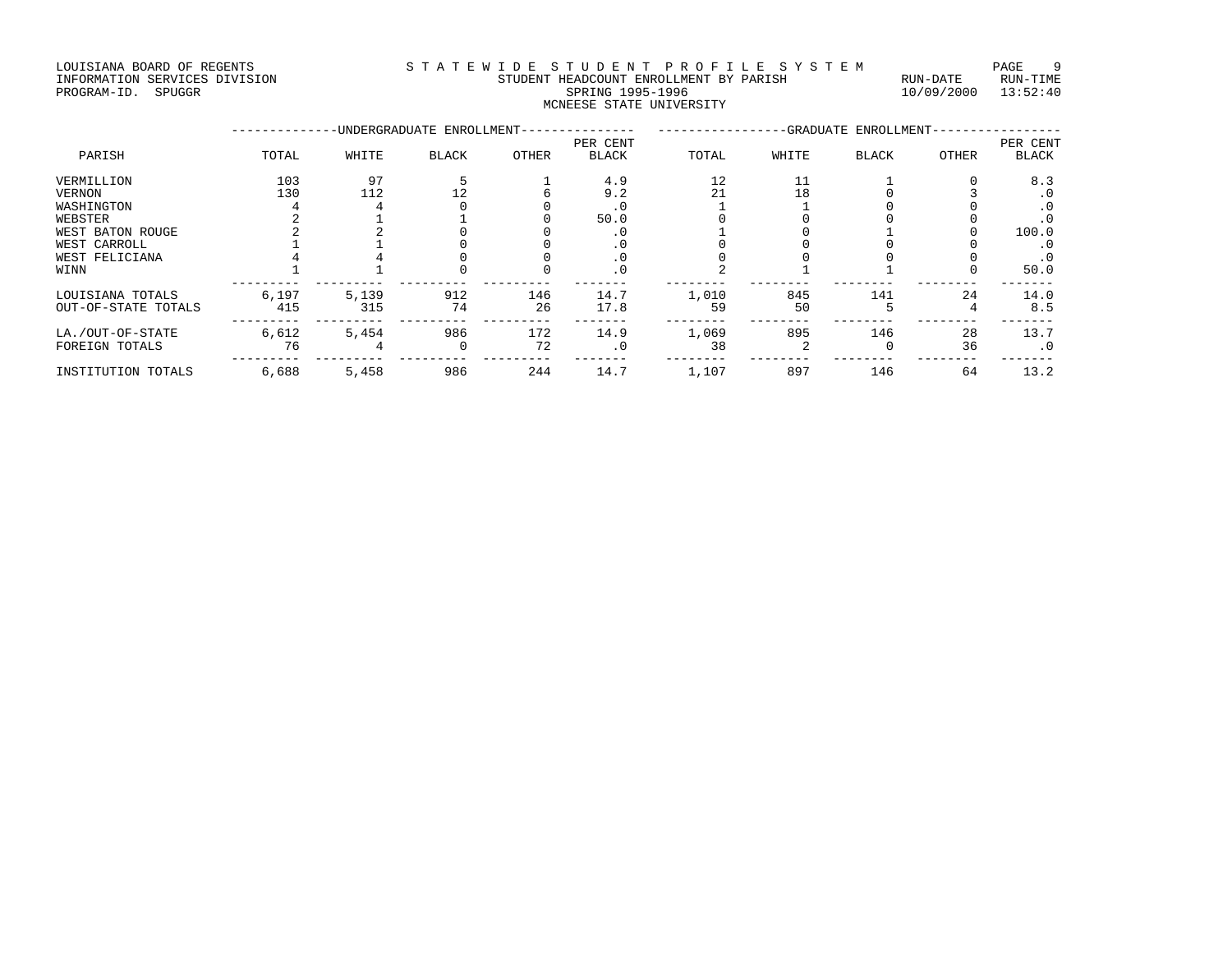LOUISIANA BOARD OF REGENTS
INFORMATION SERVICES DIVISION
PROGRAM-ID. SPUGGR

STATEWIDE STUDENT PROFILE SYSTEM
STUDENT HEADCOUNT ENROLLMENT BY PARISH
SPRING 1995-1996
MCNEESE STATE UNIVERSITY

RUN-DATE 10/09/2000 RUN-TIME 13:52:40

| PARISH | UNDERGRADUATE ENROLLMENT | | | | | GRADUATE ENROLLMENT | | | | |
|---|---|---|---|---|---|---|---|---|---|---|
| | TOTAL | WHITE | BLACK | OTHER | PER CENT BLACK | TOTAL | WHITE | BLACK | OTHER | PER CENT BLACK |
| VERMILLION | 103 | 97 | 5 | 1 | 4.9 | 12 | 11 | 1 | 0 | 8.3 |
| VERNON | 130 | 112 | 12 | 6 | 9.2 | 21 | 18 | 0 | 3 | .0 |
| WASHINGTON | 4 | 4 | 0 | 0 | .0 | 1 | 1 | 0 | 0 | .0 |
| WEBSTER | 2 | 1 | 1 | 0 | 50.0 | 0 | 0 | 0 | 0 | .0 |
| WEST BATON ROUGE | 2 | 2 | 0 | 0 | .0 | 1 | 0 | 1 | 0 | 100.0 |
| WEST CARROLL | 1 | 1 | 0 | 0 | .0 | 0 | 0 | 0 | 0 | .0 |
| WEST FELICIANA | 4 | 4 | 0 | 0 | .0 | 0 | 0 | 0 | 0 | .0 |
| WINN | 1 | 1 | 0 | 0 | .0 | 2 | 1 | 1 | 0 | 50.0 |
| LOUISIANA TOTALS | 6,197 | 5,139 | 912 | 146 | 14.7 | 1,010 | 845 | 141 | 24 | 14.0 |
| OUT-OF-STATE TOTALS | 415 | 315 | 74 | 26 | 17.8 | 59 | 50 | 5 | 4 | 8.5 |
| LA./OUT-OF-STATE | 6,612 | 5,454 | 986 | 172 | 14.9 | 1,069 | 895 | 146 | 28 | 13.7 |
| FOREIGN TOTALS | 76 | 4 | 0 | 72 | .0 | 38 | 2 | 0 | 36 | .0 |
| INSTITUTION TOTALS | 6,688 | 5,458 | 986 | 244 | 14.7 | 1,107 | 897 | 146 | 64 | 13.2 |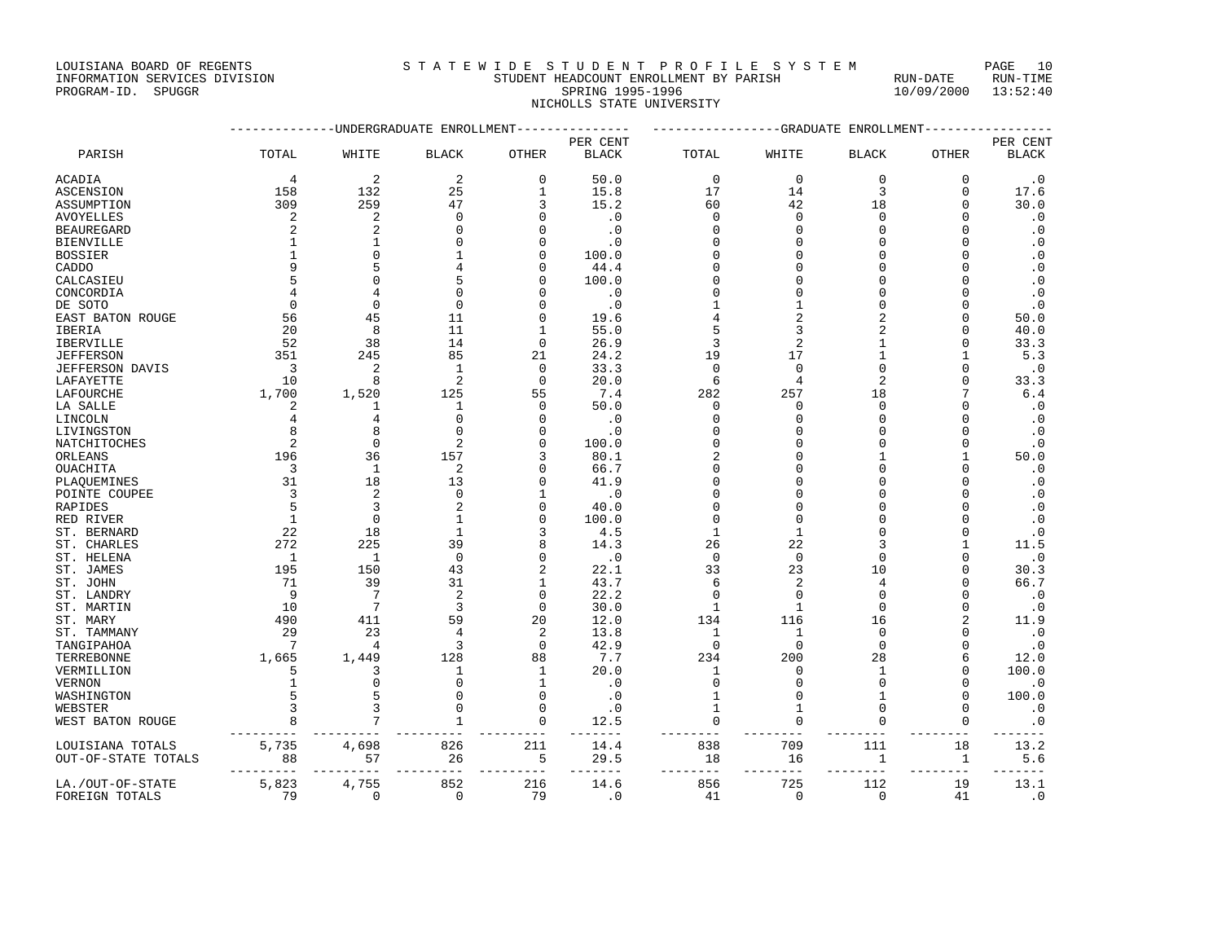LOUISIANA BOARD OF REGENTS
INFORMATION SERVICES DIVISION
PROGRAM-ID. SPUGGR

STATEWIDE STUDENT PROFILE SYSTEM
STUDENT HEADCOUNT ENROLLMENT BY PARISH
SPRING 1995-1996
NICHOLLS STATE UNIVERSITY

RUN-DATE 10/09/2000 RUN-TIME 13:52:40

| PARISH | UNDERGRADUATE ENROLLMENT | | | | | GRADUATE ENROLLMENT | | | | |
|---|---|---|---|---|---|---|---|---|---|---|
| | TOTAL | WHITE | BLACK | OTHER | PER CENT BLACK | TOTAL | WHITE | BLACK | OTHER | PER CENT BLACK |
| ACADIA | 4 | 2 | 2 | 0 | 50.0 | 0 | 0 | 0 | 0 | .0 |
| ASCENSION | 158 | 132 | 25 | 1 | 15.8 | 17 | 14 | 3 | 0 | 17.6 |
| ASSUMPTION | 309 | 259 | 47 | 3 | 15.2 | 60 | 42 | 18 | 0 | 30.0 |
| AVOYELLES | 2 | 2 | 0 | 0 | .0 | 0 | 0 | 0 | 0 | .0 |
| BEAUREGARD | 2 | 2 | 0 | 0 | .0 | 0 | 0 | 0 | 0 | .0 |
| BIENVILLE | 1 | 1 | 0 | 0 | .0 | 0 | 0 | 0 | 0 | .0 |
| BOSSIER | 1 | 0 | 1 | 0 | 100.0 | 0 | 0 | 0 | 0 | .0 |
| CADDO | 9 | 5 | 4 | 0 | 44.4 | 0 | 0 | 0 | 0 | .0 |
| CALCASIEU | 5 | 0 | 5 | 0 | 100.0 | 0 | 0 | 0 | 0 | .0 |
| CONCORDIA | 4 | 4 | 0 | 0 | .0 | 0 | 0 | 0 | 0 | .0 |
| DE SOTO | 0 | 0 | 0 | 0 | .0 | 1 | 1 | 0 | 0 | .0 |
| EAST BATON ROUGE | 56 | 45 | 11 | 0 | 19.6 | 4 | 2 | 2 | 0 | 50.0 |
| IBERIA | 20 | 8 | 11 | 1 | 55.0 | 5 | 3 | 2 | 0 | 40.0 |
| IBERVILLE | 52 | 38 | 14 | 0 | 26.9 | 3 | 2 | 1 | 0 | 33.3 |
| JEFFERSON | 351 | 245 | 85 | 21 | 24.2 | 19 | 17 | 1 | 1 | 5.3 |
| JEFFERSON DAVIS | 3 | 2 | 1 | 0 | 33.3 | 0 | 0 | 0 | 0 | .0 |
| LAFAYETTE | 10 | 8 | 2 | 0 | 20.0 | 6 | 4 | 2 | 0 | 33.3 |
| LAFOURCHE | 1,700 | 1,520 | 125 | 55 | 7.4 | 282 | 257 | 18 | 7 | 6.4 |
| LA SALLE | 2 | 1 | 1 | 0 | 50.0 | 0 | 0 | 0 | 0 | .0 |
| LINCOLN | 4 | 4 | 0 | 0 | .0 | 0 | 0 | 0 | 0 | .0 |
| LIVINGSTON | 8 | 8 | 0 | 0 | .0 | 0 | 0 | 0 | 0 | .0 |
| NATCHITOCHES | 2 | 0 | 2 | 0 | 100.0 | 0 | 0 | 0 | 0 | .0 |
| ORLEANS | 196 | 36 | 157 | 3 | 80.1 | 2 | 0 | 1 | 1 | 50.0 |
| OUACHITA | 3 | 1 | 2 | 0 | 66.7 | 0 | 0 | 0 | 0 | .0 |
| PLAQUEMINES | 31 | 18 | 13 | 0 | 41.9 | 0 | 0 | 0 | 0 | .0 |
| POINTE COUPEE | 3 | 2 | 0 | 1 | .0 | 0 | 0 | 0 | 0 | .0 |
| RAPIDES | 5 | 3 | 2 | 0 | 40.0 | 0 | 0 | 0 | 0 | .0 |
| RED RIVER | 1 | 0 | 1 | 0 | 100.0 | 0 | 0 | 0 | 0 | .0 |
| ST. BERNARD | 22 | 18 | 1 | 3 | 4.5 | 1 | 1 | 0 | 0 | .0 |
| ST. CHARLES | 272 | 225 | 39 | 8 | 14.3 | 26 | 22 | 3 | 1 | 11.5 |
| ST. HELENA | 1 | 1 | 0 | 0 | .0 | 0 | 0 | 0 | 0 | .0 |
| ST. JAMES | 195 | 150 | 43 | 2 | 22.1 | 33 | 23 | 10 | 0 | 30.3 |
| ST. JOHN | 71 | 39 | 31 | 1 | 43.7 | 6 | 2 | 4 | 0 | 66.7 |
| ST. LANDRY | 9 | 7 | 2 | 0 | 22.2 | 0 | 0 | 0 | 0 | .0 |
| ST. MARTIN | 10 | 7 | 3 | 0 | 30.0 | 1 | 1 | 0 | 0 | .0 |
| ST. MARY | 490 | 411 | 59 | 20 | 12.0 | 134 | 116 | 16 | 2 | 11.9 |
| ST. TAMMANY | 29 | 23 | 4 | 2 | 13.8 | 1 | 1 | 0 | 0 | .0 |
| TANGIPAHOA | 7 | 4 | 3 | 0 | 42.9 | 0 | 0 | 0 | 0 | .0 |
| TERREBONNE | 1,665 | 1,449 | 128 | 88 | 7.7 | 234 | 200 | 28 | 6 | 12.0 |
| VERMILLION | 5 | 3 | 1 | 1 | 20.0 | 1 | 0 | 1 | 0 | 100.0 |
| VERNON | 1 | 0 | 0 | 1 | .0 | 0 | 0 | 0 | 0 | .0 |
| WASHINGTON | 5 | 5 | 0 | 0 | .0 | 1 | 0 | 1 | 0 | 100.0 |
| WEBSTER | 3 | 3 | 0 | 0 | .0 | 1 | 1 | 0 | 0 | .0 |
| WEST BATON ROUGE | 8 | 7 | 1 | 0 | 12.5 | 0 | 0 | 0 | 0 | .0 |
| LOUISIANA TOTALS | 5,735 | 4,698 | 826 | 211 | 14.4 | 838 | 709 | 111 | 18 | 13.2 |
| OUT-OF-STATE TOTALS | 88 | 57 | 26 | 5 | 29.5 | 18 | 16 | 1 | 1 | 5.6 |
| LA./OUT-OF-STATE | 5,823 | 4,755 | 852 | 216 | 14.6 | 856 | 725 | 112 | 19 | 13.1 |
| FOREIGN TOTALS | 79 | 0 | 0 | 79 | .0 | 41 | 0 | 0 | 41 | .0 |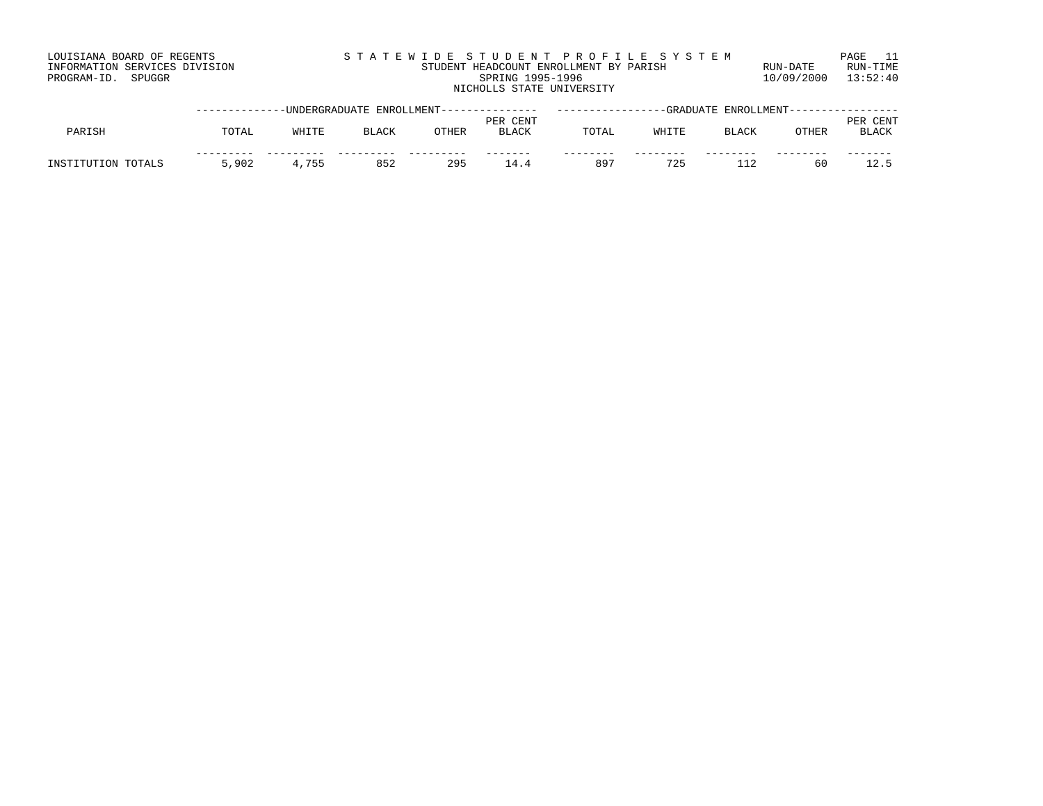LOUISIANA BOARD OF REGENTS
INFORMATION SERVICES DIVISION
PROGRAM-ID. SPUGGR

S T A T E W I D E S T U D E N T P R O F I L E S Y S T E M
STUDENT HEADCOUNT ENROLLMENT BY PARISH
SPRING 1995-1996
NICHOLLS STATE UNIVERSITY

RUN-DATE 10/09/2000
RUN-TIME 13:52:40

| PARISH | UNDERGRADUATE ENROLLMENT | | | | | GRADUATE ENROLLMENT | | | | |
|---|---|---|---|---|---|---|---|---|---|---|
| | TOTAL | WHITE | BLACK | OTHER | PER CENT BLACK | TOTAL | WHITE | BLACK | OTHER | PER CENT BLACK |
| INSTITUTION TOTALS | 5,902 | 4,755 | 852 | 295 | 14.4 | 897 | 725 | 112 | 60 | 12.5 |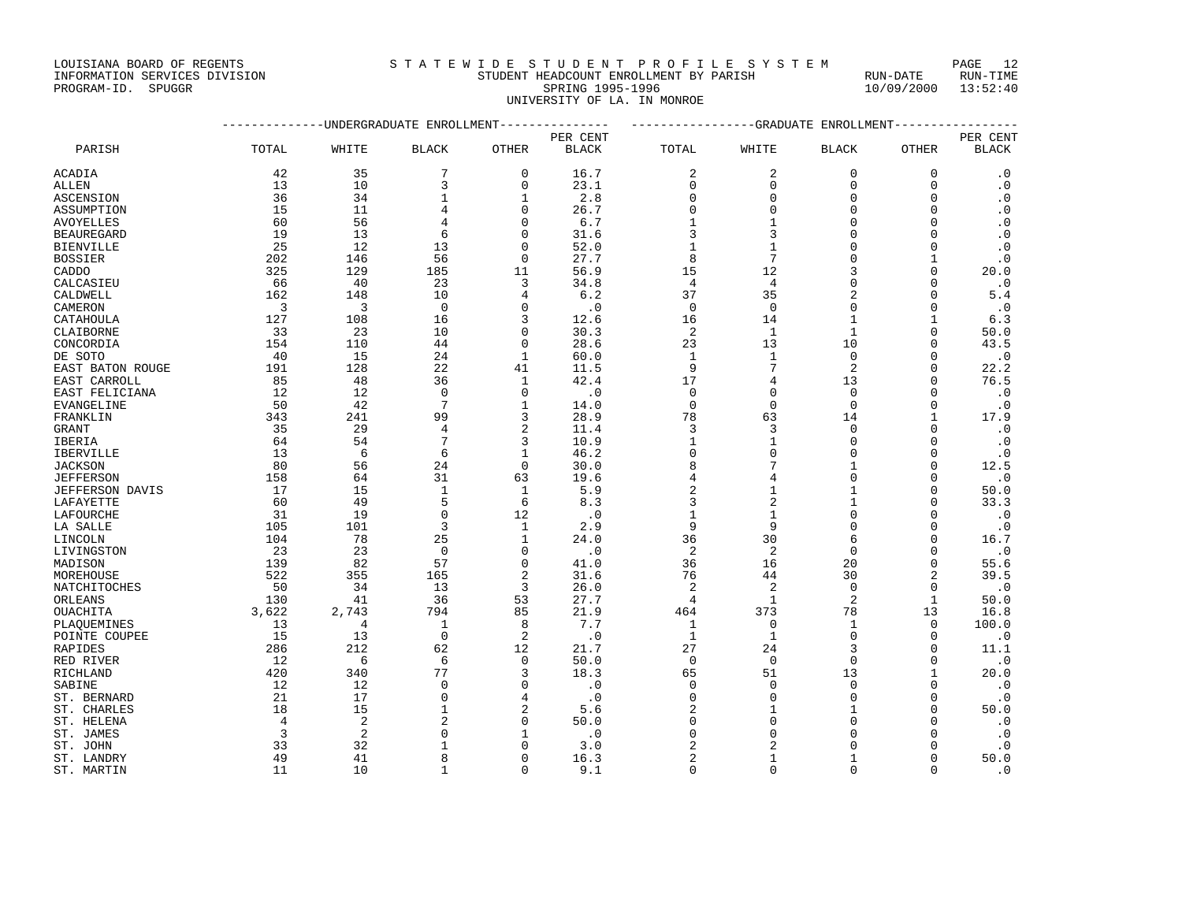LOUISIANA BOARD OF REGENTS
INFORMATION SERVICES DIVISION
PROGRAM-ID. SPUGGR

STATEWIDE STUDENT PROFILE SYSTEM
STUDENT HEADCOUNT ENROLLMENT BY PARISH
SPRING 1995-1996
UNIVERSITY OF LA. IN MONROE

RUN-DATE 10/09/2000 RUN-TIME 13:52:40

| PARISH | UNDERGRADUATE ENROLLMENT | | | | | GRADUATE ENROLLMENT | | | | |
|---|---|---|---|---|---|---|---|---|---|---|
| | TOTAL | WHITE | BLACK | OTHER | PER CENT BLACK | TOTAL | WHITE | BLACK | OTHER | PER CENT BLACK |
| ACADIA | 42 | 35 | 7 | 0 | 16.7 | 2 | 2 | 0 | 0 | .0 |
| ALLEN | 13 | 10 | 3 | 0 | 23.1 | 0 | 0 | 0 | 0 | .0 |
| ASCENSION | 36 | 34 | 1 | 1 | 2.8 | 0 | 0 | 0 | 0 | .0 |
| ASSUMPTION | 15 | 11 | 4 | 0 | 26.7 | 0 | 0 | 0 | 0 | .0 |
| AVOYELLES | 60 | 56 | 4 | 0 | 6.7 | 1 | 1 | 0 | 0 | .0 |
| BEAUREGARD | 19 | 13 | 6 | 0 | 31.6 | 3 | 3 | 0 | 0 | .0 |
| BIENVILLE | 25 | 12 | 13 | 0 | 52.0 | 1 | 1 | 0 | 0 | .0 |
| BOSSIER | 202 | 146 | 56 | 0 | 27.7 | 8 | 7 | 0 | 1 | .0 |
| CADDO | 325 | 129 | 185 | 11 | 56.9 | 15 | 12 | 3 | 0 | 20.0 |
| CALCASIEU | 66 | 40 | 23 | 3 | 34.8 | 4 | 4 | 0 | 0 | .0 |
| CALDWELL | 162 | 148 | 10 | 4 | 6.2 | 37 | 35 | 2 | 0 | 5.4 |
| CAMERON | 3 | 3 | 0 | 0 | .0 | 0 | 0 | 0 | 0 | .0 |
| CATAHOULA | 127 | 108 | 16 | 3 | 12.6 | 16 | 14 | 1 | 1 | 6.3 |
| CLAIBORNE | 33 | 23 | 10 | 0 | 30.3 | 2 | 1 | 1 | 0 | 50.0 |
| CONCORDIA | 154 | 110 | 44 | 0 | 28.6 | 23 | 13 | 10 | 0 | 43.5 |
| DE SOTO | 40 | 15 | 24 | 1 | 60.0 | 1 | 1 | 0 | 0 | .0 |
| EAST BATON ROUGE | 191 | 128 | 22 | 41 | 11.5 | 9 | 7 | 2 | 0 | 22.2 |
| EAST CARROLL | 85 | 48 | 36 | 1 | 42.4 | 17 | 4 | 13 | 0 | 76.5 |
| EAST FELICIANA | 12 | 12 | 0 | 0 | .0 | 0 | 0 | 0 | 0 | .0 |
| EVANGELINE | 50 | 42 | 7 | 1 | 14.0 | 0 | 0 | 0 | 0 | .0 |
| FRANKLIN | 343 | 241 | 99 | 3 | 28.9 | 78 | 63 | 14 | 1 | 17.9 |
| GRANT | 35 | 29 | 4 | 2 | 11.4 | 3 | 3 | 0 | 0 | .0 |
| IBERIA | 64 | 54 | 7 | 3 | 10.9 | 1 | 1 | 0 | 0 | .0 |
| IBERVILLE | 13 | 6 | 6 | 1 | 46.2 | 0 | 0 | 0 | 0 | .0 |
| JACKSON | 80 | 56 | 24 | 0 | 30.0 | 8 | 7 | 1 | 0 | 12.5 |
| JEFFERSON | 158 | 64 | 31 | 63 | 19.6 | 4 | 4 | 0 | 0 | .0 |
| JEFFERSON DAVIS | 17 | 15 | 1 | 1 | 5.9 | 2 | 1 | 1 | 0 | 50.0 |
| LAFAYETTE | 60 | 49 | 5 | 6 | 8.3 | 3 | 2 | 1 | 0 | 33.3 |
| LAFOURCHE | 31 | 19 | 0 | 12 | .0 | 1 | 1 | 0 | 0 | .0 |
| LA SALLE | 105 | 101 | 3 | 1 | 2.9 | 9 | 9 | 0 | 0 | .0 |
| LINCOLN | 104 | 78 | 25 | 1 | 24.0 | 36 | 30 | 6 | 0 | 16.7 |
| LIVINGSTON | 23 | 23 | 0 | 0 | .0 | 2 | 2 | 0 | 0 | .0 |
| MADISON | 139 | 82 | 57 | 0 | 41.0 | 36 | 16 | 20 | 0 | 55.6 |
| MOREHOUSE | 522 | 355 | 165 | 2 | 31.6 | 76 | 44 | 30 | 2 | 39.5 |
| NATCHITOCHES | 50 | 34 | 13 | 3 | 26.0 | 2 | 2 | 0 | 0 | .0 |
| ORLEANS | 130 | 41 | 36 | 53 | 27.7 | 4 | 1 | 2 | 1 | 50.0 |
| OUACHITA | 3,622 | 2,743 | 794 | 85 | 21.9 | 464 | 373 | 78 | 13 | 16.8 |
| PLAQUEMINES | 13 | 4 | 1 | 8 | 7.7 | 1 | 0 | 1 | 0 | 100.0 |
| POINTE COUPEE | 15 | 13 | 0 | 2 | .0 | 1 | 1 | 0 | 0 | .0 |
| RAPIDES | 286 | 212 | 62 | 12 | 21.7 | 27 | 24 | 3 | 0 | 11.1 |
| RED RIVER | 12 | 6 | 6 | 0 | 50.0 | 0 | 0 | 0 | 0 | .0 |
| RICHLAND | 420 | 340 | 77 | 3 | 18.3 | 65 | 51 | 13 | 1 | 20.0 |
| SABINE | 12 | 12 | 0 | 0 | .0 | 0 | 0 | 0 | 0 | .0 |
| ST. BERNARD | 21 | 17 | 0 | 4 | .0 | 0 | 0 | 0 | 0 | .0 |
| ST. CHARLES | 18 | 15 | 1 | 2 | 5.6 | 2 | 1 | 1 | 0 | 50.0 |
| ST. HELENA | 4 | 2 | 2 | 0 | 50.0 | 0 | 0 | 0 | 0 | .0 |
| ST. JAMES | 3 | 2 | 0 | 1 | .0 | 0 | 0 | 0 | 0 | .0 |
| ST. JOHN | 33 | 32 | 1 | 0 | 3.0 | 2 | 2 | 0 | 0 | .0 |
| ST. LANDRY | 49 | 41 | 8 | 0 | 16.3 | 2 | 1 | 1 | 0 | 50.0 |
| ST. MARTIN | 11 | 10 | 1 | 0 | 9.1 | 0 | 0 | 0 | 0 | .0 |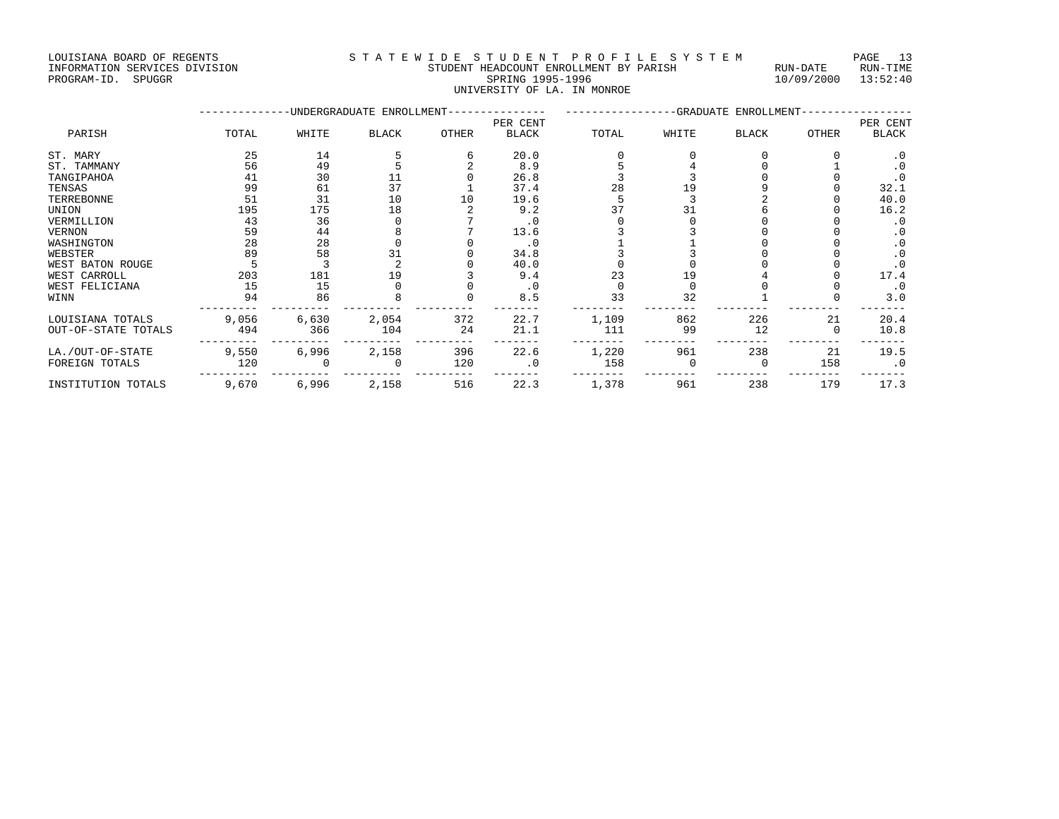LOUISIANA BOARD OF REGENTS — S T A T E W I D E  S T U D E N T  P R O F I L E  S Y S T E M
INFORMATION SERVICES DIVISION — STUDENT HEADCOUNT ENROLLMENT BY PARISH — RUN-DATE 10/09/2000 RUN-TIME 13:52:40
PROGRAM-ID. SPUGGR — SPRING 1995-1996

UNIVERSITY OF LA. IN MONROE

| PARISH | UNDERGRADUATE ENROLLMENT | | | | | GRADUATE ENROLLMENT | | | | |
|---|---|---|---|---|---|---|---|---|---|---|
| | TOTAL | WHITE | BLACK | OTHER | PER CENT BLACK | TOTAL | WHITE | BLACK | OTHER | PER CENT BLACK |
| ST. MARY | 25 | 14 | 5 | 6 | 20.0 | 0 | 0 | 0 | 0 | .0 |
| ST. TAMMANY | 56 | 49 | 5 | 2 | 8.9 | 5 | 4 | 0 | 1 | .0 |
| TANGIPAHOA | 41 | 30 | 11 | 0 | 26.8 | 3 | 3 | 0 | 0 | .0 |
| TENSAS | 99 | 61 | 37 | 1 | 37.4 | 28 | 19 | 9 | 0 | 32.1 |
| TERREBONNE | 51 | 31 | 10 | 10 | 19.6 | 5 | 3 | 2 | 0 | 40.0 |
| UNION | 195 | 175 | 18 | 2 | 9.2 | 37 | 31 | 6 | 0 | 16.2 |
| VERMILLION | 43 | 36 | 0 | 7 | .0 | 0 | 0 | 0 | 0 | .0 |
| VERNON | 59 | 44 | 8 | 7 | 13.6 | 3 | 3 | 0 | 0 | .0 |
| WASHINGTON | 28 | 28 | 0 | 0 | .0 | 1 | 1 | 0 | 0 | .0 |
| WEBSTER | 89 | 58 | 31 | 0 | 34.8 | 3 | 3 | 0 | 0 | .0 |
| WEST BATON ROUGE | 5 | 3 | 2 | 0 | 40.0 | 0 | 0 | 0 | 0 | .0 |
| WEST CARROLL | 203 | 181 | 19 | 3 | 9.4 | 23 | 19 | 4 | 0 | 17.4 |
| WEST FELICIANA | 15 | 15 | 0 | 0 | .0 | 0 | 0 | 0 | 0 | .0 |
| WINN | 94 | 86 | 8 | 0 | 8.5 | 33 | 32 | 1 | 0 | 3.0 |
| LOUISIANA TOTALS | 9,056 | 6,630 | 2,054 | 372 | 22.7 | 1,109 | 862 | 226 | 21 | 20.4 |
| OUT-OF-STATE TOTALS | 494 | 366 | 104 | 24 | 21.1 | 111 | 99 | 12 | 0 | 10.8 |
| LA./OUT-OF-STATE | 9,550 | 6,996 | 2,158 | 396 | 22.6 | 1,220 | 961 | 238 | 21 | 19.5 |
| FOREIGN TOTALS | 120 | 0 | 0 | 120 | .0 | 158 | 0 | 0 | 158 | .0 |
| INSTITUTION TOTALS | 9,670 | 6,996 | 2,158 | 516 | 22.3 | 1,378 | 961 | 238 | 179 | 17.3 |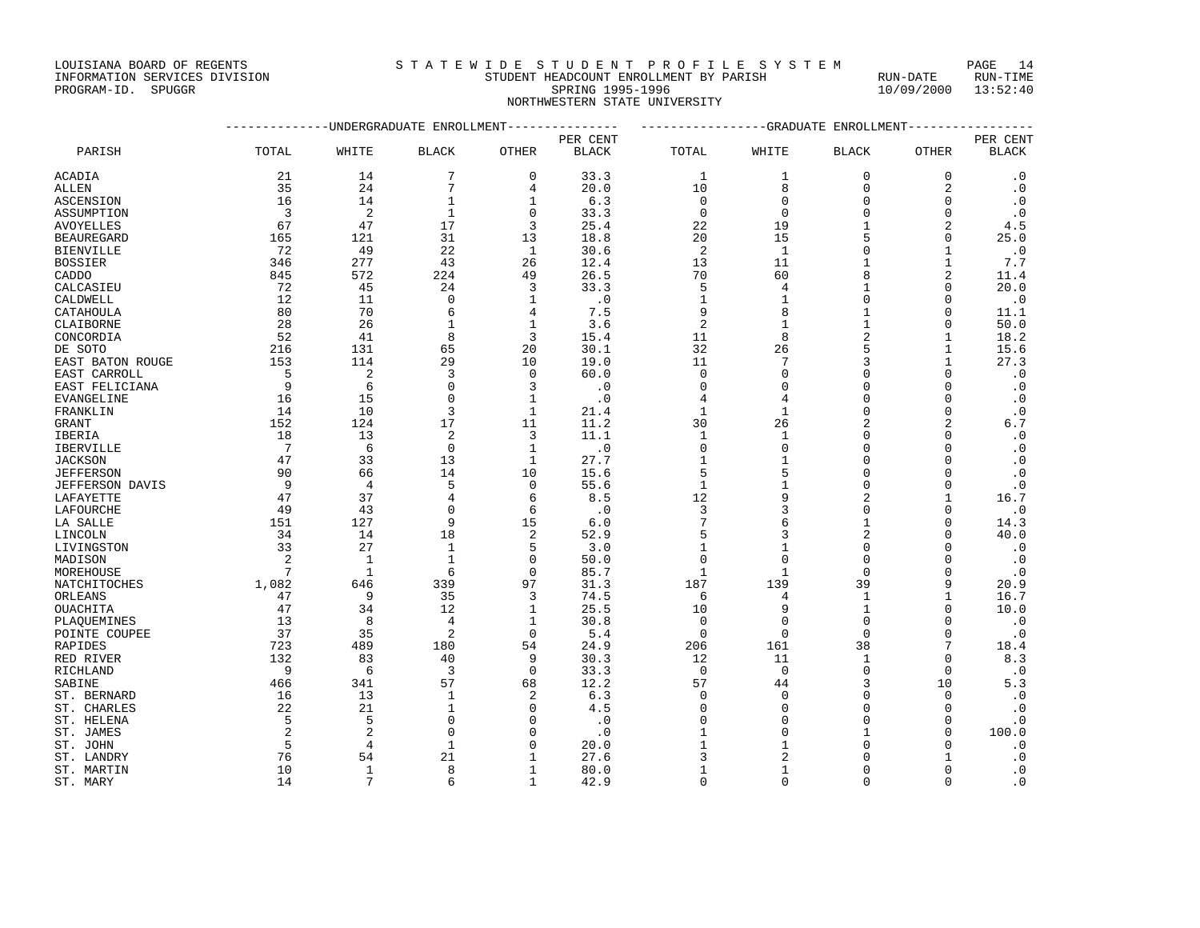LOUISIANA BOARD OF REGENTS
INFORMATION SERVICES DIVISION
PROGRAM-ID. SPUGGR

STATEWIDE STUDENT PROFILE SYSTEM
STUDENT HEADCOUNT ENROLLMENT BY PARISH
SPRING 1995-1996
NORTHWESTERN STATE UNIVERSITY

RUN-DATE 10/09/2000 RUN-TIME 13:52:40

| PARISH | UNDERGRADUATE ENROLLMENT TOTAL | WHITE | BLACK | OTHER | PER CENT BLACK | GRADUATE ENROLLMENT TOTAL | WHITE | BLACK | OTHER | PER CENT BLACK |
|---|---|---|---|---|---|---|---|---|---|---|
| ACADIA | 21 | 14 | 7 | 0 | 33.3 | 1 | 1 | 0 | 0 | .0 |
| ALLEN | 35 | 24 | 7 | 4 | 20.0 | 10 | 8 | 0 | 2 | .0 |
| ASCENSION | 16 | 14 | 1 | 1 | 6.3 | 0 | 0 | 0 | 0 | .0 |
| ASSUMPTION | 3 | 2 | 1 | 0 | 33.3 | 0 | 0 | 0 | 0 | .0 |
| AVOYELLES | 67 | 47 | 17 | 3 | 25.4 | 22 | 19 | 1 | 2 | 4.5 |
| BEAUREGARD | 165 | 121 | 31 | 13 | 18.8 | 20 | 15 | 5 | 0 | 25.0 |
| BIENVILLE | 72 | 49 | 22 | 1 | 30.6 | 2 | 1 | 0 | 1 | .0 |
| BOSSIER | 346 | 277 | 43 | 26 | 12.4 | 13 | 11 | 1 | 1 | 7.7 |
| CADDO | 845 | 572 | 224 | 49 | 26.5 | 70 | 60 | 8 | 2 | 11.4 |
| CALCASIEU | 72 | 45 | 24 | 3 | 33.3 | 5 | 4 | 1 | 0 | 20.0 |
| CALDWELL | 12 | 11 | 0 | 1 | .0 | 1 | 1 | 0 | 0 | .0 |
| CATAHOULA | 80 | 70 | 6 | 4 | 7.5 | 9 | 8 | 1 | 0 | 11.1 |
| CLAIBORNE | 28 | 26 | 1 | 1 | 3.6 | 2 | 1 | 1 | 0 | 50.0 |
| CONCORDIA | 52 | 41 | 8 | 3 | 15.4 | 11 | 8 | 2 | 1 | 18.2 |
| DE SOTO | 216 | 131 | 65 | 20 | 30.1 | 32 | 26 | 5 | 1 | 15.6 |
| EAST BATON ROUGE | 153 | 114 | 29 | 10 | 19.0 | 11 | 7 | 3 | 1 | 27.3 |
| EAST CARROLL | 5 | 2 | 3 | 0 | 60.0 | 0 | 0 | 0 | 0 | .0 |
| EAST FELICIANA | 9 | 6 | 0 | 3 | .0 | 0 | 0 | 0 | 0 | .0 |
| EVANGELINE | 16 | 15 | 0 | 1 | .0 | 4 | 4 | 0 | 0 | .0 |
| FRANKLIN | 14 | 10 | 3 | 1 | 21.4 | 1 | 1 | 0 | 0 | .0 |
| GRANT | 152 | 124 | 17 | 11 | 11.2 | 30 | 26 | 2 | 2 | 6.7 |
| IBERIA | 18 | 13 | 2 | 3 | 11.1 | 1 | 1 | 0 | 0 | .0 |
| IBERVILLE | 7 | 6 | 0 | 1 | .0 | 0 | 0 | 0 | 0 | .0 |
| JACKSON | 47 | 33 | 13 | 1 | 27.7 | 1 | 1 | 0 | 0 | .0 |
| JEFFERSON | 90 | 66 | 14 | 10 | 15.6 | 5 | 5 | 0 | 0 | .0 |
| JEFFERSON DAVIS | 9 | 4 | 5 | 0 | 55.6 | 1 | 1 | 0 | 0 | .0 |
| LAFAYETTE | 47 | 37 | 4 | 6 | 8.5 | 12 | 9 | 2 | 1 | 16.7 |
| LAFOURCHE | 49 | 43 | 0 | 6 | .0 | 3 | 3 | 0 | 0 | .0 |
| LA SALLE | 151 | 127 | 9 | 15 | 6.0 | 7 | 6 | 1 | 0 | 14.3 |
| LINCOLN | 34 | 14 | 18 | 2 | 52.9 | 5 | 3 | 2 | 0 | 40.0 |
| LIVINGSTON | 33 | 27 | 1 | 5 | 3.0 | 1 | 1 | 0 | 0 | .0 |
| MADISON | 2 | 1 | 1 | 0 | 50.0 | 0 | 0 | 0 | 0 | .0 |
| MOREHOUSE | 7 | 1 | 6 | 0 | 85.7 | 1 | 1 | 0 | 0 | .0 |
| NATCHITOCHES | 1,082 | 646 | 339 | 97 | 31.3 | 187 | 139 | 39 | 9 | 20.9 |
| ORLEANS | 47 | 9 | 35 | 3 | 74.5 | 6 | 4 | 1 | 1 | 16.7 |
| OUACHITA | 47 | 34 | 12 | 1 | 25.5 | 10 | 9 | 1 | 0 | 10.0 |
| PLAQUEMINES | 13 | 8 | 4 | 1 | 30.8 | 0 | 0 | 0 | 0 | .0 |
| POINTE COUPEE | 37 | 35 | 2 | 0 | 5.4 | 0 | 0 | 0 | 0 | .0 |
| RAPIDES | 723 | 489 | 180 | 54 | 24.9 | 206 | 161 | 38 | 7 | 18.4 |
| RED RIVER | 132 | 83 | 40 | 9 | 30.3 | 12 | 11 | 1 | 0 | 8.3 |
| RICHLAND | 9 | 6 | 3 | 0 | 33.3 | 0 | 0 | 0 | 0 | .0 |
| SABINE | 466 | 341 | 57 | 68 | 12.2 | 57 | 44 | 3 | 10 | 5.3 |
| ST. BERNARD | 16 | 13 | 1 | 2 | 6.3 | 0 | 0 | 0 | 0 | .0 |
| ST. CHARLES | 22 | 21 | 1 | 0 | 4.5 | 0 | 0 | 0 | 0 | .0 |
| ST. HELENA | 5 | 5 | 0 | 0 | .0 | 0 | 0 | 0 | 0 | .0 |
| ST. JAMES | 2 | 2 | 0 | 0 | .0 | 1 | 0 | 1 | 0 | 100.0 |
| ST. JOHN | 5 | 4 | 1 | 0 | 20.0 | 1 | 1 | 0 | 0 | .0 |
| ST. LANDRY | 76 | 54 | 21 | 1 | 27.6 | 3 | 2 | 0 | 1 | .0 |
| ST. MARTIN | 10 | 1 | 8 | 1 | 80.0 | 1 | 1 | 0 | 0 | .0 |
| ST. MARY | 14 | 7 | 6 | 1 | 42.9 | 0 | 0 | 0 | 0 | .0 |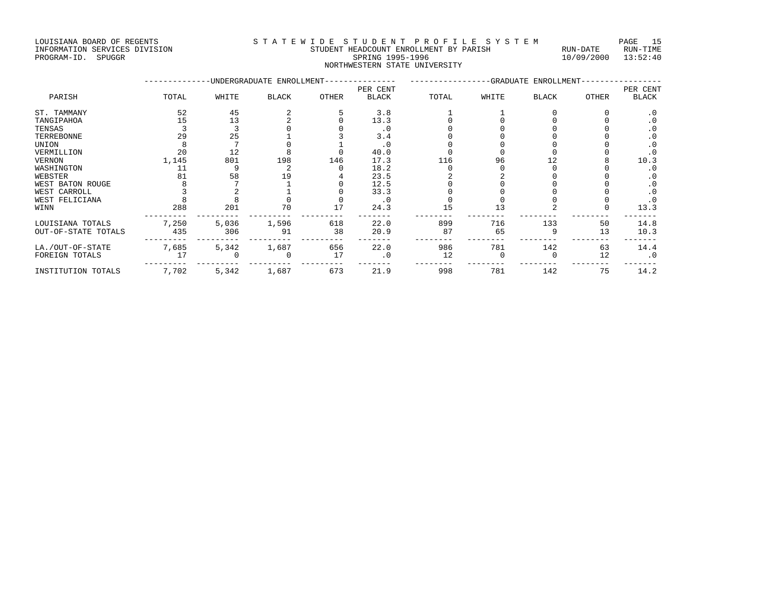LOUISIANA BOARD OF REGENTS
INFORMATION SERVICES DIVISION
PROGRAM-ID. SPUGGR

STATEWIDE STUDENT PROFILE SYSTEM
STUDENT HEADCOUNT ENROLLMENT BY PARISH
SPRING 1995-1996
NORTHWESTERN STATE UNIVERSITY

RUN-DATE 10/09/2000 RUN-TIME 13:52:40

| PARISH | UNDERGRADUATE ENROLLMENT TOTAL | WHITE | BLACK | OTHER | PER CENT BLACK | GRADUATE ENROLLMENT TOTAL | WHITE | BLACK | OTHER | PER CENT BLACK |
|---|---|---|---|---|---|---|---|---|---|---|
| ST. TAMMANY | 52 | 45 | 2 | 5 | 3.8 | 1 | 1 | 0 | 0 | .0 |
| TANGIPAHOA | 15 | 13 | 2 | 0 | 13.3 | 0 | 0 | 0 | 0 | .0 |
| TENSAS | 3 | 3 | 0 | 0 | .0 | 0 | 0 | 0 | 0 | .0 |
| TERREBONNE | 29 | 25 | 1 | 3 | 3.4 | 0 | 0 | 0 | 0 | .0 |
| UNION | 8 | 7 | 0 | 1 | .0 | 0 | 0 | 0 | 0 | .0 |
| VERMILLION | 20 | 12 | 8 | 0 | 40.0 | 0 | 0 | 0 | 0 | .0 |
| VERNON | 1,145 | 801 | 198 | 146 | 17.3 | 116 | 96 | 12 | 8 | 10.3 |
| WASHINGTON | 11 | 9 | 2 | 0 | 18.2 | 0 | 0 | 0 | 0 | .0 |
| WEBSTER | 81 | 58 | 19 | 4 | 23.5 | 2 | 2 | 0 | 0 | .0 |
| WEST BATON ROUGE | 8 | 7 | 1 | 0 | 12.5 | 0 | 0 | 0 | 0 | .0 |
| WEST CARROLL | 3 | 2 | 1 | 0 | 33.3 | 0 | 0 | 0 | 0 | .0 |
| WEST FELICIANA | 8 | 8 | 0 | 0 | .0 | 0 | 0 | 0 | 0 | .0 |
| WINN | 288 | 201 | 70 | 17 | 24.3 | 15 | 13 | 2 | 0 | 13.3 |
| LOUISIANA TOTALS | 7,250 | 5,036 | 1,596 | 618 | 22.0 | 899 | 716 | 133 | 50 | 14.8 |
| OUT-OF-STATE TOTALS | 435 | 306 | 91 | 38 | 20.9 | 87 | 65 | 9 | 13 | 10.3 |
| LA./OUT-OF-STATE | 7,685 | 5,342 | 1,687 | 656 | 22.0 | 986 | 781 | 142 | 63 | 14.4 |
| FOREIGN TOTALS | 17 | 0 | 0 | 17 | .0 | 12 | 0 | 0 | 12 | .0 |
| INSTITUTION TOTALS | 7,702 | 5,342 | 1,687 | 673 | 21.9 | 998 | 781 | 142 | 75 | 14.2 |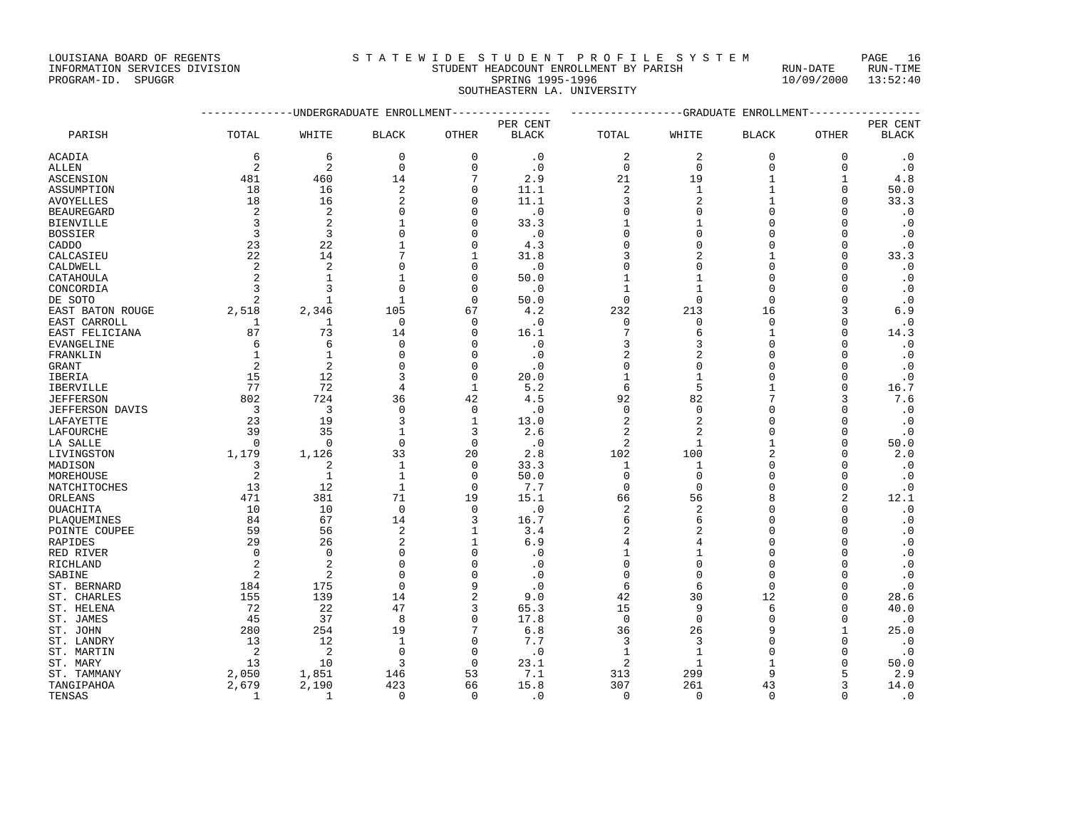LOUISIANA BOARD OF REGENTS
INFORMATION SERVICES DIVISION
PROGRAM-ID. SPUGGR

STATEWIDE STUDENT PROFILE SYSTEM
STUDENT HEADCOUNT ENROLLMENT BY PARISH
SPRING 1995-1996
SOUTHEASTERN LA. UNIVERSITY

RUN-DATE 10/09/2000 RUN-TIME 13:52:40

| PARISH | UNDERGRADUATE ENROLLMENT TOTAL | WHITE | BLACK | OTHER | PER CENT BLACK | GRADUATE ENROLLMENT TOTAL | WHITE | BLACK | OTHER | PER CENT BLACK |
|---|---|---|---|---|---|---|---|---|---|---|
| ACADIA | 6 | 6 | 0 | 0 | .0 | 2 | 2 | 0 | 0 | .0 |
| ALLEN | 2 | 2 | 0 | 0 | .0 | 0 | 0 | 0 | 0 | .0 |
| ASCENSION | 481 | 460 | 14 | 7 | 2.9 | 21 | 19 | 1 | 1 | 4.8 |
| ASSUMPTION | 18 | 16 | 2 | 0 | 11.1 | 2 | 1 | 1 | 0 | 50.0 |
| AVOYELLES | 18 | 16 | 2 | 0 | 11.1 | 3 | 2 | 1 | 0 | 33.3 |
| BEAUREGARD | 2 | 2 | 0 | 0 | .0 | 0 | 0 | 0 | 0 | .0 |
| BIENVILLE | 3 | 2 | 1 | 0 | 33.3 | 1 | 1 | 0 | 0 | .0 |
| BOSSIER | 3 | 3 | 0 | 0 | .0 | 0 | 0 | 0 | 0 | .0 |
| CADDO | 23 | 22 | 1 | 0 | 4.3 | 0 | 0 | 0 | 0 | .0 |
| CALCASIEU | 22 | 14 | 7 | 1 | 31.8 | 3 | 2 | 1 | 0 | 33.3 |
| CALDWELL | 2 | 2 | 0 | 0 | .0 | 0 | 0 | 0 | 0 | .0 |
| CATAHOULA | 2 | 1 | 1 | 0 | 50.0 | 1 | 1 | 0 | 0 | .0 |
| CONCORDIA | 3 | 3 | 0 | 0 | .0 | 1 | 1 | 0 | 0 | .0 |
| DE SOTO | 2 | 1 | 1 | 0 | 50.0 | 0 | 0 | 0 | 0 | .0 |
| EAST BATON ROUGE | 2,518 | 2,346 | 105 | 67 | 4.2 | 232 | 213 | 16 | 3 | 6.9 |
| EAST CARROLL | 1 | 1 | 0 | 0 | .0 | 0 | 0 | 0 | 0 | .0 |
| EAST FELICIANA | 87 | 73 | 14 | 0 | 16.1 | 7 | 6 | 1 | 0 | 14.3 |
| EVANGELINE | 6 | 6 | 0 | 0 | .0 | 3 | 3 | 0 | 0 | .0 |
| FRANKLIN | 1 | 1 | 0 | 0 | .0 | 2 | 2 | 0 | 0 | .0 |
| GRANT | 2 | 2 | 0 | 0 | .0 | 0 | 0 | 0 | 0 | .0 |
| IBERIA | 15 | 12 | 3 | 0 | 20.0 | 1 | 1 | 0 | 0 | .0 |
| IBERVILLE | 77 | 72 | 4 | 1 | 5.2 | 6 | 5 | 1 | 0 | 16.7 |
| JEFFERSON | 802 | 724 | 36 | 42 | 4.5 | 92 | 82 | 7 | 3 | 7.6 |
| JEFFERSON DAVIS | 3 | 3 | 0 | 0 | .0 | 0 | 0 | 0 | 0 | .0 |
| LAFAYETTE | 23 | 19 | 3 | 1 | 13.0 | 2 | 2 | 0 | 0 | .0 |
| LAFOURCHE | 39 | 35 | 1 | 3 | 2.6 | 2 | 2 | 0 | 0 | .0 |
| LA SALLE | 0 | 0 | 0 | 0 | .0 | 2 | 1 | 1 | 0 | 50.0 |
| LIVINGSTON | 1,179 | 1,126 | 33 | 20 | 2.8 | 102 | 100 | 2 | 0 | 2.0 |
| MADISON | 3 | 2 | 1 | 0 | 33.3 | 1 | 1 | 0 | 0 | .0 |
| MOREHOUSE | 2 | 1 | 1 | 0 | 50.0 | 0 | 0 | 0 | 0 | .0 |
| NATCHITOCHES | 13 | 12 | 1 | 0 | 7.7 | 0 | 0 | 0 | 0 | .0 |
| ORLEANS | 471 | 381 | 71 | 19 | 15.1 | 66 | 56 | 8 | 2 | 12.1 |
| OUACHITA | 10 | 10 | 0 | 0 | .0 | 2 | 2 | 0 | 0 | .0 |
| PLAQUEMINES | 84 | 67 | 14 | 3 | 16.7 | 6 | 6 | 0 | 0 | .0 |
| POINTE COUPEE | 59 | 56 | 2 | 1 | 3.4 | 2 | 2 | 0 | 0 | .0 |
| RAPIDES | 29 | 26 | 2 | 1 | 6.9 | 4 | 4 | 0 | 0 | .0 |
| RED RIVER | 0 | 0 | 0 | 0 | .0 | 1 | 1 | 0 | 0 | .0 |
| RICHLAND | 2 | 2 | 0 | 0 | .0 | 0 | 0 | 0 | 0 | .0 |
| SABINE | 2 | 2 | 0 | 0 | .0 | 0 | 0 | 0 | 0 | .0 |
| ST. BERNARD | 184 | 175 | 0 | 9 | .0 | 6 | 6 | 0 | 0 | .0 |
| ST. CHARLES | 155 | 139 | 14 | 2 | 9.0 | 42 | 30 | 12 | 0 | 28.6 |
| ST. HELENA | 72 | 22 | 47 | 3 | 65.3 | 15 | 9 | 6 | 0 | 40.0 |
| ST. JAMES | 45 | 37 | 8 | 0 | 17.8 | 0 | 0 | 0 | 0 | .0 |
| ST. JOHN | 280 | 254 | 19 | 7 | 6.8 | 36 | 26 | 9 | 1 | 25.0 |
| ST. LANDRY | 13 | 12 | 1 | 0 | 7.7 | 3 | 3 | 0 | 0 | .0 |
| ST. MARTIN | 2 | 2 | 0 | 0 | .0 | 1 | 1 | 0 | 0 | .0 |
| ST. MARY | 13 | 10 | 3 | 0 | 23.1 | 2 | 1 | 1 | 0 | 50.0 |
| ST. TAMMANY | 2,050 | 1,851 | 146 | 53 | 7.1 | 313 | 299 | 9 | 5 | 2.9 |
| TANGIPAHOA | 2,679 | 2,190 | 423 | 66 | 15.8 | 307 | 261 | 43 | 3 | 14.0 |
| TENSAS | 1 | 1 | 0 | 0 | .0 | 0 | 0 | 0 | 0 | .0 |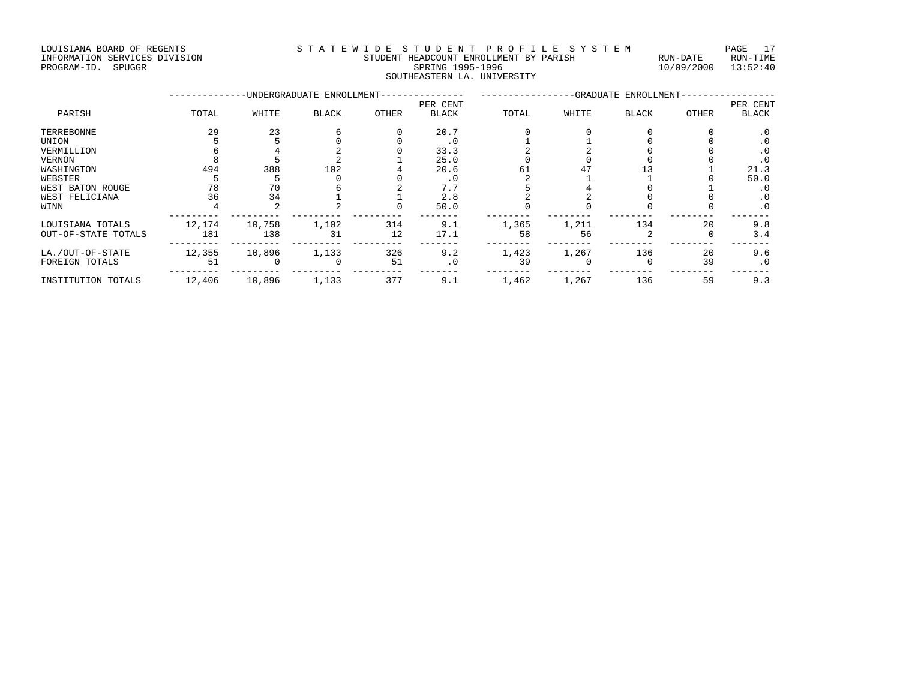LOUISIANA BOARD OF REGENTS — STATEWIDE STUDENT PROFILE SYSTEM
INFORMATION SERVICES DIVISION — STUDENT HEADCOUNT ENROLLMENT BY PARISH — RUN-DATE 10/09/2000 RUN-TIME 13:52:40
PROGRAM-ID. SPUGGR — SPRING 1995-1996

SOUTHEASTERN LA. UNIVERSITY

| | UNDERGRADUATE ENROLLMENT | | | | | GRADUATE ENROLLMENT | | | | |
|---|---|---|---|---|---|---|---|---|---|---|
| PARISH | TOTAL | WHITE | BLACK | OTHER | PER CENT BLACK | TOTAL | WHITE | BLACK | OTHER | PER CENT BLACK |
| TERREBONNE | 29 | 23 | 6 | 0 | 20.7 | 0 | 0 | 0 | 0 | .0 |
| UNION | 5 | 5 | 0 | 0 | .0 | 1 | 1 | 0 | 0 | .0 |
| VERMILLION | 6 | 4 | 2 | 0 | 33.3 | 2 | 2 | 0 | 0 | .0 |
| VERNON | 8 | 5 | 2 | 1 | 25.0 | 0 | 0 | 0 | 0 | .0 |
| WASHINGTON | 494 | 388 | 102 | 4 | 20.6 | 61 | 47 | 13 | 1 | 21.3 |
| WEBSTER | 5 | 5 | 0 | 0 | .0 | 2 | 1 | 1 | 0 | 50.0 |
| WEST BATON ROUGE | 78 | 70 | 6 | 2 | 7.7 | 5 | 4 | 0 | 1 | .0 |
| WEST FELICIANA | 36 | 34 | 1 | 1 | 2.8 | 2 | 2 | 0 | 0 | .0 |
| WINN | 4 | 2 | 2 | 0 | 50.0 | 0 | 0 | 0 | 0 | .0 |
| LOUISIANA TOTALS | 12,174 | 10,758 | 1,102 | 314 | 9.1 | 1,365 | 1,211 | 134 | 20 | 9.8 |
| OUT-OF-STATE TOTALS | 181 | 138 | 31 | 12 | 17.1 | 58 | 56 | 2 | 0 | 3.4 |
| LA./OUT-OF-STATE | 12,355 | 10,896 | 1,133 | 326 | 9.2 | 1,423 | 1,267 | 136 | 20 | 9.6 |
| FOREIGN TOTALS | 51 | 0 | 0 | 51 | .0 | 39 | 0 | 0 | 39 | .0 |
| INSTITUTION TOTALS | 12,406 | 10,896 | 1,133 | 377 | 9.1 | 1,462 | 1,267 | 136 | 59 | 9.3 |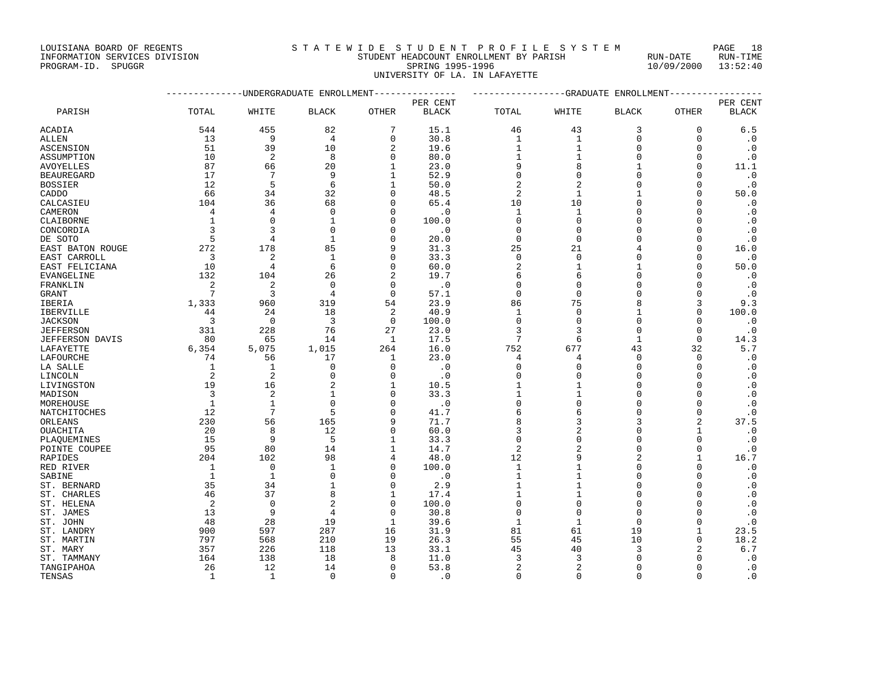LOUISIANA BOARD OF REGENTS
INFORMATION SERVICES DIVISION
PROGRAM-ID. SPUGGR

STATEWIDE STUDENT PROFILE SYSTEM
STUDENT HEADCOUNT ENROLLMENT BY PARISH
SPRING 1995-1996
UNIVERSITY OF LA. IN LAFAYETTE

RUN-DATE 10/09/2000 RUN-TIME 13:52:40

| PARISH | UNDERGRADUATE ENROLLMENT | | | | | GRADUATE ENROLLMENT | | | | |
|---|---|---|---|---|---|---|---|---|---|---|
| | TOTAL | WHITE | BLACK | OTHER | PER CENT BLACK | TOTAL | WHITE | BLACK | OTHER | PER CENT BLACK |
| ACADIA | 544 | 455 | 82 | 7 | 15.1 | 46 | 43 | 3 | 0 | 6.5 |
| ALLEN | 13 | 9 | 4 | 0 | 30.8 | 1 | 1 | 0 | 0 | .0 |
| ASCENSION | 51 | 39 | 10 | 2 | 19.6 | 1 | 1 | 0 | 0 | .0 |
| ASSUMPTION | 10 | 2 | 8 | 0 | 80.0 | 1 | 1 | 0 | 0 | .0 |
| AVOYELLES | 87 | 66 | 20 | 1 | 23.0 | 9 | 8 | 1 | 0 | 11.1 |
| BEAUREGARD | 17 | 7 | 9 | 1 | 52.9 | 0 | 0 | 0 | 0 | .0 |
| BOSSIER | 12 | 5 | 6 | 1 | 50.0 | 2 | 2 | 0 | 0 | .0 |
| CADDO | 66 | 34 | 32 | 0 | 48.5 | 2 | 1 | 1 | 0 | 50.0 |
| CALCASIEU | 104 | 36 | 68 | 0 | 65.4 | 10 | 10 | 0 | 0 | .0 |
| CAMERON | 4 | 4 | 0 | 0 | .0 | 1 | 1 | 0 | 0 | .0 |
| CLAIBORNE | 1 | 0 | 1 | 0 | 100.0 | 0 | 0 | 0 | 0 | .0 |
| CONCORDIA | 3 | 3 | 0 | 0 | .0 | 0 | 0 | 0 | 0 | .0 |
| DE SOTO | 5 | 4 | 1 | 0 | 20.0 | 0 | 0 | 0 | 0 | .0 |
| EAST BATON ROUGE | 272 | 178 | 85 | 9 | 31.3 | 25 | 21 | 4 | 0 | 16.0 |
| EAST CARROLL | 3 | 2 | 1 | 0 | 33.3 | 0 | 0 | 0 | 0 | .0 |
| EAST FELICIANA | 10 | 4 | 6 | 0 | 60.0 | 2 | 1 | 1 | 0 | 50.0 |
| EVANGELINE | 132 | 104 | 26 | 2 | 19.7 | 6 | 6 | 0 | 0 | .0 |
| FRANKLIN | 2 | 2 | 0 | 0 | .0 | 0 | 0 | 0 | 0 | .0 |
| GRANT | 7 | 3 | 4 | 0 | 57.1 | 0 | 0 | 0 | 0 | .0 |
| IBERIA | 1,333 | 960 | 319 | 54 | 23.9 | 86 | 75 | 8 | 3 | 9.3 |
| IBERVILLE | 44 | 24 | 18 | 2 | 40.9 | 1 | 0 | 1 | 0 | 100.0 |
| JACKSON | 3 | 0 | 3 | 0 | 100.0 | 0 | 0 | 0 | 0 | .0 |
| JEFFERSON | 331 | 228 | 76 | 27 | 23.0 | 3 | 3 | 0 | 0 | .0 |
| JEFFERSON DAVIS | 80 | 65 | 14 | 1 | 17.5 | 7 | 6 | 1 | 0 | 14.3 |
| LAFAYETTE | 6,354 | 5,075 | 1,015 | 264 | 16.0 | 752 | 677 | 43 | 32 | 5.7 |
| LAFOURCHE | 74 | 56 | 17 | 1 | 23.0 | 4 | 4 | 0 | 0 | .0 |
| LA SALLE | 1 | 1 | 0 | 0 | .0 | 0 | 0 | 0 | 0 | .0 |
| LINCOLN | 2 | 2 | 0 | 0 | .0 | 0 | 0 | 0 | 0 | .0 |
| LIVINGSTON | 19 | 16 | 2 | 1 | 10.5 | 1 | 1 | 0 | 0 | .0 |
| MADISON | 3 | 2 | 1 | 0 | 33.3 | 1 | 1 | 0 | 0 | .0 |
| MOREHOUSE | 1 | 1 | 0 | 0 | .0 | 0 | 0 | 0 | 0 | .0 |
| NATCHITOCHES | 12 | 7 | 5 | 0 | 41.7 | 6 | 6 | 0 | 0 | .0 |
| ORLEANS | 230 | 56 | 165 | 9 | 71.7 | 8 | 3 | 3 | 2 | 37.5 |
| OUACHITA | 20 | 8 | 12 | 0 | 60.0 | 3 | 2 | 0 | 1 | .0 |
| PLAQUEMINES | 15 | 9 | 5 | 1 | 33.3 | 0 | 0 | 0 | 0 | .0 |
| POINTE COUPEE | 95 | 80 | 14 | 1 | 14.7 | 2 | 2 | 0 | 0 | .0 |
| RAPIDES | 204 | 102 | 98 | 4 | 48.0 | 12 | 9 | 2 | 1 | 16.7 |
| RED RIVER | 1 | 0 | 1 | 0 | 100.0 | 1 | 1 | 0 | 0 | .0 |
| SABINE | 1 | 1 | 0 | 0 | .0 | 1 | 1 | 0 | 0 | .0 |
| ST. BERNARD | 35 | 34 | 1 | 0 | 2.9 | 1 | 1 | 0 | 0 | .0 |
| ST. CHARLES | 46 | 37 | 8 | 1 | 17.4 | 1 | 1 | 0 | 0 | .0 |
| ST. HELENA | 2 | 0 | 2 | 0 | 100.0 | 0 | 0 | 0 | 0 | .0 |
| ST. JAMES | 13 | 9 | 4 | 0 | 30.8 | 0 | 0 | 0 | 0 | .0 |
| ST. JOHN | 48 | 28 | 19 | 1 | 39.6 | 1 | 1 | 0 | 0 | .0 |
| ST. LANDRY | 900 | 597 | 287 | 16 | 31.9 | 81 | 61 | 19 | 1 | 23.5 |
| ST. MARTIN | 797 | 568 | 210 | 19 | 26.3 | 55 | 45 | 10 | 0 | 18.2 |
| ST. MARY | 357 | 226 | 118 | 13 | 33.1 | 45 | 40 | 3 | 2 | 6.7 |
| ST. TAMMANY | 164 | 138 | 18 | 8 | 11.0 | 3 | 3 | 0 | 0 | .0 |
| TANGIPAHOA | 26 | 12 | 14 | 0 | 53.8 | 2 | 2 | 0 | 0 | .0 |
| TENSAS | 1 | 1 | 0 | 0 | .0 | 0 | 0 | 0 | 0 | .0 |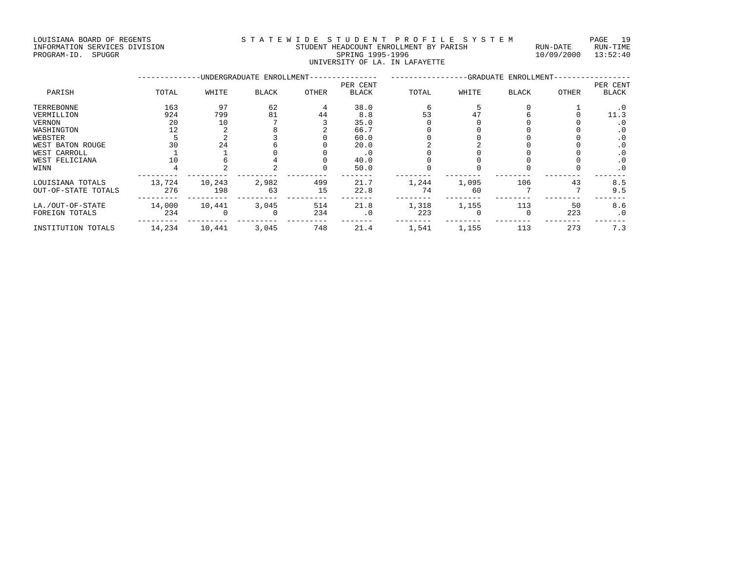LOUISIANA BOARD OF REGENTS
INFORMATION SERVICES DIVISION
PROGRAM-ID. SPUGGR

STATEWIDE STUDENT PROFILE SYSTEM
STUDENT HEADCOUNT ENROLLMENT BY PARISH
SPRING 1995-1996
UNIVERSITY OF LA. IN LAFAYETTE

RUN-DATE 10/09/2000 RUN-TIME 13:52:40

| | UNDERGRADUATE ENROLLMENT | | | | | GRADUATE ENROLLMENT | | | | |
|---|---|---|---|---|---|---|---|---|---|---|
| PARISH | TOTAL | WHITE | BLACK | OTHER | PER CENT BLACK | TOTAL | WHITE | BLACK | OTHER | PER CENT BLACK |
| TERREBONNE | 163 | 97 | 62 | 4 | 38.0 | 6 | 5 | 0 | 1 | .0 |
| VERMILLION | 924 | 799 | 81 | 44 | 8.8 | 53 | 47 | 6 | 0 | 11.3 |
| VERNON | 20 | 10 | 7 | 3 | 35.0 | 0 | 0 | 0 | 0 | .0 |
| WASHINGTON | 12 | 2 | 8 | 2 | 66.7 | 0 | 0 | 0 | 0 | .0 |
| WEBSTER | 5 | 2 | 3 | 0 | 60.0 | 0 | 0 | 0 | 0 | .0 |
| WEST BATON ROUGE | 30 | 24 | 6 | 0 | 20.0 | 2 | 2 | 0 | 0 | .0 |
| WEST CARROLL | 1 | 1 | 0 | 0 | .0 | 0 | 0 | 0 | 0 | .0 |
| WEST FELICIANA | 10 | 6 | 4 | 0 | 40.0 | 0 | 0 | 0 | 0 | .0 |
| WINN | 4 | 2 | 2 | 0 | 50.0 | 0 | 0 | 0 | 0 | .0 |
| LOUISIANA TOTALS | 13,724 | 10,243 | 2,982 | 499 | 21.7 | 1,244 | 1,095 | 106 | 43 | 8.5 |
| OUT-OF-STATE TOTALS | 276 | 198 | 63 | 15 | 22.8 | 74 | 60 | 7 | 7 | 9.5 |
| LA./OUT-OF-STATE | 14,000 | 10,441 | 3,045 | 514 | 21.8 | 1,318 | 1,155 | 113 | 50 | 8.6 |
| FOREIGN TOTALS | 234 | 0 | 0 | 234 | .0 | 223 | 0 | 0 | 223 | .0 |
| INSTITUTION TOTALS | 14,234 | 10,441 | 3,045 | 748 | 21.4 | 1,541 | 1,155 | 113 | 273 | 7.3 |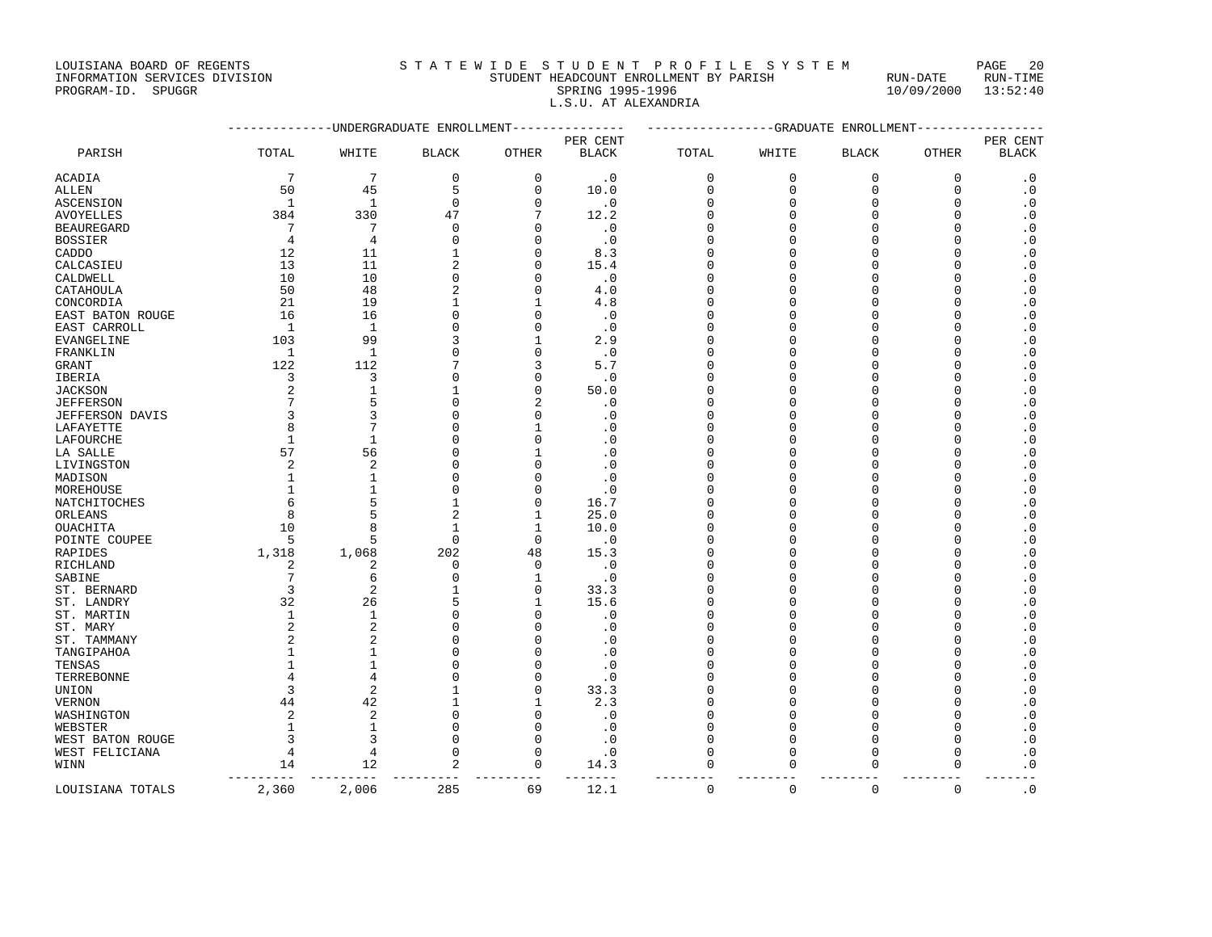LOUISIANA BOARD OF REGENTS
INFORMATION SERVICES DIVISION
PROGRAM-ID. SPUGGR

# S T A T E W I D E S T U D E N T P R O F I L E S Y S T E M

STUDENT HEADCOUNT ENROLLMENT BY PARISH
SPRING 1995-1996
L.S.U. AT ALEXANDRIA

RUN-DATE 10/09/2000 RUN-TIME 13:52:40

| PARISH | UNDERGRADUATE ENROLLMENT | | | | | GRADUATE ENROLLMENT | | | | |
|---|---|---|---|---|---|---|---|---|---|---|
| | TOTAL | WHITE | BLACK | OTHER | PER CENT BLACK | TOTAL | WHITE | BLACK | OTHER | PER CENT BLACK |
| ACADIA | 7 | 7 | 0 | 0 | .0 | 0 | 0 | 0 | 0 | .0 |
| ALLEN | 50 | 45 | 5 | 0 | 10.0 | 0 | 0 | 0 | 0 | .0 |
| ASCENSION | 1 | 1 | 0 | 0 | .0 | 0 | 0 | 0 | 0 | .0 |
| AVOYELLES | 384 | 330 | 47 | 7 | 12.2 | 0 | 0 | 0 | 0 | .0 |
| BEAUREGARD | 7 | 7 | 0 | 0 | .0 | 0 | 0 | 0 | 0 | .0 |
| BOSSIER | 4 | 4 | 0 | 0 | .0 | 0 | 0 | 0 | 0 | .0 |
| CADDO | 12 | 11 | 1 | 0 | 8.3 | 0 | 0 | 0 | 0 | .0 |
| CALCASIEU | 13 | 11 | 2 | 0 | 15.4 | 0 | 0 | 0 | 0 | .0 |
| CALDWELL | 10 | 10 | 0 | 0 | .0 | 0 | 0 | 0 | 0 | .0 |
| CATAHOULA | 50 | 48 | 2 | 0 | 4.0 | 0 | 0 | 0 | 0 | .0 |
| CONCORDIA | 21 | 19 | 1 | 1 | 4.8 | 0 | 0 | 0 | 0 | .0 |
| EAST BATON ROUGE | 16 | 16 | 0 | 0 | .0 | 0 | 0 | 0 | 0 | .0 |
| EAST CARROLL | 1 | 1 | 0 | 0 | .0 | 0 | 0 | 0 | 0 | .0 |
| EVANGELINE | 103 | 99 | 3 | 1 | 2.9 | 0 | 0 | 0 | 0 | .0 |
| FRANKLIN | 1 | 1 | 0 | 0 | .0 | 0 | 0 | 0 | 0 | .0 |
| GRANT | 122 | 112 | 7 | 3 | 5.7 | 0 | 0 | 0 | 0 | .0 |
| IBERIA | 3 | 3 | 0 | 0 | .0 | 0 | 0 | 0 | 0 | .0 |
| JACKSON | 2 | 1 | 1 | 0 | 50.0 | 0 | 0 | 0 | 0 | .0 |
| JEFFERSON | 7 | 5 | 0 | 2 | .0 | 0 | 0 | 0 | 0 | .0 |
| JEFFERSON DAVIS | 3 | 3 | 0 | 0 | .0 | 0 | 0 | 0 | 0 | .0 |
| LAFAYETTE | 8 | 7 | 0 | 1 | .0 | 0 | 0 | 0 | 0 | .0 |
| LAFOURCHE | 1 | 1 | 0 | 0 | .0 | 0 | 0 | 0 | 0 | .0 |
| LA SALLE | 57 | 56 | 0 | 1 | .0 | 0 | 0 | 0 | 0 | .0 |
| LIVINGSTON | 2 | 2 | 0 | 0 | .0 | 0 | 0 | 0 | 0 | .0 |
| MADISON | 1 | 1 | 0 | 0 | .0 | 0 | 0 | 0 | 0 | .0 |
| MOREHOUSE | 1 | 1 | 0 | 0 | .0 | 0 | 0 | 0 | 0 | .0 |
| NATCHITOCHES | 6 | 5 | 1 | 0 | 16.7 | 0 | 0 | 0 | 0 | .0 |
| ORLEANS | 8 | 5 | 2 | 1 | 25.0 | 0 | 0 | 0 | 0 | .0 |
| OUACHITA | 10 | 8 | 1 | 1 | 10.0 | 0 | 0 | 0 | 0 | .0 |
| POINTE COUPEE | 5 | 5 | 0 | 0 | .0 | 0 | 0 | 0 | 0 | .0 |
| RAPIDES | 1,318 | 1,068 | 202 | 48 | 15.3 | 0 | 0 | 0 | 0 | .0 |
| RICHLAND | 2 | 2 | 0 | 0 | .0 | 0 | 0 | 0 | 0 | .0 |
| SABINE | 7 | 6 | 0 | 1 | .0 | 0 | 0 | 0 | 0 | .0 |
| ST. BERNARD | 3 | 2 | 1 | 0 | 33.3 | 0 | 0 | 0 | 0 | .0 |
| ST. LANDRY | 32 | 26 | 5 | 1 | 15.6 | 0 | 0 | 0 | 0 | .0 |
| ST. MARTIN | 1 | 1 | 0 | 0 | .0 | 0 | 0 | 0 | 0 | .0 |
| ST. MARY | 2 | 2 | 0 | 0 | .0 | 0 | 0 | 0 | 0 | .0 |
| ST. TAMMANY | 2 | 2 | 0 | 0 | .0 | 0 | 0 | 0 | 0 | .0 |
| TANGIPAHOA | 1 | 1 | 0 | 0 | .0 | 0 | 0 | 0 | 0 | .0 |
| TENSAS | 1 | 1 | 0 | 0 | .0 | 0 | 0 | 0 | 0 | .0 |
| TERREBONNE | 4 | 4 | 0 | 0 | .0 | 0 | 0 | 0 | 0 | .0 |
| UNION | 3 | 2 | 1 | 0 | 33.3 | 0 | 0 | 0 | 0 | .0 |
| VERNON | 44 | 42 | 1 | 1 | 2.3 | 0 | 0 | 0 | 0 | .0 |
| WASHINGTON | 2 | 2 | 0 | 0 | .0 | 0 | 0 | 0 | 0 | .0 |
| WEBSTER | 1 | 1 | 0 | 0 | .0 | 0 | 0 | 0 | 0 | .0 |
| WEST BATON ROUGE | 3 | 3 | 0 | 0 | .0 | 0 | 0 | 0 | 0 | .0 |
| WEST FELICIANA | 4 | 4 | 0 | 0 | .0 | 0 | 0 | 0 | 0 | .0 |
| WINN | 14 | 12 | 2 | 0 | 14.3 | 0 | 0 | 0 | 0 | .0 |
| LOUISIANA TOTALS | 2,360 | 2,006 | 285 | 69 | 12.1 | 0 | 0 | 0 | 0 | .0 |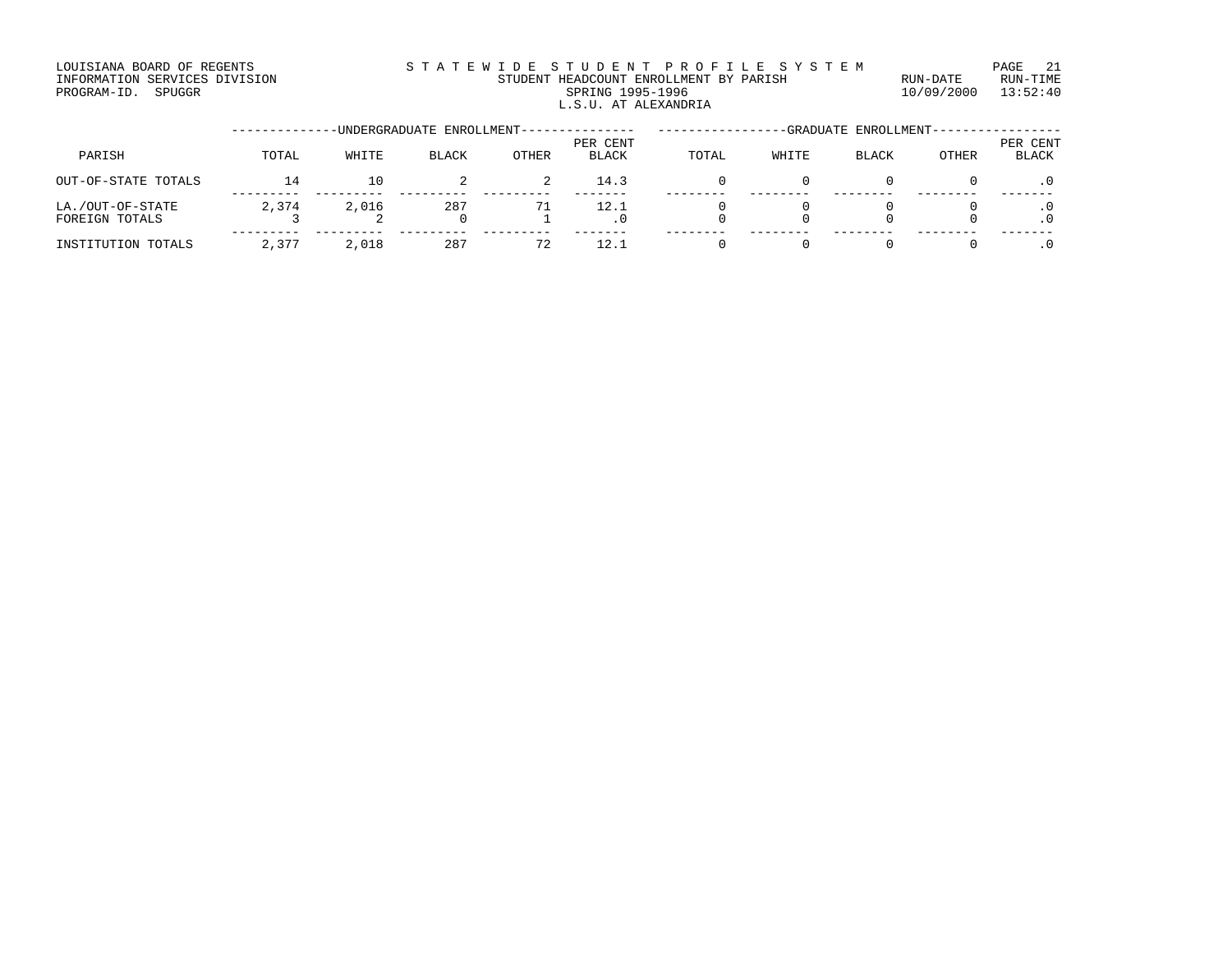LOUISIANA BOARD OF REGENTS
INFORMATION SERVICES DIVISION
PROGRAM-ID. SPUGGR

STATEWIDE STUDENT PROFILE SYSTEM
STUDENT HEADCOUNT ENROLLMENT BY PARISH
SPRING 1995-1996
L.S.U. AT ALEXANDRIA

RUN-DATE 10/09/2000
RUN-TIME 13:52:40

| PARISH | UNDERGRADUATE ENROLLMENT | | | | | GRADUATE ENROLLMENT | | | | |
|---|---|---|---|---|---|---|---|---|---|---|
| | TOTAL | WHITE | BLACK | OTHER | PER CENT BLACK | TOTAL | WHITE | BLACK | OTHER | PER CENT BLACK |
| OUT-OF-STATE TOTALS | 14 | 10 | 2 | 2 | 14.3 | 0 | 0 | 0 | 0 | .0 |
| LA./OUT-OF-STATE | 2,374 | 2,016 | 287 | 71 | 12.1 | 0 | 0 | 0 | 0 | .0 |
| FOREIGN TOTALS | 3 | 2 | 0 | 1 | .0 | 0 | 0 | 0 | 0 | .0 |
| INSTITUTION TOTALS | 2,377 | 2,018 | 287 | 72 | 12.1 | 0 | 0 | 0 | 0 | .0 |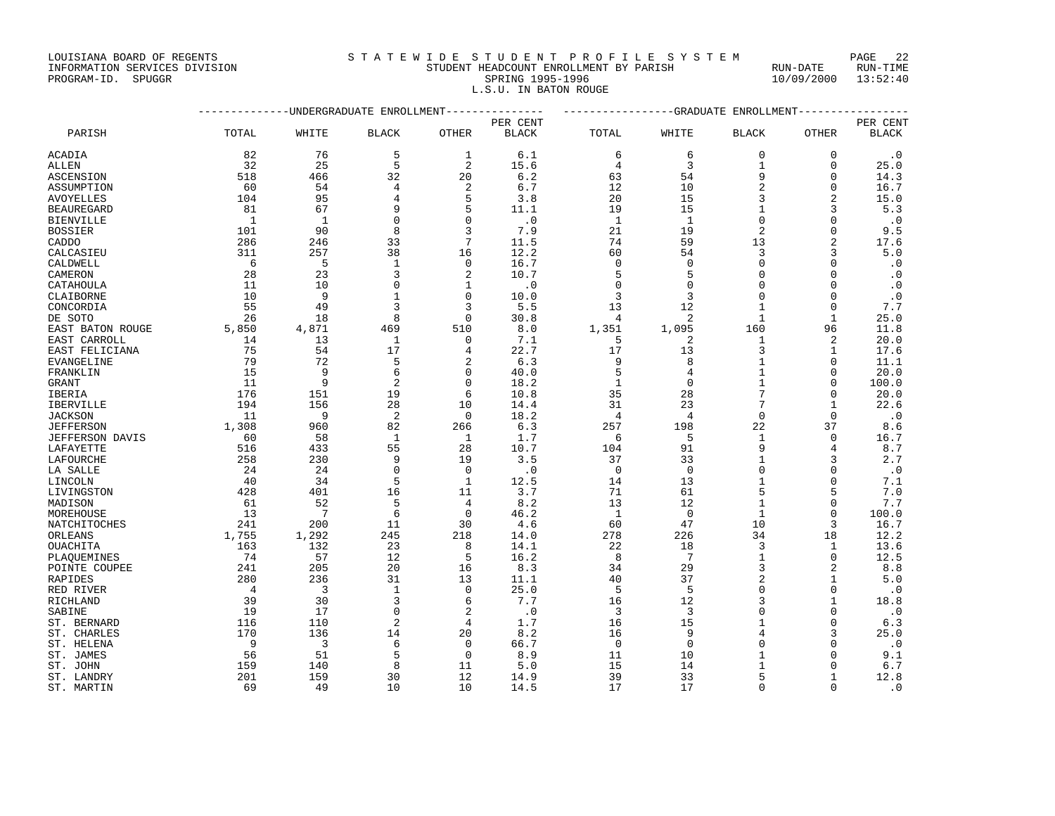LOUISIANA BOARD OF REGENTS
INFORMATION SERVICES DIVISION
PROGRAM-ID. SPUGGR

# STATEWIDE STUDENT PROFILE SYSTEM
## STUDENT HEADCOUNT ENROLLMENT BY PARISH
### SPRING 1995-1996
### L.S.U. IN BATON ROUGE

RUN-DATE 10/09/2000 RUN-TIME 13:52:40

| PARISH | UNDERGRADUATE ENROLLMENT | | | | | GRADUATE ENROLLMENT | | | | |
|---|---|---|---|---|---|---|---|---|---|---|
| | TOTAL | WHITE | BLACK | OTHER | PER CENT BLACK | TOTAL | WHITE | BLACK | OTHER | PER CENT BLACK |
| ACADIA | 82 | 76 | 5 | 1 | 6.1 | 6 | 6 | 0 | 0 | .0 |
| ALLEN | 32 | 25 | 5 | 2 | 15.6 | 4 | 3 | 1 | 0 | 25.0 |
| ASCENSION | 518 | 466 | 32 | 20 | 6.2 | 63 | 54 | 9 | 0 | 14.3 |
| ASSUMPTION | 60 | 54 | 4 | 2 | 6.7 | 12 | 10 | 2 | 0 | 16.7 |
| AVOYELLES | 104 | 95 | 4 | 5 | 3.8 | 20 | 15 | 3 | 2 | 15.0 |
| BEAUREGARD | 81 | 67 | 9 | 5 | 11.1 | 19 | 15 | 1 | 3 | 5.3 |
| BIENVILLE | 1 | 1 | 0 | 0 | .0 | 1 | 1 | 0 | 0 | .0 |
| BOSSIER | 101 | 90 | 8 | 3 | 7.9 | 21 | 19 | 2 | 0 | 9.5 |
| CADDO | 286 | 246 | 33 | 7 | 11.5 | 74 | 59 | 13 | 2 | 17.6 |
| CALCASIEU | 311 | 257 | 38 | 16 | 12.2 | 60 | 54 | 3 | 3 | 5.0 |
| CALDWELL | 6 | 5 | 1 | 0 | 16.7 | 0 | 0 | 0 | 0 | .0 |
| CAMERON | 28 | 23 | 3 | 2 | 10.7 | 5 | 5 | 0 | 0 | .0 |
| CATAHOULA | 11 | 10 | 0 | 1 | .0 | 0 | 0 | 0 | 0 | .0 |
| CLAIBORNE | 10 | 9 | 1 | 0 | 10.0 | 3 | 3 | 0 | 0 | .0 |
| CONCORDIA | 55 | 49 | 3 | 3 | 5.5 | 13 | 12 | 1 | 0 | 7.7 |
| DE SOTO | 26 | 18 | 8 | 0 | 30.8 | 4 | 2 | 1 | 1 | 25.0 |
| EAST BATON ROUGE | 5,850 | 4,871 | 469 | 510 | 8.0 | 1,351 | 1,095 | 160 | 96 | 11.8 |
| EAST CARROLL | 14 | 13 | 1 | 0 | 7.1 | 5 | 2 | 1 | 2 | 20.0 |
| EAST FELICIANA | 75 | 54 | 17 | 4 | 22.7 | 17 | 13 | 3 | 1 | 17.6 |
| EVANGELINE | 79 | 72 | 5 | 2 | 6.3 | 9 | 8 | 1 | 0 | 11.1 |
| FRANKLIN | 15 | 9 | 6 | 0 | 40.0 | 5 | 4 | 1 | 0 | 20.0 |
| GRANT | 11 | 9 | 2 | 0 | 18.2 | 1 | 0 | 1 | 0 | 100.0 |
| IBERIA | 176 | 151 | 19 | 6 | 10.8 | 35 | 28 | 7 | 0 | 20.0 |
| IBERVILLE | 194 | 156 | 28 | 10 | 14.4 | 31 | 23 | 7 | 1 | 22.6 |
| JACKSON | 11 | 9 | 2 | 0 | 18.2 | 4 | 4 | 0 | 0 | .0 |
| JEFFERSON | 1,308 | 960 | 82 | 266 | 6.3 | 257 | 198 | 22 | 37 | 8.6 |
| JEFFERSON DAVIS | 60 | 58 | 1 | 1 | 1.7 | 6 | 5 | 1 | 0 | 16.7 |
| LAFAYETTE | 516 | 433 | 55 | 28 | 10.7 | 104 | 91 | 9 | 4 | 8.7 |
| LAFOURCHE | 258 | 230 | 9 | 19 | 3.5 | 37 | 33 | 1 | 3 | 2.7 |
| LA SALLE | 24 | 24 | 0 | 0 | .0 | 0 | 0 | 0 | 0 | .0 |
| LINCOLN | 40 | 34 | 5 | 1 | 12.5 | 14 | 13 | 1 | 0 | 7.1 |
| LIVINGSTON | 428 | 401 | 16 | 11 | 3.7 | 71 | 61 | 5 | 5 | 7.0 |
| MADISON | 61 | 52 | 5 | 4 | 8.2 | 13 | 12 | 1 | 0 | 7.7 |
| MOREHOUSE | 13 | 7 | 6 | 0 | 46.2 | 1 | 0 | 1 | 0 | 100.0 |
| NATCHITOCHES | 241 | 200 | 11 | 30 | 4.6 | 60 | 47 | 10 | 3 | 16.7 |
| ORLEANS | 1,755 | 1,292 | 245 | 218 | 14.0 | 278 | 226 | 34 | 18 | 12.2 |
| OUACHITA | 163 | 132 | 23 | 8 | 14.1 | 22 | 18 | 3 | 1 | 13.6 |
| PLAQUEMINES | 74 | 57 | 12 | 5 | 16.2 | 8 | 7 | 1 | 0 | 12.5 |
| POINTE COUPEE | 241 | 205 | 20 | 16 | 8.3 | 34 | 29 | 3 | 2 | 8.8 |
| RAPIDES | 280 | 236 | 31 | 13 | 11.1 | 40 | 37 | 2 | 1 | 5.0 |
| RED RIVER | 4 | 3 | 1 | 0 | 25.0 | 5 | 5 | 0 | 0 | .0 |
| RICHLAND | 39 | 30 | 3 | 6 | 7.7 | 16 | 12 | 3 | 1 | 18.8 |
| SABINE | 19 | 17 | 0 | 2 | .0 | 3 | 3 | 0 | 0 | .0 |
| ST. BERNARD | 116 | 110 | 2 | 4 | 1.7 | 16 | 15 | 1 | 0 | 6.3 |
| ST. CHARLES | 170 | 136 | 14 | 20 | 8.2 | 16 | 9 | 4 | 3 | 25.0 |
| ST. HELENA | 9 | 3 | 6 | 0 | 66.7 | 0 | 0 | 0 | 0 | .0 |
| ST. JAMES | 56 | 51 | 5 | 0 | 8.9 | 11 | 10 | 1 | 0 | 9.1 |
| ST. JOHN | 159 | 140 | 8 | 11 | 5.0 | 15 | 14 | 1 | 0 | 6.7 |
| ST. LANDRY | 201 | 159 | 30 | 12 | 14.9 | 39 | 33 | 5 | 1 | 12.8 |
| ST. MARTIN | 69 | 49 | 10 | 10 | 14.5 | 17 | 17 | 0 | 0 | .0 |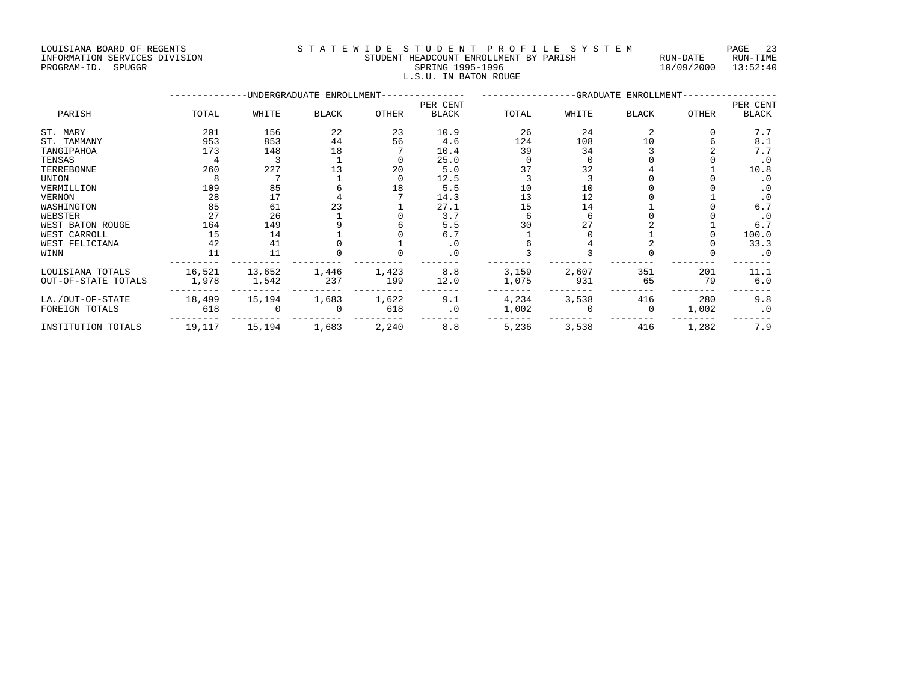LOUISIANA BOARD OF REGENTS
INFORMATION SERVICES DIVISION
PROGRAM-ID. SPUGGR

STATEWIDE STUDENT PROFILE SYSTEM
STUDENT HEADCOUNT ENROLLMENT BY PARISH
SPRING 1995-1996
L.S.U. IN BATON ROUGE

RUN-DATE 10/09/2000 RUN-TIME 13:52:40

| PARISH | UNDERGRADUATE ENROLLMENT | | | | | GRADUATE ENROLLMENT | | | | |
|---|---|---|---|---|---|---|---|---|---|---|
| | TOTAL | WHITE | BLACK | OTHER | PER CENT BLACK | TOTAL | WHITE | BLACK | OTHER | PER CENT BLACK |
| ST. MARY | 201 | 156 | 22 | 23 | 10.9 | 26 | 24 | 2 | 0 | 7.7 |
| ST. TAMMANY | 953 | 853 | 44 | 56 | 4.6 | 124 | 108 | 10 | 6 | 8.1 |
| TANGIPAHOA | 173 | 148 | 18 | 7 | 10.4 | 39 | 34 | 3 | 2 | 7.7 |
| TENSAS | 4 | 3 | 1 | 0 | 25.0 | 0 | 0 | 0 | 0 | .0 |
| TERREBONNE | 260 | 227 | 13 | 20 | 5.0 | 37 | 32 | 4 | 1 | 10.8 |
| UNION | 8 | 7 | 1 | 0 | 12.5 | 3 | 3 | 0 | 0 | .0 |
| VERMILLION | 109 | 85 | 6 | 18 | 5.5 | 10 | 10 | 0 | 0 | .0 |
| VERNON | 28 | 17 | 4 | 7 | 14.3 | 13 | 12 | 0 | 1 | .0 |
| WASHINGTON | 85 | 61 | 23 | 1 | 27.1 | 15 | 14 | 1 | 0 | 6.7 |
| WEBSTER | 27 | 26 | 1 | 0 | 3.7 | 6 | 6 | 0 | 0 | .0 |
| WEST BATON ROUGE | 164 | 149 | 9 | 6 | 5.5 | 30 | 27 | 2 | 1 | 6.7 |
| WEST CARROLL | 15 | 14 | 1 | 0 | 6.7 | 1 | 0 | 1 | 0 | 100.0 |
| WEST FELICIANA | 42 | 41 | 0 | 1 | .0 | 6 | 4 | 2 | 0 | 33.3 |
| WINN | 11 | 11 | 0 | 0 | .0 | 3 | 3 | 0 | 0 | .0 |
| LOUISIANA TOTALS | 16,521 | 13,652 | 1,446 | 1,423 | 8.8 | 3,159 | 2,607 | 351 | 201 | 11.1 |
| OUT-OF-STATE TOTALS | 1,978 | 1,542 | 237 | 199 | 12.0 | 1,075 | 931 | 65 | 79 | 6.0 |
| LA./OUT-OF-STATE | 18,499 | 15,194 | 1,683 | 1,622 | 9.1 | 4,234 | 3,538 | 416 | 280 | 9.8 |
| FOREIGN TOTALS | 618 | 0 | 0 | 618 | .0 | 1,002 | 0 | 0 | 1,002 | .0 |
| INSTITUTION TOTALS | 19,117 | 15,194 | 1,683 | 2,240 | 8.8 | 5,236 | 3,538 | 416 | 1,282 | 7.9 |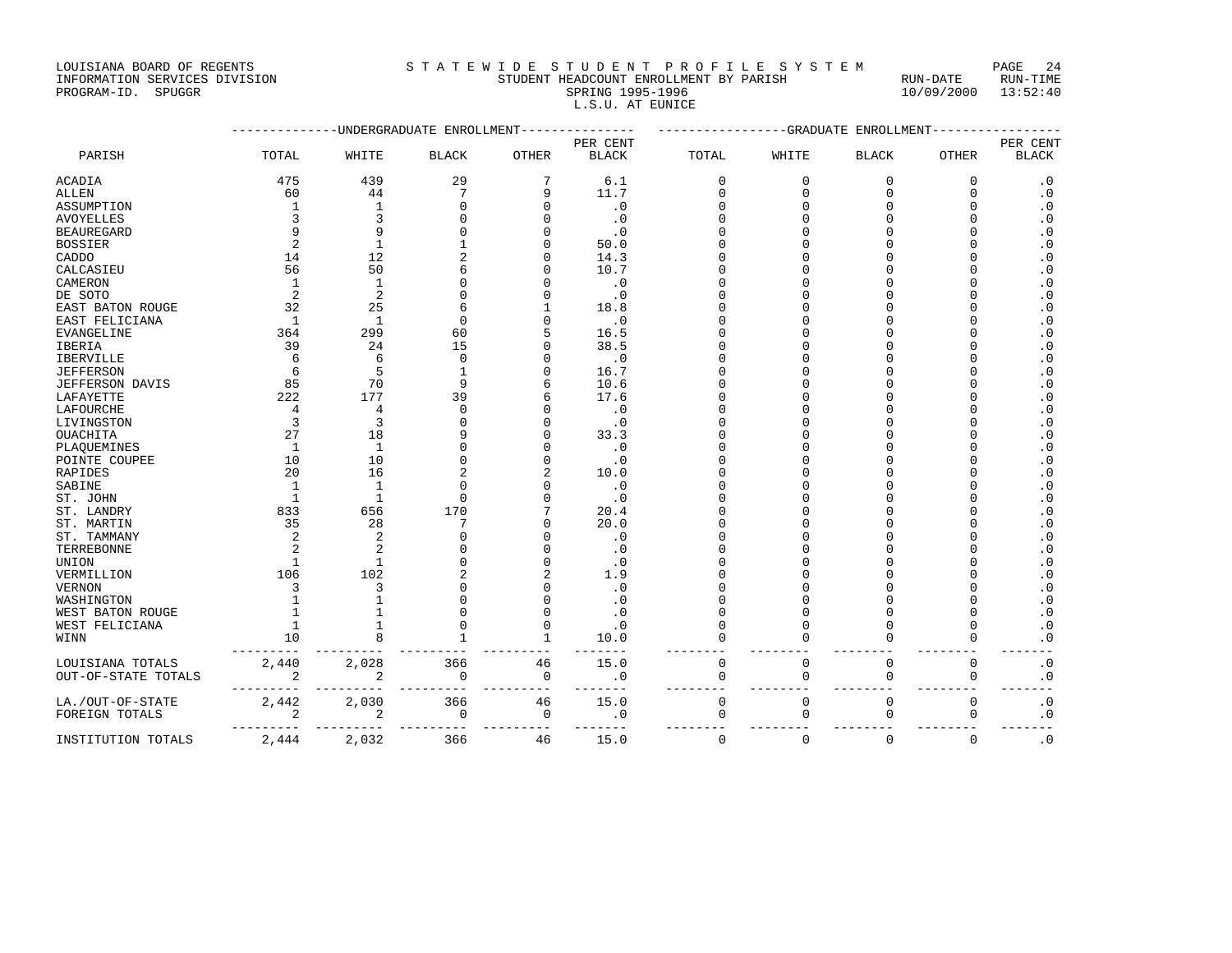LOUISIANA BOARD OF REGENTS
INFORMATION SERVICES DIVISION
PROGRAM-ID. SPUGGR

STATEWIDE STUDENT PROFILE SYSTEM
STUDENT HEADCOUNT ENROLLMENT BY PARISH
SPRING 1995-1996
L.S.U. AT EUNICE

RUN-DATE 10/09/2000 RUN-TIME 13:52:40

| PARISH | UNDERGRADUATE ENROLLMENT TOTAL | WHITE | BLACK | OTHER | PER CENT BLACK | GRADUATE ENROLLMENT TOTAL | WHITE | BLACK | OTHER | PER CENT BLACK |
|---|---|---|---|---|---|---|---|---|---|---|
| ACADIA | 475 | 439 | 29 | 7 | 6.1 | 0 | 0 | 0 | 0 | .0 |
| ALLEN | 60 | 44 | 7 | 9 | 11.7 | 0 | 0 | 0 | 0 | .0 |
| ASSUMPTION | 1 | 1 | 0 | 0 | .0 | 0 | 0 | 0 | 0 | .0 |
| AVOYELLES | 3 | 3 | 0 | 0 | .0 | 0 | 0 | 0 | 0 | .0 |
| BEAUREGARD | 9 | 9 | 0 | 0 | .0 | 0 | 0 | 0 | 0 | .0 |
| BOSSIER | 2 | 1 | 1 | 0 | 50.0 | 0 | 0 | 0 | 0 | .0 |
| CADDO | 14 | 12 | 2 | 0 | 14.3 | 0 | 0 | 0 | 0 | .0 |
| CALCASIEU | 56 | 50 | 6 | 0 | 10.7 | 0 | 0 | 0 | 0 | .0 |
| CAMERON | 1 | 1 | 0 | 0 | .0 | 0 | 0 | 0 | 0 | .0 |
| DE SOTO | 2 | 2 | 0 | 0 | .0 | 0 | 0 | 0 | 0 | .0 |
| EAST BATON ROUGE | 32 | 25 | 6 | 1 | 18.8 | 0 | 0 | 0 | 0 | .0 |
| EAST FELICIANA | 1 | 1 | 0 | 0 | .0 | 0 | 0 | 0 | 0 | .0 |
| EVANGELINE | 364 | 299 | 60 | 5 | 16.5 | 0 | 0 | 0 | 0 | .0 |
| IBERIA | 39 | 24 | 15 | 0 | 38.5 | 0 | 0 | 0 | 0 | .0 |
| IBERVILLE | 6 | 6 | 0 | 0 | .0 | 0 | 0 | 0 | 0 | .0 |
| JEFFERSON | 6 | 5 | 1 | 0 | 16.7 | 0 | 0 | 0 | 0 | .0 |
| JEFFERSON DAVIS | 85 | 70 | 9 | 6 | 10.6 | 0 | 0 | 0 | 0 | .0 |
| LAFAYETTE | 222 | 177 | 39 | 6 | 17.6 | 0 | 0 | 0 | 0 | .0 |
| LAFOURCHE | 4 | 4 | 0 | 0 | .0 | 0 | 0 | 0 | 0 | .0 |
| LIVINGSTON | 3 | 3 | 0 | 0 | .0 | 0 | 0 | 0 | 0 | .0 |
| OUACHITA | 27 | 18 | 9 | 0 | 33.3 | 0 | 0 | 0 | 0 | .0 |
| PLAQUEMINES | 1 | 1 | 0 | 0 | .0 | 0 | 0 | 0 | 0 | .0 |
| POINTE COUPEE | 10 | 10 | 0 | 0 | .0 | 0 | 0 | 0 | 0 | .0 |
| RAPIDES | 20 | 16 | 2 | 2 | 10.0 | 0 | 0 | 0 | 0 | .0 |
| SABINE | 1 | 1 | 0 | 0 | .0 | 0 | 0 | 0 | 0 | .0 |
| ST. JOHN | 1 | 1 | 0 | 0 | .0 | 0 | 0 | 0 | 0 | .0 |
| ST. LANDRY | 833 | 656 | 170 | 7 | 20.4 | 0 | 0 | 0 | 0 | .0 |
| ST. MARTIN | 35 | 28 | 7 | 0 | 20.0 | 0 | 0 | 0 | 0 | .0 |
| ST. TAMMANY | 2 | 2 | 0 | 0 | .0 | 0 | 0 | 0 | 0 | .0 |
| TERREBONNE | 2 | 2 | 0 | 0 | .0 | 0 | 0 | 0 | 0 | .0 |
| UNION | 1 | 1 | 0 | 0 | .0 | 0 | 0 | 0 | 0 | .0 |
| VERMILLION | 106 | 102 | 2 | 2 | 1.9 | 0 | 0 | 0 | 0 | .0 |
| VERNON | 3 | 3 | 0 | 0 | .0 | 0 | 0 | 0 | 0 | .0 |
| WASHINGTON | 1 | 1 | 0 | 0 | .0 | 0 | 0 | 0 | 0 | .0 |
| WEST BATON ROUGE | 1 | 1 | 0 | 0 | .0 | 0 | 0 | 0 | 0 | .0 |
| WEST FELICIANA | 1 | 1 | 0 | 0 | .0 | 0 | 0 | 0 | 0 | .0 |
| WINN | 10 | 8 | 1 | 1 | 10.0 | 0 | 0 | 0 | 0 | .0 |
| LOUISIANA TOTALS | 2,440 | 2,028 | 366 | 46 | 15.0 | 0 | 0 | 0 | 0 | .0 |
| OUT-OF-STATE TOTALS | 2 | 2 | 0 | 0 | .0 | 0 | 0 | 0 | 0 | .0 |
| LA./OUT-OF-STATE | 2,442 | 2,030 | 366 | 46 | 15.0 | 0 | 0 | 0 | 0 | .0 |
| FOREIGN TOTALS | 2 | 2 | 0 | 0 | .0 | 0 | 0 | 0 | 0 | .0 |
| INSTITUTION TOTALS | 2,444 | 2,032 | 366 | 46 | 15.0 | 0 | 0 | 0 | 0 | .0 |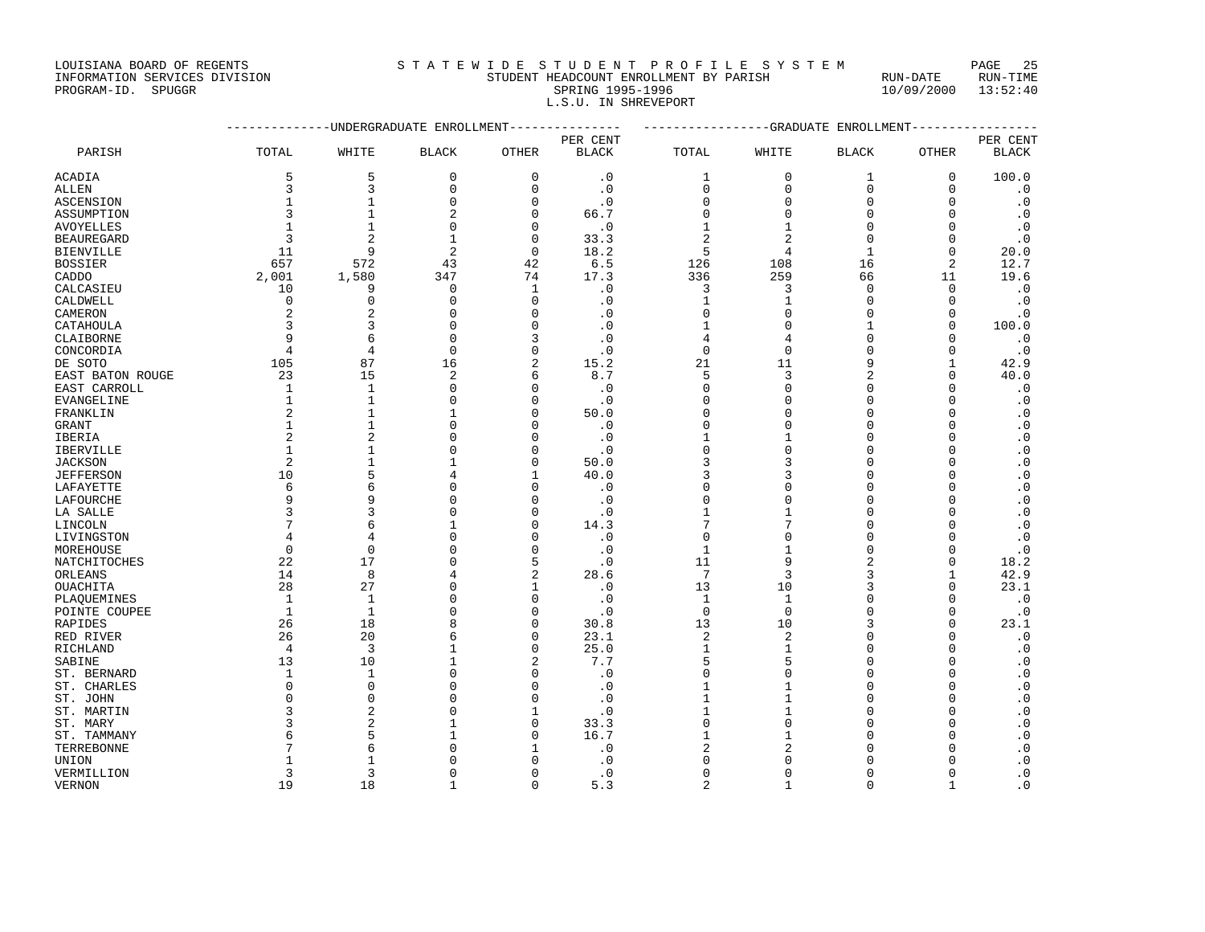LOUISIANA BOARD OF REGENTS
INFORMATION SERVICES DIVISION
PROGRAM-ID. SPUGGR

STATEWIDE STUDENT PROFILE SYSTEM
STUDENT HEADCOUNT ENROLLMENT BY PARISH
SPRING 1995-1996
L.S.U. IN SHREVEPORT

RUN-DATE 10/09/2000 RUN-TIME 13:52:40

| | UNDERGRADUATE ENROLLMENT | | | | | GRADUATE ENROLLMENT | | | | |
|---|---|---|---|---|---|---|---|---|---|---|
| PARISH | TOTAL | WHITE | BLACK | OTHER | PER CENT BLACK | TOTAL | WHITE | BLACK | OTHER | PER CENT BLACK |
| ACADIA | 5 | 5 | 0 | 0 | .0 | 1 | 0 | 1 | 0 | 100.0 |
| ALLEN | 3 | 3 | 0 | 0 | .0 | 0 | 0 | 0 | 0 | .0 |
| ASCENSION | 1 | 1 | 0 | 0 | .0 | 0 | 0 | 0 | 0 | .0 |
| ASSUMPTION | 3 | 1 | 2 | 0 | 66.7 | 0 | 0 | 0 | 0 | .0 |
| AVOYELLES | 1 | 1 | 0 | 0 | .0 | 1 | 1 | 0 | 0 | .0 |
| BEAUREGARD | 3 | 2 | 1 | 0 | 33.3 | 2 | 2 | 0 | 0 | .0 |
| BIENVILLE | 11 | 9 | 2 | 0 | 18.2 | 5 | 4 | 1 | 0 | 20.0 |
| BOSSIER | 657 | 572 | 43 | 42 | 6.5 | 126 | 108 | 16 | 2 | 12.7 |
| CADDO | 2,001 | 1,580 | 347 | 74 | 17.3 | 336 | 259 | 66 | 11 | 19.6 |
| CALCASIEU | 10 | 9 | 0 | 1 | .0 | 3 | 3 | 0 | 0 | .0 |
| CALDWELL | 0 | 0 | 0 | 0 | .0 | 1 | 1 | 0 | 0 | .0 |
| CAMERON | 2 | 2 | 0 | 0 | .0 | 0 | 0 | 0 | 0 | .0 |
| CATAHOULA | 3 | 3 | 0 | 0 | .0 | 1 | 0 | 1 | 0 | 100.0 |
| CLAIBORNE | 9 | 6 | 0 | 3 | .0 | 4 | 4 | 0 | 0 | .0 |
| CONCORDIA | 4 | 4 | 0 | 0 | .0 | 0 | 0 | 0 | 0 | .0 |
| DE SOTO | 105 | 87 | 16 | 2 | 15.2 | 21 | 11 | 9 | 1 | 42.9 |
| EAST BATON ROUGE | 23 | 15 | 2 | 6 | 8.7 | 5 | 3 | 2 | 0 | 40.0 |
| EAST CARROLL | 1 | 1 | 0 | 0 | .0 | 0 | 0 | 0 | 0 | .0 |
| EVANGELINE | 1 | 1 | 0 | 0 | .0 | 0 | 0 | 0 | 0 | .0 |
| FRANKLIN | 2 | 1 | 1 | 0 | 50.0 | 0 | 0 | 0 | 0 | .0 |
| GRANT | 1 | 1 | 0 | 0 | .0 | 0 | 0 | 0 | 0 | .0 |
| IBERIA | 2 | 2 | 0 | 0 | .0 | 1 | 1 | 0 | 0 | .0 |
| IBERVILLE | 1 | 1 | 0 | 0 | .0 | 0 | 0 | 0 | 0 | .0 |
| JACKSON | 2 | 1 | 1 | 0 | 50.0 | 3 | 3 | 0 | 0 | .0 |
| JEFFERSON | 10 | 5 | 4 | 1 | 40.0 | 3 | 3 | 0 | 0 | .0 |
| LAFAYETTE | 6 | 6 | 0 | 0 | .0 | 0 | 0 | 0 | 0 | .0 |
| LAFOURCHE | 9 | 9 | 0 | 0 | .0 | 0 | 0 | 0 | 0 | .0 |
| LA SALLE | 3 | 3 | 0 | 0 | .0 | 1 | 1 | 0 | 0 | .0 |
| LINCOLN | 7 | 6 | 1 | 0 | 14.3 | 7 | 7 | 0 | 0 | .0 |
| LIVINGSTON | 4 | 4 | 0 | 0 | .0 | 0 | 0 | 0 | 0 | .0 |
| MOREHOUSE | 0 | 0 | 0 | 0 | .0 | 1 | 1 | 0 | 0 | .0 |
| NATCHITOCHES | 22 | 17 | 0 | 5 | .0 | 11 | 9 | 2 | 0 | 18.2 |
| ORLEANS | 14 | 8 | 4 | 2 | 28.6 | 7 | 3 | 3 | 1 | 42.9 |
| OUACHITA | 28 | 27 | 0 | 1 | .0 | 13 | 10 | 3 | 0 | 23.1 |
| PLAQUEMINES | 1 | 1 | 0 | 0 | .0 | 1 | 1 | 0 | 0 | .0 |
| POINTE COUPEE | 1 | 1 | 0 | 0 | .0 | 0 | 0 | 0 | 0 | .0 |
| RAPIDES | 26 | 18 | 8 | 0 | 30.8 | 13 | 10 | 3 | 0 | 23.1 |
| RED RIVER | 26 | 20 | 6 | 0 | 23.1 | 2 | 2 | 0 | 0 | .0 |
| RICHLAND | 4 | 3 | 1 | 0 | 25.0 | 1 | 1 | 0 | 0 | .0 |
| SABINE | 13 | 10 | 1 | 2 | 7.7 | 5 | 5 | 0 | 0 | .0 |
| ST. BERNARD | 1 | 1 | 0 | 0 | .0 | 0 | 0 | 0 | 0 | .0 |
| ST. CHARLES | 0 | 0 | 0 | 0 | .0 | 1 | 1 | 0 | 0 | .0 |
| ST. JOHN | 0 | 0 | 0 | 0 | .0 | 1 | 1 | 0 | 0 | .0 |
| ST. MARTIN | 3 | 2 | 0 | 1 | .0 | 1 | 1 | 0 | 0 | .0 |
| ST. MARY | 3 | 2 | 1 | 0 | 33.3 | 0 | 0 | 0 | 0 | .0 |
| ST. TAMMANY | 6 | 5 | 1 | 0 | 16.7 | 1 | 1 | 0 | 0 | .0 |
| TERREBONNE | 7 | 6 | 0 | 1 | .0 | 2 | 2 | 0 | 0 | .0 |
| UNION | 1 | 1 | 0 | 0 | .0 | 0 | 0 | 0 | 0 | .0 |
| VERMILLION | 3 | 3 | 0 | 0 | .0 | 0 | 0 | 0 | 0 | .0 |
| VERNON | 19 | 18 | 1 | 0 | 5.3 | 2 | 1 | 0 | 1 | .0 |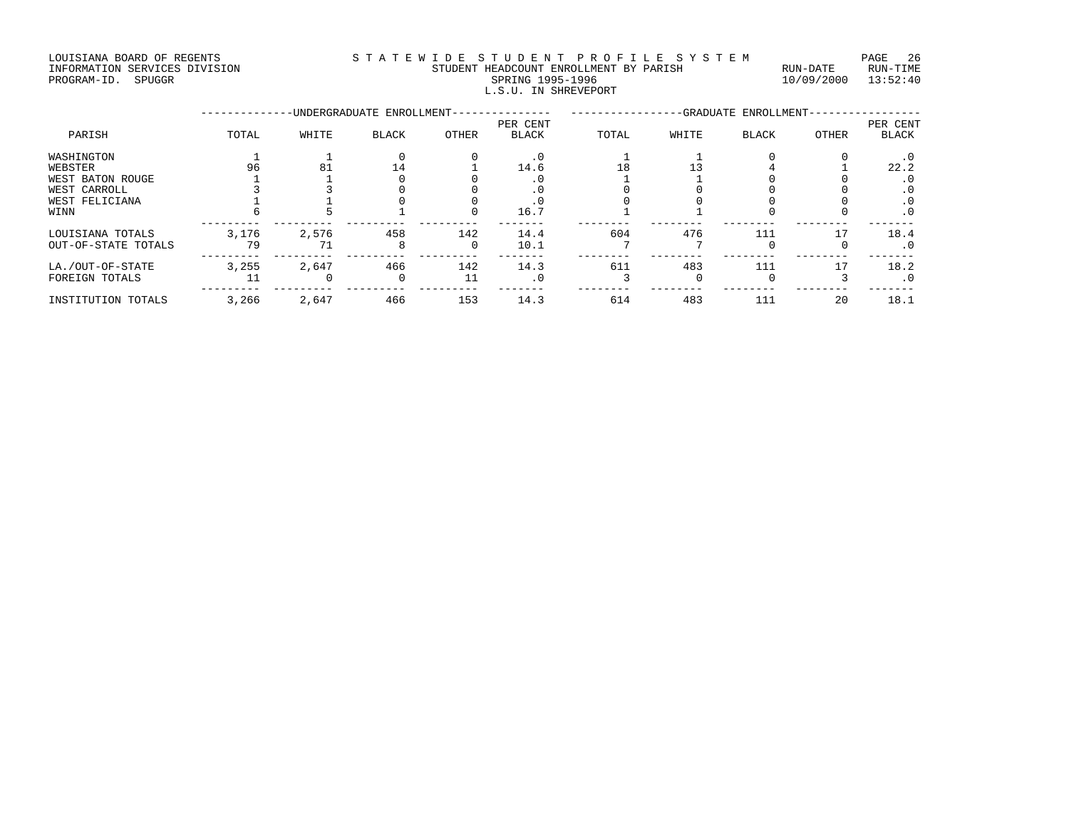LOUISIANA BOARD OF REGENTS
INFORMATION SERVICES DIVISION
PROGRAM-ID. SPUGGR

STATEWIDE STUDENT PROFILE SYSTEM
STUDENT HEADCOUNT ENROLLMENT BY PARISH
SPRING 1995-1996
L.S.U. IN SHREVEPORT

RUN-DATE 10/09/2000 RUN-TIME 13:52:40

| PARISH | UNDERGRADUATE ENROLLMENT | | | | | GRADUATE ENROLLMENT | | | | |
|---|---|---|---|---|---|---|---|---|---|---|
| | TOTAL | WHITE | BLACK | OTHER | PER CENT BLACK | TOTAL | WHITE | BLACK | OTHER | PER CENT BLACK |
| WASHINGTON | 1 | 1 | 0 | 0 | .0 | 1 | 1 | 0 | 0 | .0 |
| WEBSTER | 96 | 81 | 14 | 1 | 14.6 | 18 | 13 | 4 | 1 | 22.2 |
| WEST BATON ROUGE | 1 | 1 | 0 | 0 | .0 | 1 | 1 | 0 | 0 | .0 |
| WEST CARROLL | 3 | 3 | 0 | 0 | .0 | 0 | 0 | 0 | 0 | .0 |
| WEST FELICIANA | 1 | 1 | 0 | 0 | .0 | 0 | 0 | 0 | 0 | .0 |
| WINN | 6 | 5 | 1 | 0 | 16.7 | 1 | 1 | 0 | 0 | .0 |
| LOUISIANA TOTALS | 3,176 | 2,576 | 458 | 142 | 14.4 | 604 | 476 | 111 | 17 | 18.4 |
| OUT-OF-STATE TOTALS | 79 | 71 | 8 | 0 | 10.1 | 7 | 7 | 0 | 0 | .0 |
| LA./OUT-OF-STATE | 3,255 | 2,647 | 466 | 142 | 14.3 | 611 | 483 | 111 | 17 | 18.2 |
| FOREIGN TOTALS | 11 | 0 | 0 | 11 | .0 | 3 | 0 | 0 | 3 | .0 |
| INSTITUTION TOTALS | 3,266 | 2,647 | 466 | 153 | 14.3 | 614 | 483 | 111 | 20 | 18.1 |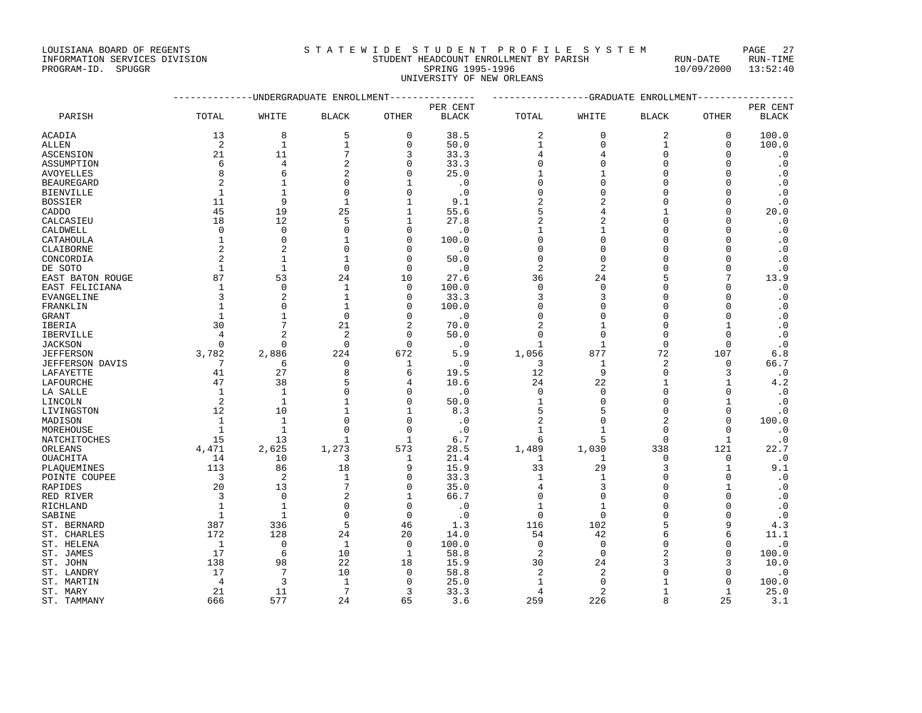LOUISIANA BOARD OF REGENTS
INFORMATION SERVICES DIVISION
PROGRAM-ID. SPUGGR

STATEWIDE STUDENT PROFILE SYSTEM
STUDENT HEADCOUNT ENROLLMENT BY PARISH
SPRING 1995-1996
UNIVERSITY OF NEW ORLEANS

RUN-DATE 10/09/2000 RUN-TIME 13:52:40

| PARISH | UNDERGRADUATE ENROLLMENT | | | | | GRADUATE ENROLLMENT | | | | |
|---|---|---|---|---|---|---|---|---|---|---|
| | TOTAL | WHITE | BLACK | OTHER | PER CENT BLACK | TOTAL | WHITE | BLACK | OTHER | PER CENT BLACK |
| ACADIA | 13 | 8 | 5 | 0 | 38.5 | 2 | 0 | 2 | 0 | 100.0 |
| ALLEN | 2 | 1 | 1 | 0 | 50.0 | 1 | 0 | 1 | 0 | 100.0 |
| ASCENSION | 21 | 11 | 7 | 3 | 33.3 | 4 | 4 | 0 | 0 | .0 |
| ASSUMPTION | 6 | 4 | 2 | 0 | 33.3 | 0 | 0 | 0 | 0 | .0 |
| AVOYELLES | 8 | 6 | 2 | 0 | 25.0 | 1 | 1 | 0 | 0 | .0 |
| BEAUREGARD | 2 | 1 | 0 | 1 | .0 | 0 | 0 | 0 | 0 | .0 |
| BIENVILLE | 1 | 1 | 0 | 0 | .0 | 0 | 0 | 0 | 0 | .0 |
| BOSSIER | 11 | 9 | 1 | 1 | 9.1 | 2 | 2 | 0 | 0 | .0 |
| CADDO | 45 | 19 | 25 | 1 | 55.6 | 5 | 4 | 1 | 0 | 20.0 |
| CALCASIEU | 18 | 12 | 5 | 1 | 27.8 | 2 | 2 | 0 | 0 | .0 |
| CALDWELL | 0 | 0 | 0 | 0 | .0 | 1 | 1 | 0 | 0 | .0 |
| CATAHOULA | 1 | 0 | 1 | 0 | 100.0 | 0 | 0 | 0 | 0 | .0 |
| CLAIBORNE | 2 | 2 | 0 | 0 | .0 | 0 | 0 | 0 | 0 | .0 |
| CONCORDIA | 2 | 1 | 1 | 0 | 50.0 | 0 | 0 | 0 | 0 | .0 |
| DE SOTO | 1 | 1 | 0 | 0 | .0 | 2 | 2 | 0 | 0 | .0 |
| EAST BATON ROUGE | 87 | 53 | 24 | 10 | 27.6 | 36 | 24 | 5 | 7 | 13.9 |
| EAST FELICIANA | 1 | 0 | 1 | 0 | 100.0 | 0 | 0 | 0 | 0 | .0 |
| EVANGELINE | 3 | 2 | 1 | 0 | 33.3 | 3 | 3 | 0 | 0 | .0 |
| FRANKLIN | 1 | 0 | 1 | 0 | 100.0 | 0 | 0 | 0 | 0 | .0 |
| GRANT | 1 | 1 | 0 | 0 | .0 | 0 | 0 | 0 | 0 | .0 |
| IBERIA | 30 | 7 | 21 | 2 | 70.0 | 2 | 1 | 0 | 1 | .0 |
| IBERVILLE | 4 | 2 | 2 | 0 | 50.0 | 0 | 0 | 0 | 0 | .0 |
| JACKSON | 0 | 0 | 0 | 0 | .0 | 1 | 1 | 0 | 0 | .0 |
| JEFFERSON | 3,782 | 2,886 | 224 | 672 | 5.9 | 1,056 | 877 | 72 | 107 | 6.8 |
| JEFFERSON DAVIS | 7 | 6 | 0 | 1 | .0 | 3 | 1 | 2 | 0 | 66.7 |
| LAFAYETTE | 41 | 27 | 8 | 6 | 19.5 | 12 | 9 | 0 | 3 | .0 |
| LAFOURCHE | 47 | 38 | 5 | 4 | 10.6 | 24 | 22 | 1 | 1 | 4.2 |
| LA SALLE | 1 | 1 | 0 | 0 | .0 | 0 | 0 | 0 | 0 | .0 |
| LINCOLN | 2 | 1 | 1 | 0 | 50.0 | 1 | 0 | 0 | 1 | .0 |
| LIVINGSTON | 12 | 10 | 1 | 1 | 8.3 | 5 | 5 | 0 | 0 | .0 |
| MADISON | 1 | 1 | 0 | 0 | .0 | 2 | 0 | 2 | 0 | 100.0 |
| MOREHOUSE | 1 | 1 | 0 | 0 | .0 | 1 | 1 | 0 | 0 | .0 |
| NATCHITOCHES | 15 | 13 | 1 | 1 | 6.7 | 6 | 5 | 0 | 1 | .0 |
| ORLEANS | 4,471 | 2,625 | 1,273 | 573 | 28.5 | 1,489 | 1,030 | 338 | 121 | 22.7 |
| OUACHITA | 14 | 10 | 3 | 1 | 21.4 | 1 | 1 | 0 | 0 | .0 |
| PLAQUEMINES | 113 | 86 | 18 | 9 | 15.9 | 33 | 29 | 3 | 1 | 9.1 |
| POINTE COUPEE | 3 | 2 | 1 | 0 | 33.3 | 1 | 1 | 0 | 0 | .0 |
| RAPIDES | 20 | 13 | 7 | 0 | 35.0 | 4 | 3 | 0 | 1 | .0 |
| RED RIVER | 3 | 0 | 2 | 1 | 66.7 | 0 | 0 | 0 | 0 | .0 |
| RICHLAND | 1 | 1 | 0 | 0 | .0 | 1 | 1 | 0 | 0 | .0 |
| SABINE | 1 | 1 | 0 | 0 | .0 | 0 | 0 | 0 | 0 | .0 |
| ST. BERNARD | 387 | 336 | 5 | 46 | 1.3 | 116 | 102 | 5 | 9 | 4.3 |
| ST. CHARLES | 172 | 128 | 24 | 20 | 14.0 | 54 | 42 | 6 | 6 | 11.1 |
| ST. HELENA | 1 | 0 | 1 | 0 | 100.0 | 0 | 0 | 0 | 0 | .0 |
| ST. JAMES | 17 | 6 | 10 | 1 | 58.8 | 2 | 0 | 2 | 0 | 100.0 |
| ST. JOHN | 138 | 98 | 22 | 18 | 15.9 | 30 | 24 | 3 | 3 | 10.0 |
| ST. LANDRY | 17 | 7 | 10 | 0 | 58.8 | 2 | 2 | 0 | 0 | .0 |
| ST. MARTIN | 4 | 3 | 1 | 0 | 25.0 | 1 | 0 | 1 | 0 | 100.0 |
| ST. MARY | 21 | 11 | 7 | 3 | 33.3 | 4 | 2 | 1 | 1 | 25.0 |
| ST. TAMMANY | 666 | 577 | 24 | 65 | 3.6 | 259 | 226 | 8 | 25 | 3.1 |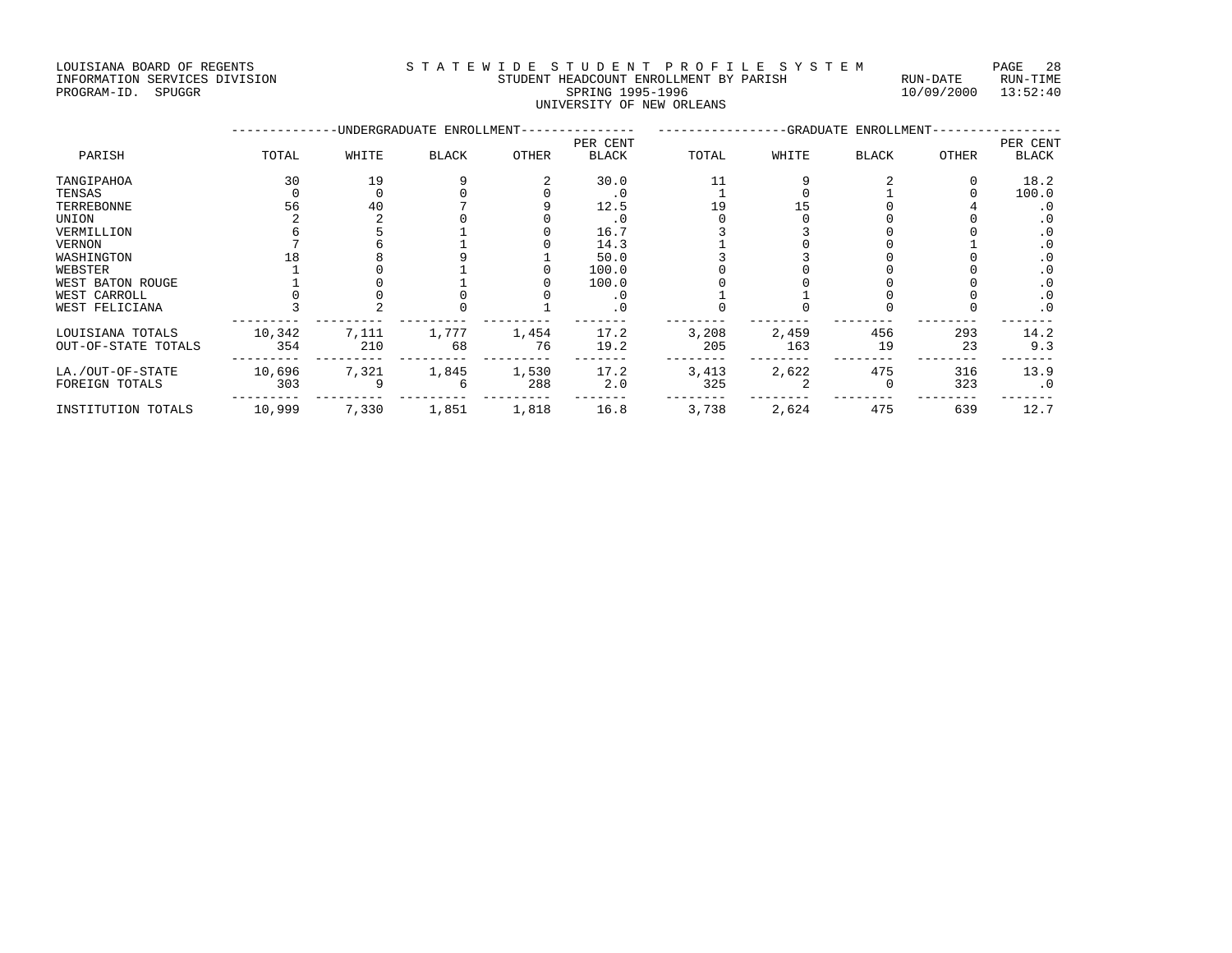LOUISIANA BOARD OF REGENTS
INFORMATION SERVICES DIVISION
PROGRAM-ID. SPUGGR

STATEWIDE STUDENT PROFILE SYSTEM
STUDENT HEADCOUNT ENROLLMENT BY PARISH
SPRING 1995-1996
UNIVERSITY OF NEW ORLEANS

RUN-DATE 10/09/2000 RUN-TIME 13:52:40

| PARISH | UNDERGRADUATE ENROLLMENT | | | | | GRADUATE ENROLLMENT | | | | |
|---|---|---|---|---|---|---|---|---|---|---|
| | TOTAL | WHITE | BLACK | OTHER | PER CENT BLACK | TOTAL | WHITE | BLACK | OTHER | PER CENT BLACK |
| TANGIPAHOA | 30 | 19 | 9 | 2 | 30.0 | 11 | 9 | 2 | 0 | 18.2 |
| TENSAS | 0 | 0 | 0 | 0 | .0 | 1 | 0 | 1 | 0 | 100.0 |
| TERREBONNE | 56 | 40 | 7 | 9 | 12.5 | 19 | 15 | 0 | 4 | .0 |
| UNION | 2 | 2 | 0 | 0 | .0 | 0 | 0 | 0 | 0 | .0 |
| VERMILLION | 6 | 5 | 1 | 0 | 16.7 | 3 | 3 | 0 | 0 | .0 |
| VERNON | 7 | 6 | 1 | 0 | 14.3 | 1 | 0 | 0 | 1 | .0 |
| WASHINGTON | 18 | 8 | 9 | 1 | 50.0 | 3 | 3 | 0 | 0 | .0 |
| WEBSTER | 1 | 0 | 1 | 0 | 100.0 | 0 | 0 | 0 | 0 | .0 |
| WEST BATON ROUGE | 1 | 0 | 1 | 0 | 100.0 | 0 | 0 | 0 | 0 | .0 |
| WEST CARROLL | 0 | 0 | 0 | 0 | .0 | 1 | 1 | 0 | 0 | .0 |
| WEST FELICIANA | 3 | 2 | 0 | 1 | .0 | 0 | 0 | 0 | 0 | .0 |
| LOUISIANA TOTALS | 10,342 | 7,111 | 1,777 | 1,454 | 17.2 | 3,208 | 2,459 | 456 | 293 | 14.2 |
| OUT-OF-STATE TOTALS | 354 | 210 | 68 | 76 | 19.2 | 205 | 163 | 19 | 23 | 9.3 |
| LA./OUT-OF-STATE | 10,696 | 7,321 | 1,845 | 1,530 | 17.2 | 3,413 | 2,622 | 475 | 316 | 13.9 |
| FOREIGN TOTALS | 303 | 9 | 6 | 288 | 2.0 | 325 | 2 | 0 | 323 | .0 |
| INSTITUTION TOTALS | 10,999 | 7,330 | 1,851 | 1,818 | 16.8 | 3,738 | 2,624 | 475 | 639 | 12.7 |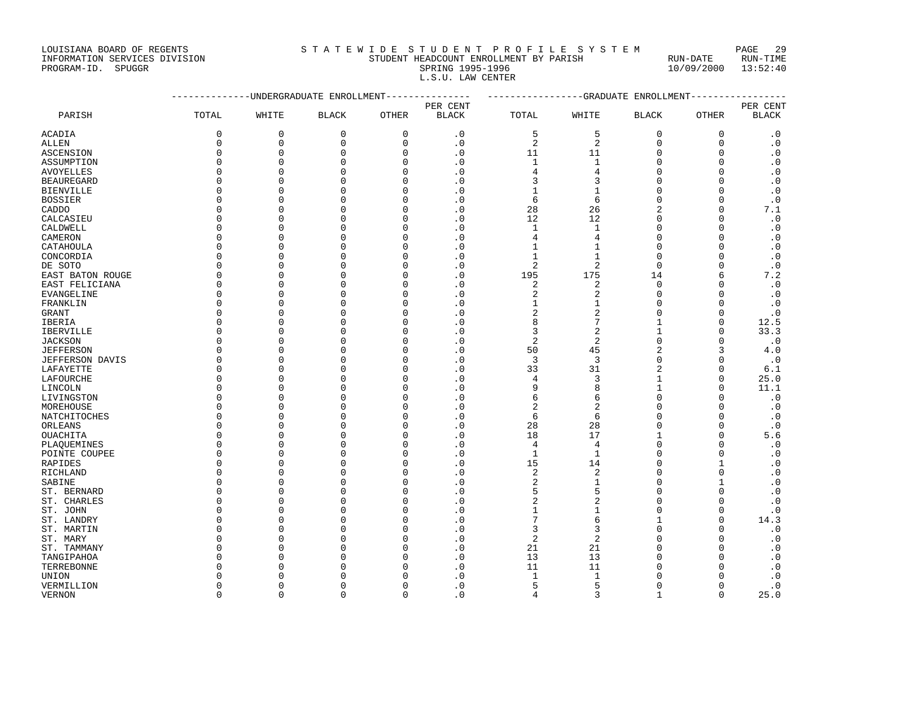LOUISIANA BOARD OF REGENTS
INFORMATION SERVICES DIVISION
PROGRAM-ID. SPUGGR

S T A T E W I D E S T U D E N T P R O F I L E S Y S T E M
STUDENT HEADCOUNT ENROLLMENT BY PARISH
SPRING 1995-1996
L.S.U. LAW CENTER

RUN-DATE 10/09/2000 RUN-TIME 13:52:40

| | UNDERGRADUATE ENROLLMENT | | | | | GRADUATE ENROLLMENT | | | | |
|---|---|---|---|---|---|---|---|---|---|---|
| PARISH | TOTAL | WHITE | BLACK | OTHER | PER CENT BLACK | TOTAL | WHITE | BLACK | OTHER | PER CENT BLACK |
| ACADIA | 0 | 0 | 0 | 0 | .0 | 5 | 5 | 0 | 0 | .0 |
| ALLEN | 0 | 0 | 0 | 0 | .0 | 2 | 2 | 0 | 0 | .0 |
| ASCENSION | 0 | 0 | 0 | 0 | .0 | 11 | 11 | 0 | 0 | .0 |
| ASSUMPTION | 0 | 0 | 0 | 0 | .0 | 1 | 1 | 0 | 0 | .0 |
| AVOYELLES | 0 | 0 | 0 | 0 | .0 | 4 | 4 | 0 | 0 | .0 |
| BEAUREGARD | 0 | 0 | 0 | 0 | .0 | 3 | 3 | 0 | 0 | .0 |
| BIENVILLE | 0 | 0 | 0 | 0 | .0 | 1 | 1 | 0 | 0 | .0 |
| BOSSIER | 0 | 0 | 0 | 0 | .0 | 6 | 6 | 0 | 0 | .0 |
| CADDO | 0 | 0 | 0 | 0 | .0 | 28 | 26 | 2 | 0 | 7.1 |
| CALCASIEU | 0 | 0 | 0 | 0 | .0 | 12 | 12 | 0 | 0 | .0 |
| CALDWELL | 0 | 0 | 0 | 0 | .0 | 1 | 1 | 0 | 0 | .0 |
| CAMERON | 0 | 0 | 0 | 0 | .0 | 4 | 4 | 0 | 0 | .0 |
| CATAHOULA | 0 | 0 | 0 | 0 | .0 | 1 | 1 | 0 | 0 | .0 |
| CONCORDIA | 0 | 0 | 0 | 0 | .0 | 1 | 1 | 0 | 0 | .0 |
| DE SOTO | 0 | 0 | 0 | 0 | .0 | 2 | 2 | 0 | 0 | .0 |
| EAST BATON ROUGE | 0 | 0 | 0 | 0 | .0 | 195 | 175 | 14 | 6 | 7.2 |
| EAST FELICIANA | 0 | 0 | 0 | 0 | .0 | 2 | 2 | 0 | 0 | .0 |
| EVANGELINE | 0 | 0 | 0 | 0 | .0 | 2 | 2 | 0 | 0 | .0 |
| FRANKLIN | 0 | 0 | 0 | 0 | .0 | 1 | 1 | 0 | 0 | .0 |
| GRANT | 0 | 0 | 0 | 0 | .0 | 2 | 2 | 0 | 0 | .0 |
| IBERIA | 0 | 0 | 0 | 0 | .0 | 8 | 7 | 1 | 0 | 12.5 |
| IBERVILLE | 0 | 0 | 0 | 0 | .0 | 3 | 2 | 1 | 0 | 33.3 |
| JACKSON | 0 | 0 | 0 | 0 | .0 | 2 | 2 | 0 | 0 | .0 |
| JEFFERSON | 0 | 0 | 0 | 0 | .0 | 50 | 45 | 2 | 3 | 4.0 |
| JEFFERSON DAVIS | 0 | 0 | 0 | 0 | .0 | 3 | 3 | 0 | 0 | .0 |
| LAFAYETTE | 0 | 0 | 0 | 0 | .0 | 33 | 31 | 2 | 0 | 6.1 |
| LAFOURCHE | 0 | 0 | 0 | 0 | .0 | 4 | 3 | 1 | 0 | 25.0 |
| LINCOLN | 0 | 0 | 0 | 0 | .0 | 9 | 8 | 1 | 0 | 11.1 |
| LIVINGSTON | 0 | 0 | 0 | 0 | .0 | 6 | 6 | 0 | 0 | .0 |
| MOREHOUSE | 0 | 0 | 0 | 0 | .0 | 2 | 2 | 0 | 0 | .0 |
| NATCHITOCHES | 0 | 0 | 0 | 0 | .0 | 6 | 6 | 0 | 0 | .0 |
| ORLEANS | 0 | 0 | 0 | 0 | .0 | 28 | 28 | 0 | 0 | .0 |
| OUACHITA | 0 | 0 | 0 | 0 | .0 | 18 | 17 | 1 | 0 | 5.6 |
| PLAQUEMINES | 0 | 0 | 0 | 0 | .0 | 4 | 4 | 0 | 0 | .0 |
| POINTE COUPEE | 0 | 0 | 0 | 0 | .0 | 1 | 1 | 0 | 0 | .0 |
| RAPIDES | 0 | 0 | 0 | 0 | .0 | 15 | 14 | 0 | 1 | .0 |
| RICHLAND | 0 | 0 | 0 | 0 | .0 | 2 | 2 | 0 | 0 | .0 |
| SABINE | 0 | 0 | 0 | 0 | .0 | 2 | 1 | 0 | 1 | .0 |
| ST. BERNARD | 0 | 0 | 0 | 0 | .0 | 5 | 5 | 0 | 0 | .0 |
| ST. CHARLES | 0 | 0 | 0 | 0 | .0 | 2 | 2 | 0 | 0 | .0 |
| ST. JOHN | 0 | 0 | 0 | 0 | .0 | 1 | 1 | 0 | 0 | .0 |
| ST. LANDRY | 0 | 0 | 0 | 0 | .0 | 7 | 6 | 1 | 0 | 14.3 |
| ST. MARTIN | 0 | 0 | 0 | 0 | .0 | 3 | 3 | 0 | 0 | .0 |
| ST. MARY | 0 | 0 | 0 | 0 | .0 | 2 | 2 | 0 | 0 | .0 |
| ST. TAMMANY | 0 | 0 | 0 | 0 | .0 | 21 | 21 | 0 | 0 | .0 |
| TANGIPAHOA | 0 | 0 | 0 | 0 | .0 | 13 | 13 | 0 | 0 | .0 |
| TERREBONNE | 0 | 0 | 0 | 0 | .0 | 11 | 11 | 0 | 0 | .0 |
| UNION | 0 | 0 | 0 | 0 | .0 | 1 | 1 | 0 | 0 | .0 |
| VERMILLION | 0 | 0 | 0 | 0 | .0 | 5 | 5 | 0 | 0 | .0 |
| VERNON | 0 | 0 | 0 | 0 | .0 | 4 | 3 | 1 | 0 | 25.0 |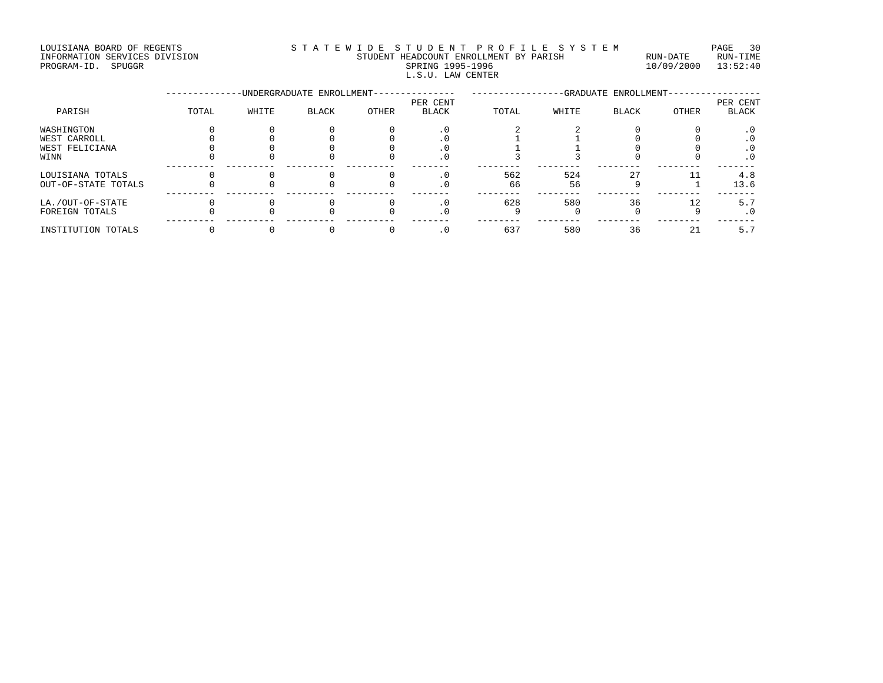LOUISIANA BOARD OF REGENTS
INFORMATION SERVICES DIVISION
PROGRAM-ID. SPUGGR

STATEWIDE STUDENT PROFILE SYSTEM
STUDENT HEADCOUNT ENROLLMENT BY PARISH
SPRING 1995-1996
L.S.U. LAW CENTER

RUN-DATE 10/09/2000 RUN-TIME 13:52:40

| | UNDERGRADUATE ENROLLMENT | | | | | GRADUATE ENROLLMENT | | | | |
|---|---|---|---|---|---|---|---|---|---|---|
| PARISH | TOTAL | WHITE | BLACK | OTHER | PER CENT BLACK | TOTAL | WHITE | BLACK | OTHER | PER CENT BLACK |
| WASHINGTON | 0 | 0 | 0 | 0 | .0 | 2 | 2 | 0 | 0 | .0 |
| WEST CARROLL | 0 | 0 | 0 | 0 | .0 | 1 | 1 | 0 | 0 | .0 |
| WEST FELICIANA | 0 | 0 | 0 | 0 | .0 | 1 | 1 | 0 | 0 | .0 |
| WINN | 0 | 0 | 0 | 0 | .0 | 3 | 3 | 0 | 0 | .0 |
| LOUISIANA TOTALS | 0 | 0 | 0 | 0 | .0 | 562 | 524 | 27 | 11 | 4.8 |
| OUT-OF-STATE TOTALS | 0 | 0 | 0 | 0 | .0 | 66 | 56 | 9 | 1 | 13.6 |
| LA./OUT-OF-STATE | 0 | 0 | 0 | 0 | .0 | 628 | 580 | 36 | 12 | 5.7 |
| FOREIGN TOTALS | 0 | 0 | 0 | 0 | .0 | 9 | 0 | 0 | 9 | .0 |
| INSTITUTION TOTALS | 0 | 0 | 0 | 0 | .0 | 637 | 580 | 36 | 21 | 5.7 |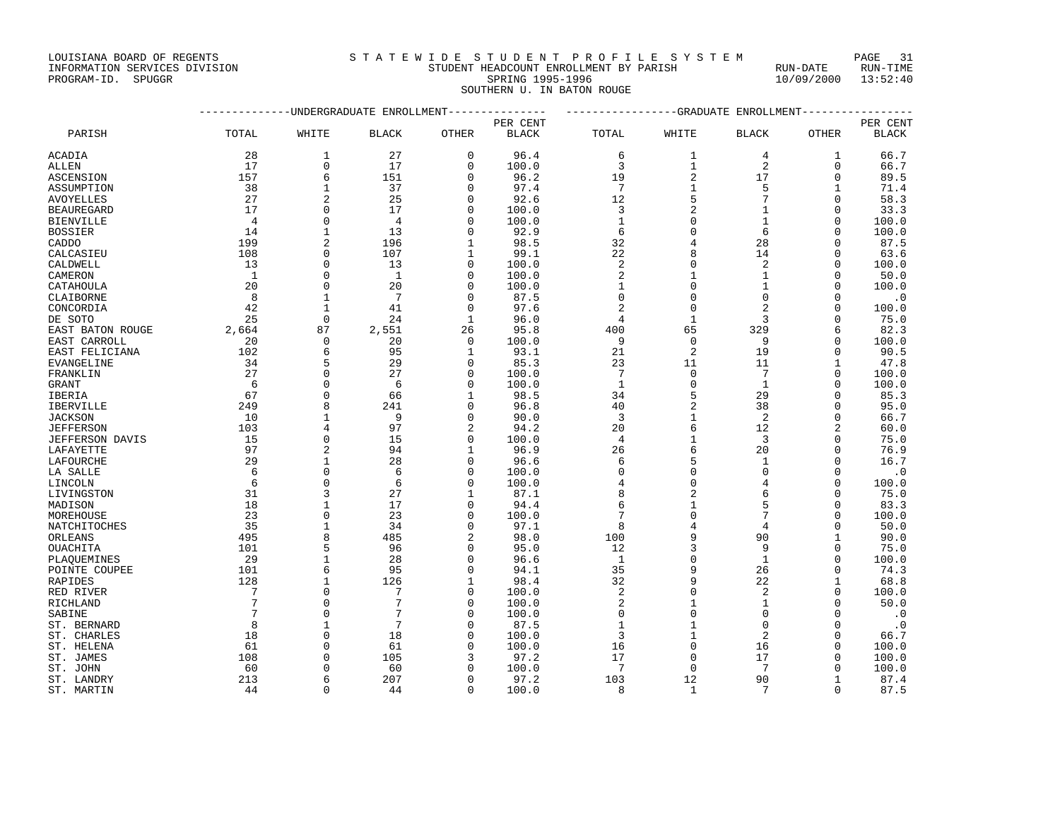LOUISIANA BOARD OF REGENTS
INFORMATION SERVICES DIVISION
PROGRAM-ID. SPUGGR

S T A T E W I D E   S T U D E N T   P R O F I L E   S Y S T E M
STUDENT HEADCOUNT ENROLLMENT BY PARISH
SPRING 1995-1996
SOUTHERN U. IN BATON ROUGE

RUN-DATE 10/09/2000 RUN-TIME 13:52:40

| PARISH | UNDERGRADUATE ENROLLMENT TOTAL | WHITE | BLACK | OTHER | PER CENT BLACK | GRADUATE ENROLLMENT TOTAL | WHITE | BLACK | OTHER | PER CENT BLACK |
|---|---|---|---|---|---|---|---|---|---|---|
| ACADIA | 28 | 1 | 27 | 0 | 96.4 | 6 | 1 | 4 | 1 | 66.7 |
| ALLEN | 17 | 0 | 17 | 0 | 100.0 | 3 | 1 | 2 | 0 | 66.7 |
| ASCENSION | 157 | 6 | 151 | 0 | 96.2 | 19 | 2 | 17 | 0 | 89.5 |
| ASSUMPTION | 38 | 1 | 37 | 0 | 97.4 | 7 | 1 | 5 | 1 | 71.4 |
| AVOYELLES | 27 | 2 | 25 | 0 | 92.6 | 12 | 5 | 7 | 0 | 58.3 |
| BEAUREGARD | 17 | 0 | 17 | 0 | 100.0 | 3 | 2 | 1 | 0 | 33.3 |
| BIENVILLE | 4 | 0 | 4 | 0 | 100.0 | 1 | 0 | 1 | 0 | 100.0 |
| BOSSIER | 14 | 1 | 13 | 0 | 92.9 | 6 | 0 | 6 | 0 | 100.0 |
| CADDO | 199 | 2 | 196 | 1 | 98.5 | 32 | 4 | 28 | 0 | 87.5 |
| CALCASIEU | 108 | 0 | 107 | 1 | 99.1 | 22 | 8 | 14 | 0 | 63.6 |
| CALDWELL | 13 | 0 | 13 | 0 | 100.0 | 2 | 0 | 2 | 0 | 100.0 |
| CAMERON | 1 | 0 | 1 | 0 | 100.0 | 2 | 1 | 1 | 0 | 50.0 |
| CATAHOULA | 20 | 0 | 20 | 0 | 100.0 | 1 | 0 | 1 | 0 | 100.0 |
| CLAIBORNE | 8 | 1 | 7 | 0 | 87.5 | 0 | 0 | 0 | 0 | .0 |
| CONCORDIA | 42 | 1 | 41 | 0 | 97.6 | 2 | 0 | 2 | 0 | 100.0 |
| DE SOTO | 25 | 0 | 24 | 1 | 96.0 | 4 | 1 | 3 | 0 | 75.0 |
| EAST BATON ROUGE | 2,664 | 87 | 2,551 | 26 | 95.8 | 400 | 65 | 329 | 6 | 82.3 |
| EAST CARROLL | 20 | 0 | 20 | 0 | 100.0 | 9 | 0 | 9 | 0 | 100.0 |
| EAST FELICIANA | 102 | 6 | 95 | 1 | 93.1 | 21 | 2 | 19 | 0 | 90.5 |
| EVANGELINE | 34 | 5 | 29 | 0 | 85.3 | 23 | 11 | 11 | 1 | 47.8 |
| FRANKLIN | 27 | 0 | 27 | 0 | 100.0 | 7 | 0 | 7 | 0 | 100.0 |
| GRANT | 6 | 0 | 6 | 0 | 100.0 | 1 | 0 | 1 | 0 | 100.0 |
| IBERIA | 67 | 0 | 66 | 1 | 98.5 | 34 | 5 | 29 | 0 | 85.3 |
| IBERVILLE | 249 | 8 | 241 | 0 | 96.8 | 40 | 2 | 38 | 0 | 95.0 |
| JACKSON | 10 | 1 | 9 | 0 | 90.0 | 3 | 1 | 2 | 0 | 66.7 |
| JEFFERSON | 103 | 4 | 97 | 2 | 94.2 | 20 | 6 | 12 | 2 | 60.0 |
| JEFFERSON DAVIS | 15 | 0 | 15 | 0 | 100.0 | 4 | 1 | 3 | 0 | 75.0 |
| LAFAYETTE | 97 | 2 | 94 | 1 | 96.9 | 26 | 6 | 20 | 0 | 76.9 |
| LAFOURCHE | 29 | 1 | 28 | 0 | 96.6 | 6 | 5 | 1 | 0 | 16.7 |
| LA SALLE | 6 | 0 | 6 | 0 | 100.0 | 0 | 0 | 0 | 0 | .0 |
| LINCOLN | 6 | 0 | 6 | 0 | 100.0 | 4 | 0 | 4 | 0 | 100.0 |
| LIVINGSTON | 31 | 3 | 27 | 1 | 87.1 | 8 | 2 | 6 | 0 | 75.0 |
| MADISON | 18 | 1 | 17 | 0 | 94.4 | 6 | 1 | 5 | 0 | 83.3 |
| MOREHOUSE | 23 | 0 | 23 | 0 | 100.0 | 7 | 0 | 7 | 0 | 100.0 |
| NATCHITOCHES | 35 | 1 | 34 | 0 | 97.1 | 8 | 4 | 4 | 0 | 50.0 |
| ORLEANS | 495 | 8 | 485 | 2 | 98.0 | 100 | 9 | 90 | 1 | 90.0 |
| OUACHITA | 101 | 5 | 96 | 0 | 95.0 | 12 | 3 | 9 | 0 | 75.0 |
| PLAQUEMINES | 29 | 1 | 28 | 0 | 96.6 | 1 | 0 | 1 | 0 | 100.0 |
| POINTE COUPEE | 101 | 6 | 95 | 0 | 94.1 | 35 | 9 | 26 | 0 | 74.3 |
| RAPIDES | 128 | 1 | 126 | 1 | 98.4 | 32 | 9 | 22 | 1 | 68.8 |
| RED RIVER | 7 | 0 | 7 | 0 | 100.0 | 2 | 0 | 2 | 0 | 100.0 |
| RICHLAND | 7 | 0 | 7 | 0 | 100.0 | 2 | 1 | 1 | 0 | 50.0 |
| SABINE | 7 | 0 | 7 | 0 | 100.0 | 0 | 0 | 0 | 0 | .0 |
| ST. BERNARD | 8 | 1 | 7 | 0 | 87.5 | 1 | 1 | 0 | 0 | .0 |
| ST. CHARLES | 18 | 0 | 18 | 0 | 100.0 | 3 | 1 | 2 | 0 | 66.7 |
| ST. HELENA | 61 | 0 | 61 | 0 | 100.0 | 16 | 0 | 16 | 0 | 100.0 |
| ST. JAMES | 108 | 0 | 105 | 3 | 97.2 | 17 | 0 | 17 | 0 | 100.0 |
| ST. JOHN | 60 | 0 | 60 | 0 | 100.0 | 7 | 0 | 7 | 0 | 100.0 |
| ST. LANDRY | 213 | 6 | 207 | 0 | 97.2 | 103 | 12 | 90 | 1 | 87.4 |
| ST. MARTIN | 44 | 0 | 44 | 0 | 100.0 | 8 | 1 | 7 | 0 | 87.5 |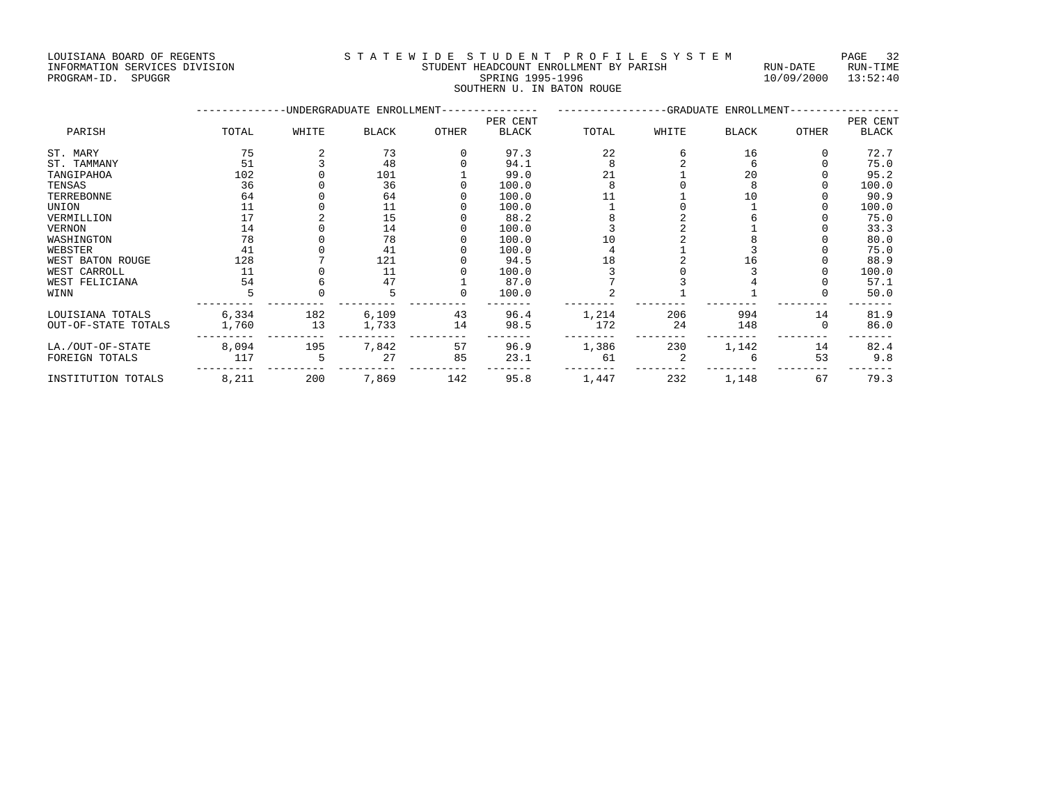LOUISIANA BOARD OF REGENTS
INFORMATION SERVICES DIVISION
PROGRAM-ID. SPUGGR

STATEWIDE STUDENT PROFILE SYSTEM
STUDENT HEADCOUNT ENROLLMENT BY PARISH
SPRING 1995-1996
SOUTHERN U. IN BATON ROUGE

RUN-DATE 10/09/2000 RUN-TIME 13:52:40

| | UNDERGRADUATE ENROLLMENT | | | | | GRADUATE ENROLLMENT | | | | |
|---|---|---|---|---|---|---|---|---|---|---|
| PARISH | TOTAL | WHITE | BLACK | OTHER | PER CENT BLACK | TOTAL | WHITE | BLACK | OTHER | PER CENT BLACK |
| ST. MARY | 75 | 2 | 73 | 0 | 97.3 | 22 | 6 | 16 | 0 | 72.7 |
| ST. TAMMANY | 51 | 3 | 48 | 0 | 94.1 | 8 | 2 | 6 | 0 | 75.0 |
| TANGIPAHOA | 102 | 0 | 101 | 1 | 99.0 | 21 | 1 | 20 | 0 | 95.2 |
| TENSAS | 36 | 0 | 36 | 0 | 100.0 | 8 | 0 | 8 | 0 | 100.0 |
| TERREBONNE | 64 | 0 | 64 | 0 | 100.0 | 11 | 1 | 10 | 0 | 90.9 |
| UNION | 11 | 0 | 11 | 0 | 100.0 | 1 | 0 | 1 | 0 | 100.0 |
| VERMILLION | 17 | 2 | 15 | 0 | 88.2 | 8 | 2 | 6 | 0 | 75.0 |
| VERNON | 14 | 0 | 14 | 0 | 100.0 | 3 | 2 | 1 | 0 | 33.3 |
| WASHINGTON | 78 | 0 | 78 | 0 | 100.0 | 10 | 2 | 8 | 0 | 80.0 |
| WEBSTER | 41 | 0 | 41 | 0 | 100.0 | 4 | 1 | 3 | 0 | 75.0 |
| WEST BATON ROUGE | 128 | 7 | 121 | 0 | 94.5 | 18 | 2 | 16 | 0 | 88.9 |
| WEST CARROLL | 11 | 0 | 11 | 0 | 100.0 | 3 | 0 | 3 | 0 | 100.0 |
| WEST FELICIANA | 54 | 6 | 47 | 1 | 87.0 | 7 | 3 | 4 | 0 | 57.1 |
| WINN | 5 | 0 | 5 | 0 | 100.0 | 2 | 1 | 1 | 0 | 50.0 |
| LOUISIANA TOTALS | 6,334 | 182 | 6,109 | 43 | 96.4 | 1,214 | 206 | 994 | 14 | 81.9 |
| OUT-OF-STATE TOTALS | 1,760 | 13 | 1,733 | 14 | 98.5 | 172 | 24 | 148 | 0 | 86.0 |
| LA./OUT-OF-STATE | 8,094 | 195 | 7,842 | 57 | 96.9 | 1,386 | 230 | 1,142 | 14 | 82.4 |
| FOREIGN TOTALS | 117 | 5 | 27 | 85 | 23.1 | 61 | 2 | 6 | 53 | 9.8 |
| INSTITUTION TOTALS | 8,211 | 200 | 7,869 | 142 | 95.8 | 1,447 | 232 | 1,148 | 67 | 79.3 |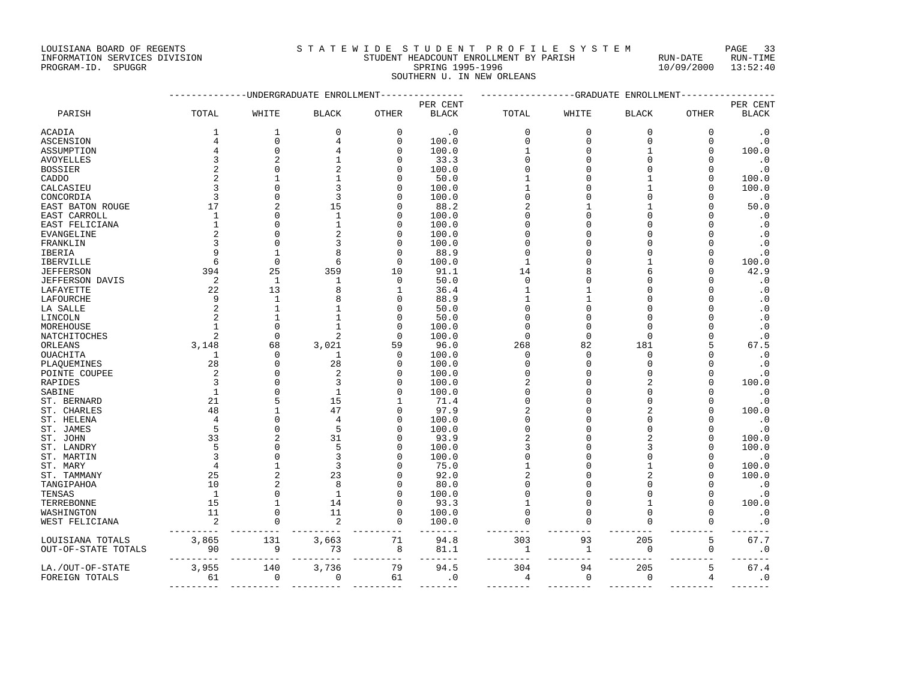LOUISIANA BOARD OF REGENTS — INFORMATION SERVICES DIVISION — PROGRAM-ID. SPUGGR

# S T A T E W I D E  S T U D E N T  P R O F I L E  S Y S T E M

## STUDENT HEADCOUNT ENROLLMENT BY PARISH
## SPRING 1995-1996
## SOUTHERN U. IN NEW ORLEANS

RUN-DATE 10/09/2000 RUN-TIME 13:52:40

| PARISH | UNDERGRADUATE ENROLLMENT | | | | | GRADUATE ENROLLMENT | | | | |
|---|---|---|---|---|---|---|---|---|---|---|
| | TOTAL | WHITE | BLACK | OTHER | PER CENT BLACK | TOTAL | WHITE | BLACK | OTHER | PER CENT BLACK |
| ACADIA | 1 | 1 | 0 | 0 | .0 | 0 | 0 | 0 | 0 | .0 |
| ASCENSION | 4 | 0 | 4 | 0 | 100.0 | 0 | 0 | 0 | 0 | .0 |
| ASSUMPTION | 4 | 0 | 4 | 0 | 100.0 | 1 | 0 | 1 | 0 | 100.0 |
| AVOYELLES | 3 | 2 | 1 | 0 | 33.3 | 0 | 0 | 0 | 0 | .0 |
| BOSSIER | 2 | 0 | 2 | 0 | 100.0 | 0 | 0 | 0 | 0 | .0 |
| CADDO | 2 | 1 | 1 | 0 | 50.0 | 1 | 0 | 1 | 0 | 100.0 |
| CALCASIEU | 3 | 0 | 3 | 0 | 100.0 | 1 | 0 | 1 | 0 | 100.0 |
| CONCORDIA | 3 | 0 | 3 | 0 | 100.0 | 0 | 0 | 0 | 0 | .0 |
| EAST BATON ROUGE | 17 | 2 | 15 | 0 | 88.2 | 2 | 1 | 1 | 0 | 50.0 |
| EAST CARROLL | 1 | 0 | 1 | 0 | 100.0 | 0 | 0 | 0 | 0 | .0 |
| EAST FELICIANA | 1 | 0 | 1 | 0 | 100.0 | 0 | 0 | 0 | 0 | .0 |
| EVANGELINE | 2 | 0 | 2 | 0 | 100.0 | 0 | 0 | 0 | 0 | .0 |
| FRANKLIN | 3 | 0 | 3 | 0 | 100.0 | 0 | 0 | 0 | 0 | .0 |
| IBERIA | 9 | 1 | 8 | 0 | 88.9 | 0 | 0 | 0 | 0 | .0 |
| IBERVILLE | 6 | 0 | 6 | 0 | 100.0 | 1 | 0 | 1 | 0 | 100.0 |
| JEFFERSON | 394 | 25 | 359 | 10 | 91.1 | 14 | 8 | 6 | 0 | 42.9 |
| JEFFERSON DAVIS | 2 | 1 | 1 | 0 | 50.0 | 0 | 0 | 0 | 0 | .0 |
| LAFAYETTE | 22 | 13 | 8 | 1 | 36.4 | 1 | 1 | 0 | 0 | .0 |
| LAFOURCHE | 9 | 1 | 8 | 0 | 88.9 | 1 | 1 | 0 | 0 | .0 |
| LA SALLE | 2 | 1 | 1 | 0 | 50.0 | 0 | 0 | 0 | 0 | .0 |
| LINCOLN | 2 | 1 | 1 | 0 | 50.0 | 0 | 0 | 0 | 0 | .0 |
| MOREHOUSE | 1 | 0 | 1 | 0 | 100.0 | 0 | 0 | 0 | 0 | .0 |
| NATCHITOCHES | 2 | 0 | 2 | 0 | 100.0 | 0 | 0 | 0 | 0 | .0 |
| ORLEANS | 3,148 | 68 | 3,021 | 59 | 96.0 | 268 | 82 | 181 | 5 | 67.5 |
| OUACHITA | 1 | 0 | 1 | 0 | 100.0 | 0 | 0 | 0 | 0 | .0 |
| PLAQUEMINES | 28 | 0 | 28 | 0 | 100.0 | 0 | 0 | 0 | 0 | .0 |
| POINTE COUPEE | 2 | 0 | 2 | 0 | 100.0 | 0 | 0 | 0 | 0 | .0 |
| RAPIDES | 3 | 0 | 3 | 0 | 100.0 | 2 | 0 | 2 | 0 | 100.0 |
| SABINE | 1 | 0 | 1 | 0 | 100.0 | 0 | 0 | 0 | 0 | .0 |
| ST. BERNARD | 21 | 5 | 15 | 1 | 71.4 | 0 | 0 | 0 | 0 | .0 |
| ST. CHARLES | 48 | 1 | 47 | 0 | 97.9 | 2 | 0 | 2 | 0 | 100.0 |
| ST. HELENA | 4 | 0 | 4 | 0 | 100.0 | 0 | 0 | 0 | 0 | .0 |
| ST. JAMES | 5 | 0 | 5 | 0 | 100.0 | 0 | 0 | 0 | 0 | .0 |
| ST. JOHN | 33 | 2 | 31 | 0 | 93.9 | 2 | 0 | 2 | 0 | 100.0 |
| ST. LANDRY | 5 | 0 | 5 | 0 | 100.0 | 3 | 0 | 3 | 0 | 100.0 |
| ST. MARTIN | 3 | 0 | 3 | 0 | 100.0 | 0 | 0 | 0 | 0 | .0 |
| ST. MARY | 4 | 1 | 3 | 0 | 75.0 | 1 | 0 | 1 | 0 | 100.0 |
| ST. TAMMANY | 25 | 2 | 23 | 0 | 92.0 | 2 | 0 | 2 | 0 | 100.0 |
| TANGIPAHOA | 10 | 2 | 8 | 0 | 80.0 | 0 | 0 | 0 | 0 | .0 |
| TENSAS | 1 | 0 | 1 | 0 | 100.0 | 0 | 0 | 0 | 0 | .0 |
| TERREBONNE | 15 | 1 | 14 | 0 | 93.3 | 1 | 0 | 1 | 0 | 100.0 |
| WASHINGTON | 11 | 0 | 11 | 0 | 100.0 | 0 | 0 | 0 | 0 | .0 |
| WEST FELICIANA | 2 | 0 | 2 | 0 | 100.0 | 0 | 0 | 0 | 0 | .0 |
| LOUISIANA TOTALS | 3,865 | 131 | 3,663 | 71 | 94.8 | 303 | 93 | 205 | 5 | 67.7 |
| OUT-OF-STATE TOTALS | 90 | 9 | 73 | 8 | 81.1 | 1 | 1 | 0 | 0 | .0 |
| LA./OUT-OF-STATE | 3,955 | 140 | 3,736 | 79 | 94.5 | 304 | 94 | 205 | 5 | 67.4 |
| FOREIGN TOTALS | 61 | 0 | 0 | 61 | .0 | 4 | 0 | 0 | 4 | .0 |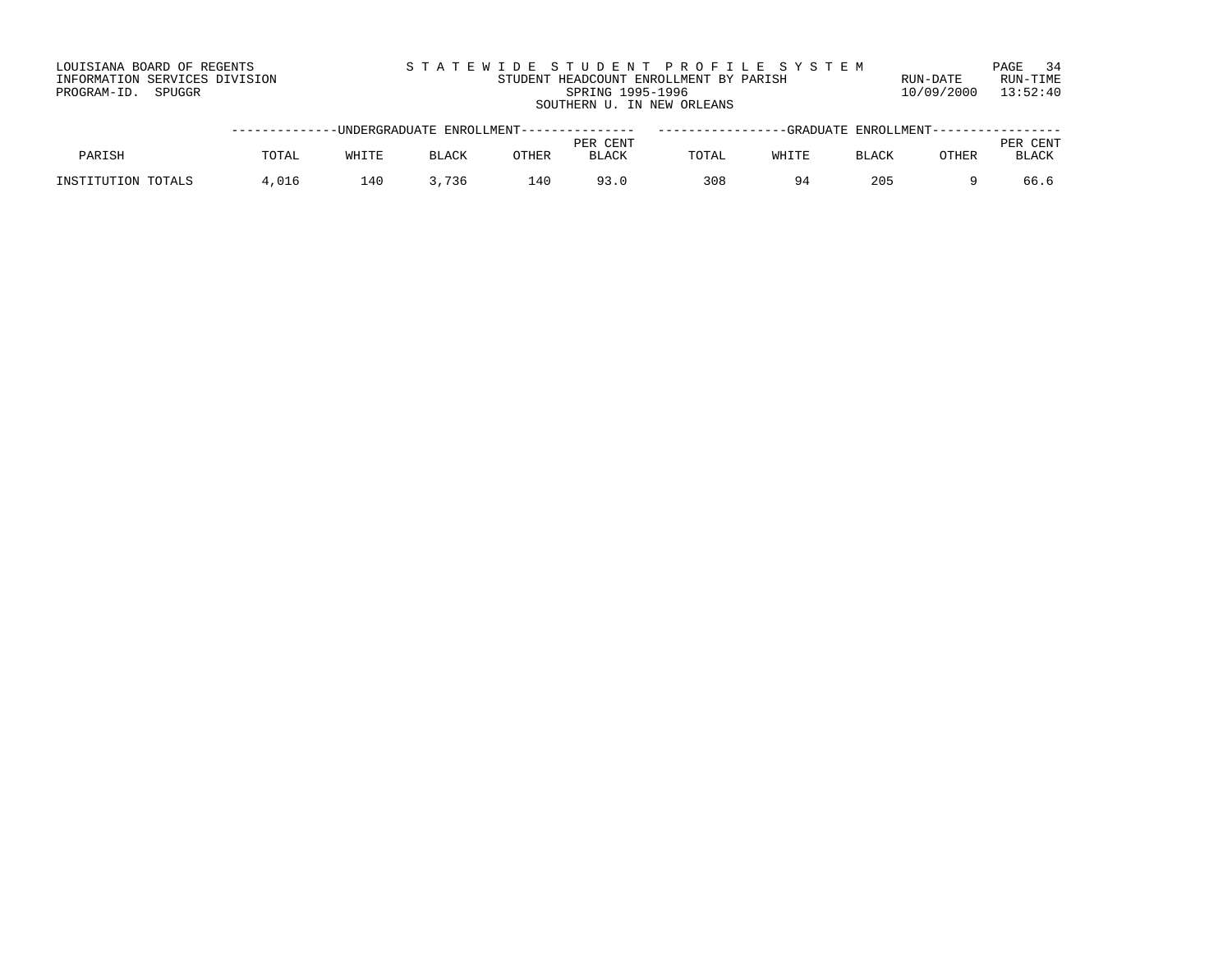LOUISIANA BOARD OF REGENTS
INFORMATION SERVICES DIVISION
PROGRAM-ID. SPUGGR

STATEWIDE STUDENT PROFILE SYSTEM
STUDENT HEADCOUNT ENROLLMENT BY PARISH
SPRING 1995-1996
SOUTHERN U. IN NEW ORLEANS

RUN-DATE 10/09/2000
RUN-TIME 13:52:40

| PARISH | UNDERGRADUATE ENROLLMENT | | | | | GRADUATE ENROLLMENT | | | | |
|---|---|---|---|---|---|---|---|---|---|---|
| | TOTAL | WHITE | BLACK | OTHER | PER CENT BLACK | TOTAL | WHITE | BLACK | OTHER | PER CENT BLACK |
| INSTITUTION TOTALS | 4,016 | 140 | 3,736 | 140 | 93.0 | 308 | 94 | 205 | 9 | 66.6 |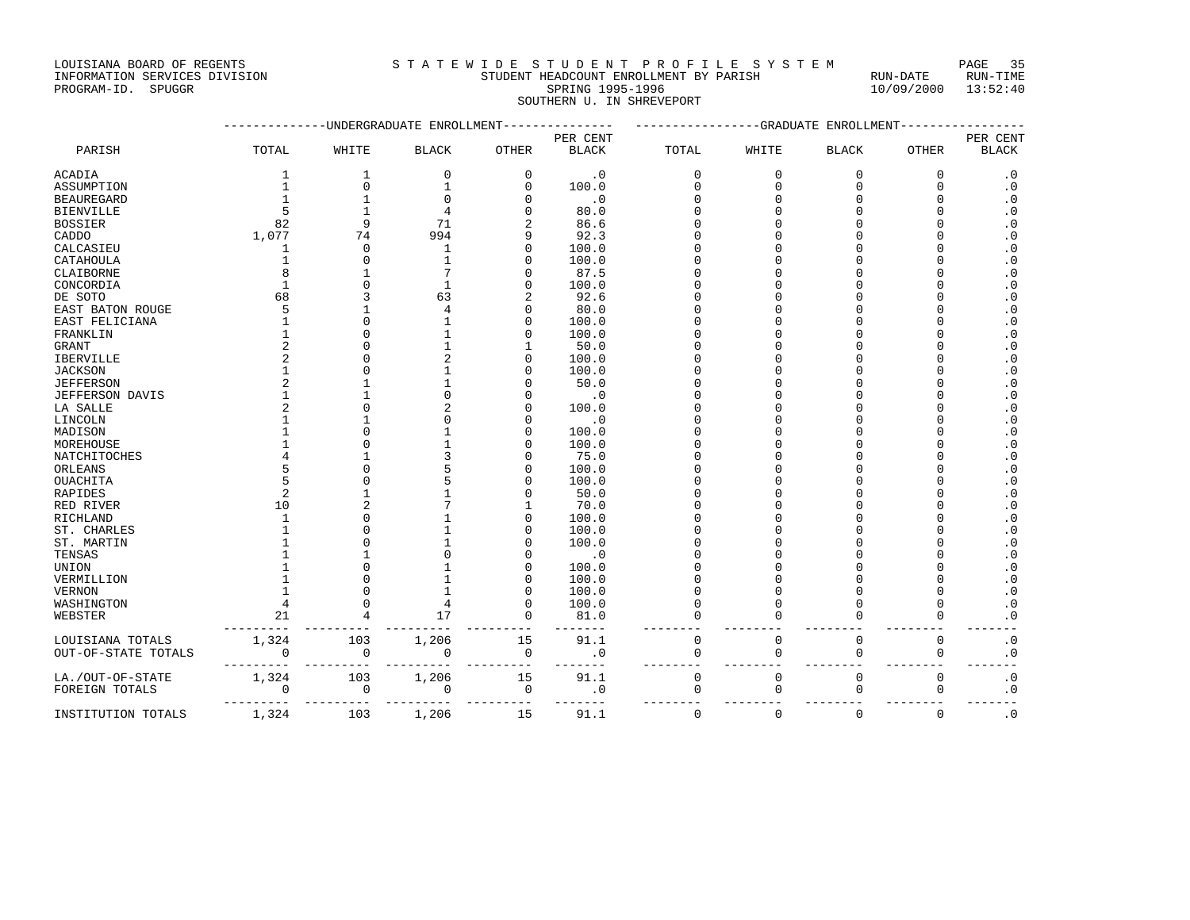LOUISIANA BOARD OF REGENTS
INFORMATION SERVICES DIVISION
PROGRAM-ID. SPUGGR

STATEWIDE STUDENT PROFILE SYSTEM
STUDENT HEADCOUNT ENROLLMENT BY PARISH
SPRING 1995-1996
SOUTHERN U. IN SHREVEPORT

RUN-DATE 10/09/2000 RUN-TIME 13:52:40

| PARISH | UNDERGRADUATE ENROLLMENT TOTAL | WHITE | BLACK | OTHER | PER CENT BLACK | GRADUATE ENROLLMENT TOTAL | WHITE | BLACK | OTHER | PER CENT BLACK |
|---|---|---|---|---|---|---|---|---|---|---|
| ACADIA | 1 | 1 | 0 | 0 | .0 | 0 | 0 | 0 | 0 | .0 |
| ASSUMPTION | 1 | 0 | 1 | 0 | 100.0 | 0 | 0 | 0 | 0 | .0 |
| BEAUREGARD | 1 | 1 | 0 | 0 | .0 | 0 | 0 | 0 | 0 | .0 |
| BIENVILLE | 5 | 1 | 4 | 0 | 80.0 | 0 | 0 | 0 | 0 | .0 |
| BOSSIER | 82 | 9 | 71 | 2 | 86.6 | 0 | 0 | 0 | 0 | .0 |
| CADDO | 1,077 | 74 | 994 | 9 | 92.3 | 0 | 0 | 0 | 0 | .0 |
| CALCASIEU | 1 | 0 | 1 | 0 | 100.0 | 0 | 0 | 0 | 0 | .0 |
| CATAHOULA | 1 | 0 | 1 | 0 | 100.0 | 0 | 0 | 0 | 0 | .0 |
| CLAIBORNE | 8 | 1 | 7 | 0 | 87.5 | 0 | 0 | 0 | 0 | .0 |
| CONCORDIA | 1 | 0 | 1 | 0 | 100.0 | 0 | 0 | 0 | 0 | .0 |
| DE SOTO | 68 | 3 | 63 | 2 | 92.6 | 0 | 0 | 0 | 0 | .0 |
| EAST BATON ROUGE | 5 | 1 | 4 | 0 | 80.0 | 0 | 0 | 0 | 0 | .0 |
| EAST FELICIANA | 1 | 0 | 1 | 0 | 100.0 | 0 | 0 | 0 | 0 | .0 |
| FRANKLIN | 1 | 0 | 1 | 0 | 100.0 | 0 | 0 | 0 | 0 | .0 |
| GRANT | 2 | 0 | 1 | 1 | 50.0 | 0 | 0 | 0 | 0 | .0 |
| IBERVILLE | 2 | 0 | 2 | 0 | 100.0 | 0 | 0 | 0 | 0 | .0 |
| JACKSON | 1 | 0 | 1 | 0 | 100.0 | 0 | 0 | 0 | 0 | .0 |
| JEFFERSON | 2 | 1 | 1 | 0 | 50.0 | 0 | 0 | 0 | 0 | .0 |
| JEFFERSON DAVIS | 1 | 1 | 0 | 0 | .0 | 0 | 0 | 0 | 0 | .0 |
| LA SALLE | 2 | 0 | 2 | 0 | 100.0 | 0 | 0 | 0 | 0 | .0 |
| LINCOLN | 1 | 1 | 0 | 0 | .0 | 0 | 0 | 0 | 0 | .0 |
| MADISON | 1 | 0 | 1 | 0 | 100.0 | 0 | 0 | 0 | 0 | .0 |
| MOREHOUSE | 1 | 0 | 1 | 0 | 100.0 | 0 | 0 | 0 | 0 | .0 |
| NATCHITOCHES | 4 | 1 | 3 | 0 | 75.0 | 0 | 0 | 0 | 0 | .0 |
| ORLEANS | 5 | 0 | 5 | 0 | 100.0 | 0 | 0 | 0 | 0 | .0 |
| OUACHITA | 5 | 0 | 5 | 0 | 100.0 | 0 | 0 | 0 | 0 | .0 |
| RAPIDES | 2 | 1 | 1 | 0 | 50.0 | 0 | 0 | 0 | 0 | .0 |
| RED RIVER | 10 | 2 | 7 | 1 | 70.0 | 0 | 0 | 0 | 0 | .0 |
| RICHLAND | 1 | 0 | 1 | 0 | 100.0 | 0 | 0 | 0 | 0 | .0 |
| ST. CHARLES | 1 | 0 | 1 | 0 | 100.0 | 0 | 0 | 0 | 0 | .0 |
| ST. MARTIN | 1 | 0 | 1 | 0 | 100.0 | 0 | 0 | 0 | 0 | .0 |
| TENSAS | 1 | 1 | 0 | 0 | .0 | 0 | 0 | 0 | 0 | .0 |
| UNION | 1 | 0 | 1 | 0 | 100.0 | 0 | 0 | 0 | 0 | .0 |
| VERMILLION | 1 | 0 | 1 | 0 | 100.0 | 0 | 0 | 0 | 0 | .0 |
| VERNON | 1 | 0 | 1 | 0 | 100.0 | 0 | 0 | 0 | 0 | .0 |
| WASHINGTON | 4 | 0 | 4 | 0 | 100.0 | 0 | 0 | 0 | 0 | .0 |
| WEBSTER | 21 | 4 | 17 | 0 | 81.0 | 0 | 0 | 0 | 0 | .0 |
| LOUISIANA TOTALS | 1,324 | 103 | 1,206 | 15 | 91.1 | 0 | 0 | 0 | 0 | .0 |
| OUT-OF-STATE TOTALS | 0 | 0 | 0 | 0 | .0 | 0 | 0 | 0 | 0 | .0 |
| LA./OUT-OF-STATE | 1,324 | 103 | 1,206 | 15 | 91.1 | 0 | 0 | 0 | 0 | .0 |
| FOREIGN TOTALS | 0 | 0 | 0 | 0 | .0 | 0 | 0 | 0 | 0 | .0 |
| INSTITUTION TOTALS | 1,324 | 103 | 1,206 | 15 | 91.1 | 0 | 0 | 0 | 0 | .0 |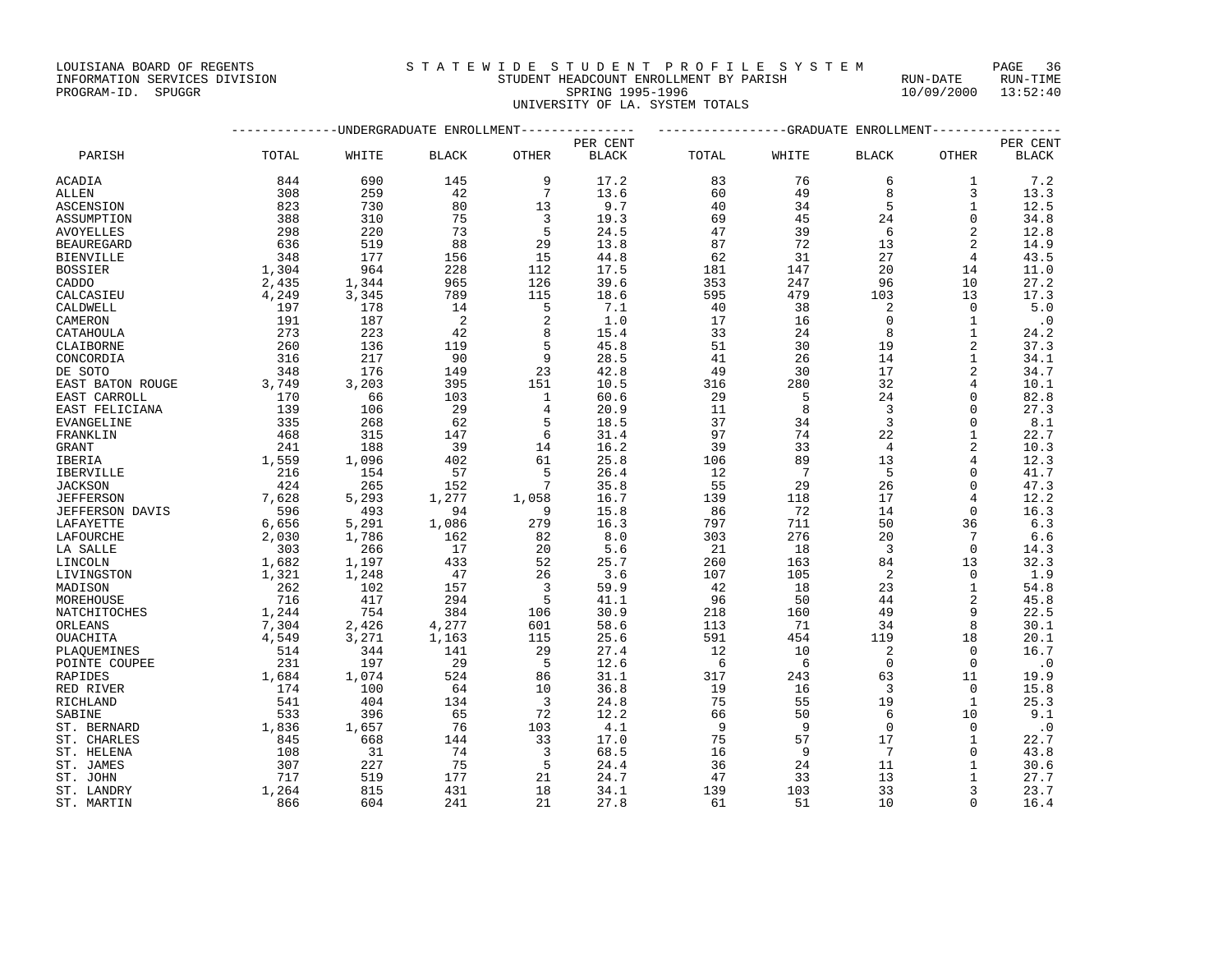LOUISIANA BOARD OF REGENTS
INFORMATION SERVICES DIVISION
PROGRAM-ID. SPUGGR

# STATEWIDE STUDENT PROFILE SYSTEM

STUDENT HEADCOUNT ENROLLMENT BY PARISH
SPRING 1995-1996
UNIVERSITY OF LA. SYSTEM TOTALS

RUN-DATE 10/09/2000 RUN-TIME 13:52:40

| PARISH | UNDERGRADUATE ENROLLMENT | | | | | GRADUATE ENROLLMENT | | | | |
|---|---|---|---|---|---|---|---|---|---|---|
| | TOTAL | WHITE | BLACK | OTHER | PER CENT BLACK | TOTAL | WHITE | BLACK | OTHER | PER CENT BLACK |
| ACADIA | 844 | 690 | 145 | 9 | 17.2 | 83 | 76 | 6 | 1 | 7.2 |
| ALLEN | 308 | 259 | 42 | 7 | 13.6 | 60 | 49 | 8 | 3 | 13.3 |
| ASCENSION | 823 | 730 | 80 | 13 | 9.7 | 40 | 34 | 5 | 1 | 12.5 |
| ASSUMPTION | 388 | 310 | 75 | 3 | 19.3 | 69 | 45 | 24 | 0 | 34.8 |
| AVOYELLES | 298 | 220 | 73 | 5 | 24.5 | 47 | 39 | 6 | 2 | 12.8 |
| BEAUREGARD | 636 | 519 | 88 | 29 | 13.8 | 87 | 72 | 13 | 2 | 14.9 |
| BIENVILLE | 348 | 177 | 156 | 15 | 44.8 | 62 | 31 | 27 | 4 | 43.5 |
| BOSSIER | 1,304 | 964 | 228 | 112 | 17.5 | 181 | 147 | 20 | 14 | 11.0 |
| CADDO | 2,435 | 1,344 | 965 | 126 | 39.6 | 353 | 247 | 96 | 10 | 27.2 |
| CALCASIEU | 4,249 | 3,345 | 789 | 115 | 18.6 | 595 | 479 | 103 | 13 | 17.3 |
| CALDWELL | 197 | 178 | 14 | 5 | 7.1 | 40 | 38 | 2 | 0 | 5.0 |
| CAMERON | 191 | 187 | 2 | 2 | 1.0 | 17 | 16 | 0 | 1 | .0 |
| CATAHOULA | 273 | 223 | 42 | 8 | 15.4 | 33 | 24 | 8 | 1 | 24.2 |
| CLAIBORNE | 260 | 136 | 119 | 5 | 45.8 | 51 | 30 | 19 | 2 | 37.3 |
| CONCORDIA | 316 | 217 | 90 | 9 | 28.5 | 41 | 26 | 14 | 1 | 34.1 |
| DE SOTO | 348 | 176 | 149 | 23 | 42.8 | 49 | 30 | 17 | 2 | 34.7 |
| EAST BATON ROUGE | 3,749 | 3,203 | 395 | 151 | 10.5 | 316 | 280 | 32 | 4 | 10.1 |
| EAST CARROLL | 170 | 66 | 103 | 1 | 60.6 | 29 | 5 | 24 | 0 | 82.8 |
| EAST FELICIANA | 139 | 106 | 29 | 4 | 20.9 | 11 | 8 | 3 | 0 | 27.3 |
| EVANGELINE | 335 | 268 | 62 | 5 | 18.5 | 37 | 34 | 3 | 0 | 8.1 |
| FRANKLIN | 468 | 315 | 147 | 6 | 31.4 | 97 | 74 | 22 | 1 | 22.7 |
| GRANT | 241 | 188 | 39 | 14 | 16.2 | 39 | 33 | 4 | 2 | 10.3 |
| IBERIA | 1,559 | 1,096 | 402 | 61 | 25.8 | 106 | 89 | 13 | 4 | 12.3 |
| IBERVILLE | 216 | 154 | 57 | 5 | 26.4 | 12 | 7 | 5 | 0 | 41.7 |
| JACKSON | 424 | 265 | 152 | 7 | 35.8 | 55 | 29 | 26 | 0 | 47.3 |
| JEFFERSON | 7,628 | 5,293 | 1,277 | 1,058 | 16.7 | 139 | 118 | 17 | 4 | 12.2 |
| JEFFERSON DAVIS | 596 | 493 | 94 | 9 | 15.8 | 86 | 72 | 14 | 0 | 16.3 |
| LAFAYETTE | 6,656 | 5,291 | 1,086 | 279 | 16.3 | 797 | 711 | 50 | 36 | 6.3 |
| LAFOURCHE | 2,030 | 1,786 | 162 | 82 | 8.0 | 303 | 276 | 20 | 7 | 6.6 |
| LA SALLE | 303 | 266 | 17 | 20 | 5.6 | 21 | 18 | 3 | 0 | 14.3 |
| LINCOLN | 1,682 | 1,197 | 433 | 52 | 25.7 | 260 | 163 | 84 | 13 | 32.3 |
| LIVINGSTON | 1,321 | 1,248 | 47 | 26 | 3.6 | 107 | 105 | 2 | 0 | 1.9 |
| MADISON | 262 | 102 | 157 | 3 | 59.9 | 42 | 18 | 23 | 1 | 54.8 |
| MOREHOUSE | 716 | 417 | 294 | 5 | 41.1 | 96 | 50 | 44 | 2 | 45.8 |
| NATCHITOCHES | 1,244 | 754 | 384 | 106 | 30.9 | 218 | 160 | 49 | 9 | 22.5 |
| ORLEANS | 7,304 | 2,426 | 4,277 | 601 | 58.6 | 113 | 71 | 34 | 8 | 30.1 |
| OUACHITA | 4,549 | 3,271 | 1,163 | 115 | 25.6 | 591 | 454 | 119 | 18 | 20.1 |
| PLAQUEMINES | 514 | 344 | 141 | 29 | 27.4 | 12 | 10 | 2 | 0 | 16.7 |
| POINTE COUPEE | 231 | 197 | 29 | 5 | 12.6 | 6 | 6 | 0 | 0 | .0 |
| RAPIDES | 1,684 | 1,074 | 524 | 86 | 31.1 | 317 | 243 | 63 | 11 | 19.9 |
| RED RIVER | 174 | 100 | 64 | 10 | 36.8 | 19 | 16 | 3 | 0 | 15.8 |
| RICHLAND | 541 | 404 | 134 | 3 | 24.8 | 75 | 55 | 19 | 1 | 25.3 |
| SABINE | 533 | 396 | 65 | 72 | 12.2 | 66 | 50 | 6 | 10 | 9.1 |
| ST. BERNARD | 1,836 | 1,657 | 76 | 103 | 4.1 | 9 | 9 | 0 | 0 | .0 |
| ST. CHARLES | 845 | 668 | 144 | 33 | 17.0 | 75 | 57 | 17 | 1 | 22.7 |
| ST. HELENA | 108 | 31 | 74 | 3 | 68.5 | 16 | 9 | 7 | 0 | 43.8 |
| ST. JAMES | 307 | 227 | 75 | 5 | 24.4 | 36 | 24 | 11 | 1 | 30.6 |
| ST. JOHN | 717 | 519 | 177 | 21 | 24.7 | 47 | 33 | 13 | 1 | 27.7 |
| ST. LANDRY | 1,264 | 815 | 431 | 18 | 34.1 | 139 | 103 | 33 | 3 | 23.7 |
| ST. MARTIN | 866 | 604 | 241 | 21 | 27.8 | 61 | 51 | 10 | 0 | 16.4 |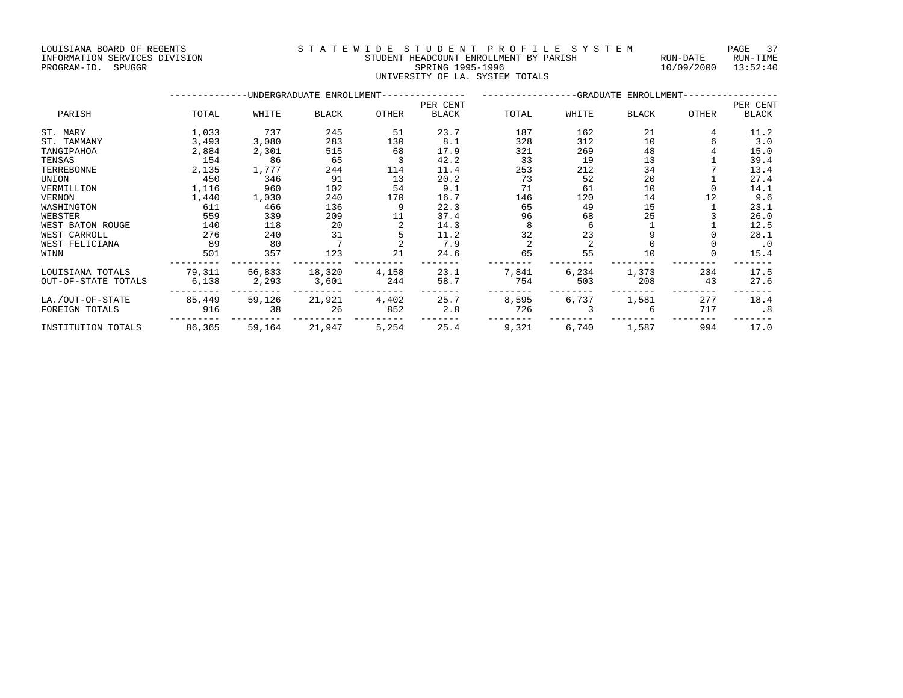LOUISIANA BOARD OF REGENTS
INFORMATION SERVICES DIVISION
PROGRAM-ID. SPUGGR

STATEWIDE STUDENT PROFILE SYSTEM
STUDENT HEADCOUNT ENROLLMENT BY PARISH
SPRING 1995-1996
UNIVERSITY OF LA. SYSTEM TOTALS

RUN-DATE 10/09/2000 RUN-TIME 13:52:40

| PARISH | UNDERGRADUATE ENROLLMENT TOTAL | WHITE | BLACK | OTHER | PER CENT BLACK | GRADUATE ENROLLMENT TOTAL | WHITE | BLACK | OTHER | PER CENT BLACK |
|---|---|---|---|---|---|---|---|---|---|---|
| ST. MARY | 1,033 | 737 | 245 | 51 | 23.7 | 187 | 162 | 21 | 4 | 11.2 |
| ST. TAMMANY | 3,493 | 3,080 | 283 | 130 | 8.1 | 328 | 312 | 10 | 6 | 3.0 |
| TANGIPAHOA | 2,884 | 2,301 | 515 | 68 | 17.9 | 321 | 269 | 48 | 4 | 15.0 |
| TENSAS | 154 | 86 | 65 | 3 | 42.2 | 33 | 19 | 13 | 1 | 39.4 |
| TERREBONNE | 2,135 | 1,777 | 244 | 114 | 11.4 | 253 | 212 | 34 | 7 | 13.4 |
| UNION | 450 | 346 | 91 | 13 | 20.2 | 73 | 52 | 20 | 1 | 27.4 |
| VERMILLION | 1,116 | 960 | 102 | 54 | 9.1 | 71 | 61 | 10 | 0 | 14.1 |
| VERNON | 1,440 | 1,030 | 240 | 170 | 16.7 | 146 | 120 | 14 | 12 | 9.6 |
| WASHINGTON | 611 | 466 | 136 | 9 | 22.3 | 65 | 49 | 15 | 1 | 23.1 |
| WEBSTER | 559 | 339 | 209 | 11 | 37.4 | 96 | 68 | 25 | 3 | 26.0 |
| WEST BATON ROUGE | 140 | 118 | 20 | 2 | 14.3 | 8 | 6 | 1 | 1 | 12.5 |
| WEST CARROLL | 276 | 240 | 31 | 5 | 11.2 | 32 | 23 | 9 | 0 | 28.1 |
| WEST FELICIANA | 89 | 80 | 7 | 2 | 7.9 | 2 | 2 | 0 | 0 | .0 |
| WINN | 501 | 357 | 123 | 21 | 24.6 | 65 | 55 | 10 | 0 | 15.4 |
| LOUISIANA TOTALS | 79,311 | 56,833 | 18,320 | 4,158 | 23.1 | 7,841 | 6,234 | 1,373 | 234 | 17.5 |
| OUT-OF-STATE TOTALS | 6,138 | 2,293 | 3,601 | 244 | 58.7 | 754 | 503 | 208 | 43 | 27.6 |
| LA./OUT-OF-STATE | 85,449 | 59,126 | 21,921 | 4,402 | 25.7 | 8,595 | 6,737 | 1,581 | 277 | 18.4 |
| FOREIGN TOTALS | 916 | 38 | 26 | 852 | 2.8 | 726 | 3 | 6 | 717 | .8 |
| INSTITUTION TOTALS | 86,365 | 59,164 | 21,947 | 5,254 | 25.4 | 9,321 | 6,740 | 1,587 | 994 | 17.0 |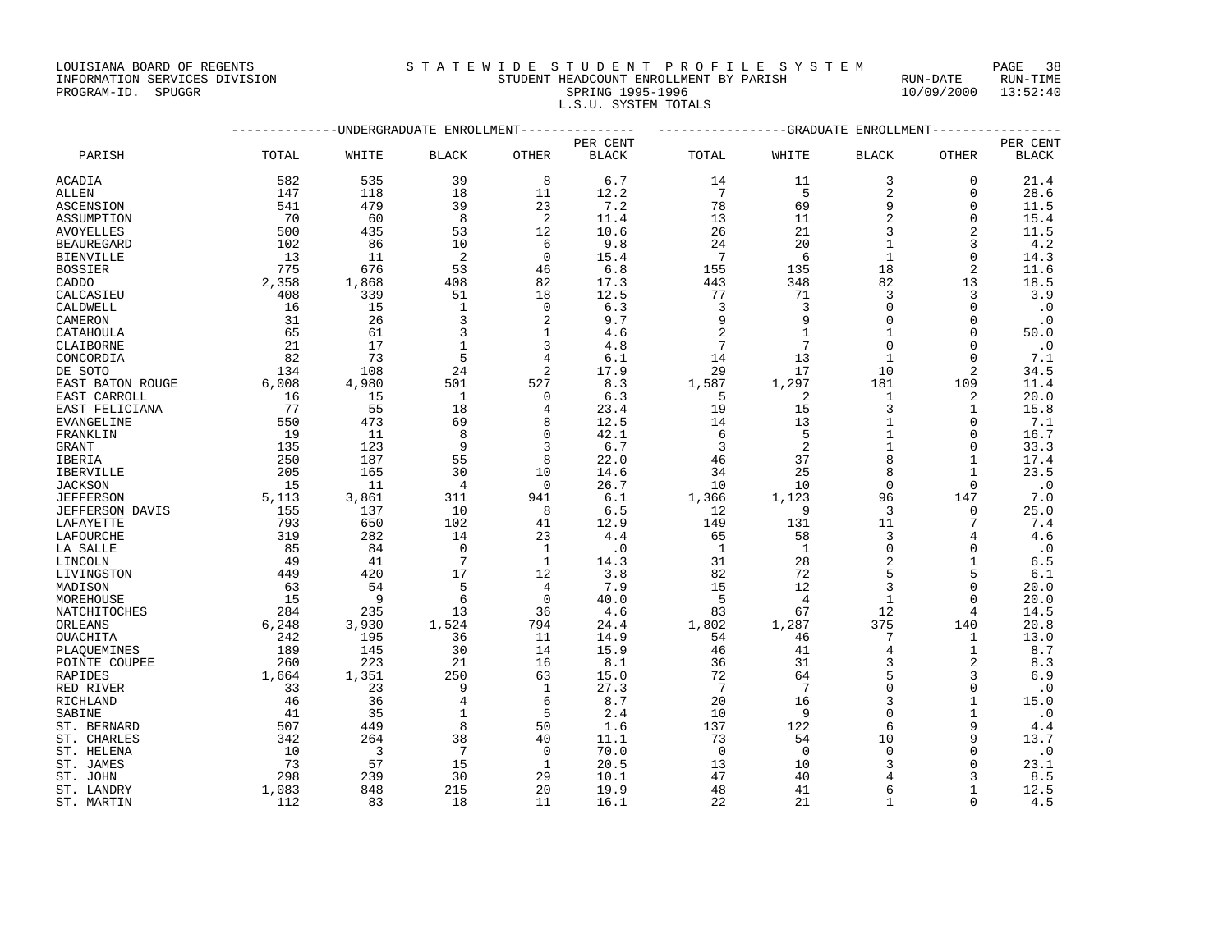LOUISIANA BOARD OF REGENTS
INFORMATION SERVICES DIVISION
PROGRAM-ID. SPUGGR

STATEWIDE STUDENT PROFILE SYSTEM
STUDENT HEADCOUNT ENROLLMENT BY PARISH
SPRING 1995-1996
L.S.U. SYSTEM TOTALS

RUN-DATE 10/09/2000 RUN-TIME 13:52:40

| PARISH | UNDERGRADUATE ENROLLMENT TOTAL | WHITE | BLACK | OTHER | PER CENT BLACK | GRADUATE ENROLLMENT TOTAL | WHITE | BLACK | OTHER | PER CENT BLACK |
|---|---|---|---|---|---|---|---|---|---|---|
| ACADIA | 582 | 535 | 39 | 8 | 6.7 | 14 | 11 | 3 | 0 | 21.4 |
| ALLEN | 147 | 118 | 18 | 11 | 12.2 | 7 | 5 | 2 | 0 | 28.6 |
| ASCENSION | 541 | 479 | 39 | 23 | 7.2 | 78 | 69 | 9 | 0 | 11.5 |
| ASSUMPTION | 70 | 60 | 8 | 2 | 11.4 | 13 | 11 | 2 | 0 | 15.4 |
| AVOYELLES | 500 | 435 | 53 | 12 | 10.6 | 26 | 21 | 3 | 2 | 11.5 |
| BEAUREGARD | 102 | 86 | 10 | 6 | 9.8 | 24 | 20 | 1 | 3 | 4.2 |
| BIENVILLE | 13 | 11 | 2 | 0 | 15.4 | 7 | 6 | 1 | 0 | 14.3 |
| BOSSIER | 775 | 676 | 53 | 46 | 6.8 | 155 | 135 | 18 | 2 | 11.6 |
| CADDO | 2,358 | 1,868 | 408 | 82 | 17.3 | 443 | 348 | 82 | 13 | 18.5 |
| CALCASIEU | 408 | 339 | 51 | 18 | 12.5 | 77 | 71 | 3 | 3 | 3.9 |
| CALDWELL | 16 | 15 | 1 | 0 | 6.3 | 3 | 3 | 0 | 0 | .0 |
| CAMERON | 31 | 26 | 3 | 2 | 9.7 | 9 | 9 | 0 | 0 | .0 |
| CATAHOULA | 65 | 61 | 3 | 1 | 4.6 | 2 | 1 | 1 | 0 | 50.0 |
| CLAIBORNE | 21 | 17 | 1 | 3 | 4.8 | 7 | 7 | 0 | 0 | .0 |
| CONCORDIA | 82 | 73 | 5 | 4 | 6.1 | 14 | 13 | 1 | 0 | 7.1 |
| DE SOTO | 134 | 108 | 24 | 2 | 17.9 | 29 | 17 | 10 | 2 | 34.5 |
| EAST BATON ROUGE | 6,008 | 4,980 | 501 | 527 | 8.3 | 1,587 | 1,297 | 181 | 109 | 11.4 |
| EAST CARROLL | 16 | 15 | 1 | 0 | 6.3 | 5 | 2 | 1 | 2 | 20.0 |
| EAST FELICIANA | 77 | 55 | 18 | 4 | 23.4 | 19 | 15 | 3 | 1 | 15.8 |
| EVANGELINE | 550 | 473 | 69 | 8 | 12.5 | 14 | 13 | 1 | 0 | 7.1 |
| FRANKLIN | 19 | 11 | 8 | 0 | 42.1 | 6 | 5 | 1 | 0 | 16.7 |
| GRANT | 135 | 123 | 9 | 3 | 6.7 | 3 | 2 | 1 | 0 | 33.3 |
| IBERIA | 250 | 187 | 55 | 8 | 22.0 | 46 | 37 | 8 | 1 | 17.4 |
| IBERVILLE | 205 | 165 | 30 | 10 | 14.6 | 34 | 25 | 8 | 1 | 23.5 |
| JACKSON | 15 | 11 | 4 | 0 | 26.7 | 10 | 10 | 0 | 0 | .0 |
| JEFFERSON | 5,113 | 3,861 | 311 | 941 | 6.1 | 1,366 | 1,123 | 96 | 147 | 7.0 |
| JEFFERSON DAVIS | 155 | 137 | 10 | 8 | 6.5 | 12 | 9 | 3 | 0 | 25.0 |
| LAFAYETTE | 793 | 650 | 102 | 41 | 12.9 | 149 | 131 | 11 | 7 | 7.4 |
| LAFOURCHE | 319 | 282 | 14 | 23 | 4.4 | 65 | 58 | 3 | 4 | 4.6 |
| LA SALLE | 85 | 84 | 0 | 1 | .0 | 1 | 1 | 0 | 0 | .0 |
| LINCOLN | 49 | 41 | 7 | 1 | 14.3 | 31 | 28 | 2 | 1 | 6.5 |
| LIVINGSTON | 449 | 420 | 17 | 12 | 3.8 | 82 | 72 | 5 | 5 | 6.1 |
| MADISON | 63 | 54 | 5 | 4 | 7.9 | 15 | 12 | 3 | 0 | 20.0 |
| MOREHOUSE | 15 | 9 | 6 | 0 | 40.0 | 5 | 4 | 1 | 0 | 20.0 |
| NATCHITOCHES | 284 | 235 | 13 | 36 | 4.6 | 83 | 67 | 12 | 4 | 14.5 |
| ORLEANS | 6,248 | 3,930 | 1,524 | 794 | 24.4 | 1,802 | 1,287 | 375 | 140 | 20.8 |
| OUACHITA | 242 | 195 | 36 | 11 | 14.9 | 54 | 46 | 7 | 1 | 13.0 |
| PLAQUEMINES | 189 | 145 | 30 | 14 | 15.9 | 46 | 41 | 4 | 1 | 8.7 |
| POINTE COUPEE | 260 | 223 | 21 | 16 | 8.1 | 36 | 31 | 3 | 2 | 8.3 |
| RAPIDES | 1,664 | 1,351 | 250 | 63 | 15.0 | 72 | 64 | 5 | 3 | 6.9 |
| RED RIVER | 33 | 23 | 9 | 1 | 27.3 | 7 | 7 | 0 | 0 | .0 |
| RICHLAND | 46 | 36 | 4 | 6 | 8.7 | 20 | 16 | 3 | 1 | 15.0 |
| SABINE | 41 | 35 | 1 | 5 | 2.4 | 10 | 9 | 0 | 1 | .0 |
| ST. BERNARD | 507 | 449 | 8 | 50 | 1.6 | 137 | 122 | 6 | 9 | 4.4 |
| ST. CHARLES | 342 | 264 | 38 | 40 | 11.1 | 73 | 54 | 10 | 9 | 13.7 |
| ST. HELENA | 10 | 3 | 7 | 0 | 70.0 | 0 | 0 | 0 | 0 | .0 |
| ST. JAMES | 73 | 57 | 15 | 1 | 20.5 | 13 | 10 | 3 | 0 | 23.1 |
| ST. JOHN | 298 | 239 | 30 | 29 | 10.1 | 47 | 40 | 4 | 3 | 8.5 |
| ST. LANDRY | 1,083 | 848 | 215 | 20 | 19.9 | 48 | 41 | 6 | 1 | 12.5 |
| ST. MARTIN | 112 | 83 | 18 | 11 | 16.1 | 22 | 21 | 1 | 0 | 4.5 |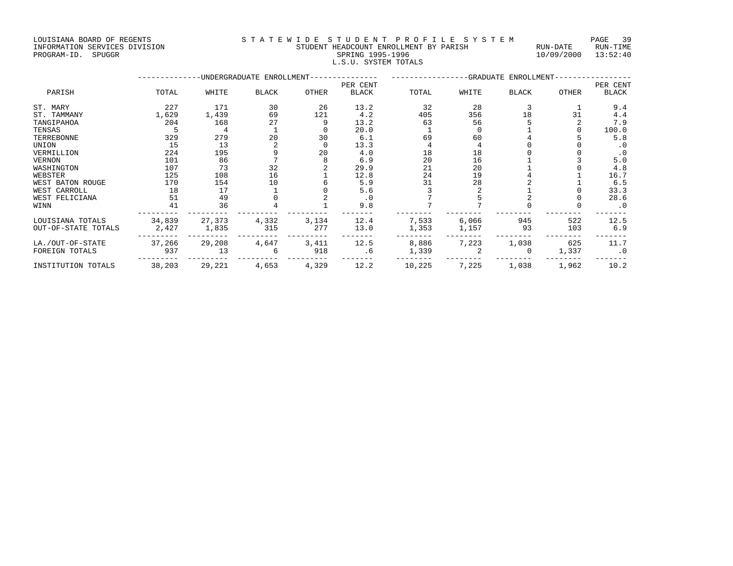LOUISIANA BOARD OF REGENTS
INFORMATION SERVICES DIVISION
PROGRAM-ID. SPUGGR

STATEWIDE STUDENT PROFILE SYSTEM
STUDENT HEADCOUNT ENROLLMENT BY PARISH
SPRING 1995-1996
L.S.U. SYSTEM TOTALS

RUN-DATE 10/09/2000 RUN-TIME 13:52:40

| PARISH | UNDERGRADUATE ENROLLMENT TOTAL | WHITE | BLACK | OTHER | PER CENT BLACK | GRADUATE ENROLLMENT TOTAL | WHITE | BLACK | OTHER | PER CENT BLACK |
|---|---|---|---|---|---|---|---|---|---|---|
| ST. MARY | 227 | 171 | 30 | 26 | 13.2 | 32 | 28 | 3 | 1 | 9.4 |
| ST. TAMMANY | 1,629 | 1,439 | 69 | 121 | 4.2 | 405 | 356 | 18 | 31 | 4.4 |
| TANGIPAHOA | 204 | 168 | 27 | 9 | 13.2 | 63 | 56 | 5 | 2 | 7.9 |
| TENSAS | 5 | 4 | 1 | 0 | 20.0 | 1 | 0 | 1 | 0 | 100.0 |
| TERREBONNE | 329 | 279 | 20 | 30 | 6.1 | 69 | 60 | 4 | 5 | 5.8 |
| UNION | 15 | 13 | 2 | 0 | 13.3 | 4 | 4 | 0 | 0 | .0 |
| VERMILLION | 224 | 195 | 9 | 20 | 4.0 | 18 | 18 | 0 | 0 | .0 |
| VERNON | 101 | 86 | 7 | 8 | 6.9 | 20 | 16 | 1 | 3 | 5.0 |
| WASHINGTON | 107 | 73 | 32 | 2 | 29.9 | 21 | 20 | 1 | 0 | 4.8 |
| WEBSTER | 125 | 108 | 16 | 1 | 12.8 | 24 | 19 | 4 | 1 | 16.7 |
| WEST BATON ROUGE | 170 | 154 | 10 | 6 | 5.9 | 31 | 28 | 2 | 1 | 6.5 |
| WEST CARROLL | 18 | 17 | 1 | 0 | 5.6 | 3 | 2 | 1 | 0 | 33.3 |
| WEST FELICIANA | 51 | 49 | 0 | 2 | .0 | 7 | 5 | 2 | 0 | 28.6 |
| WINN | 41 | 36 | 4 | 1 | 9.8 | 7 | 7 | 0 | 0 | .0 |
| LOUISIANA TOTALS | 34,839 | 27,373 | 4,332 | 3,134 | 12.4 | 7,533 | 6,066 | 945 | 522 | 12.5 |
| OUT-OF-STATE TOTALS | 2,427 | 1,835 | 315 | 277 | 13.0 | 1,353 | 1,157 | 93 | 103 | 6.9 |
| LA./OUT-OF-STATE | 37,266 | 29,208 | 4,647 | 3,411 | 12.5 | 8,886 | 7,223 | 1,038 | 625 | 11.7 |
| FOREIGN TOTALS | 937 | 13 | 6 | 918 | .6 | 1,339 | 2 | 0 | 1,337 | .0 |
| INSTITUTION TOTALS | 38,203 | 29,221 | 4,653 | 4,329 | 12.2 | 10,225 | 7,225 | 1,038 | 1,962 | 10.2 |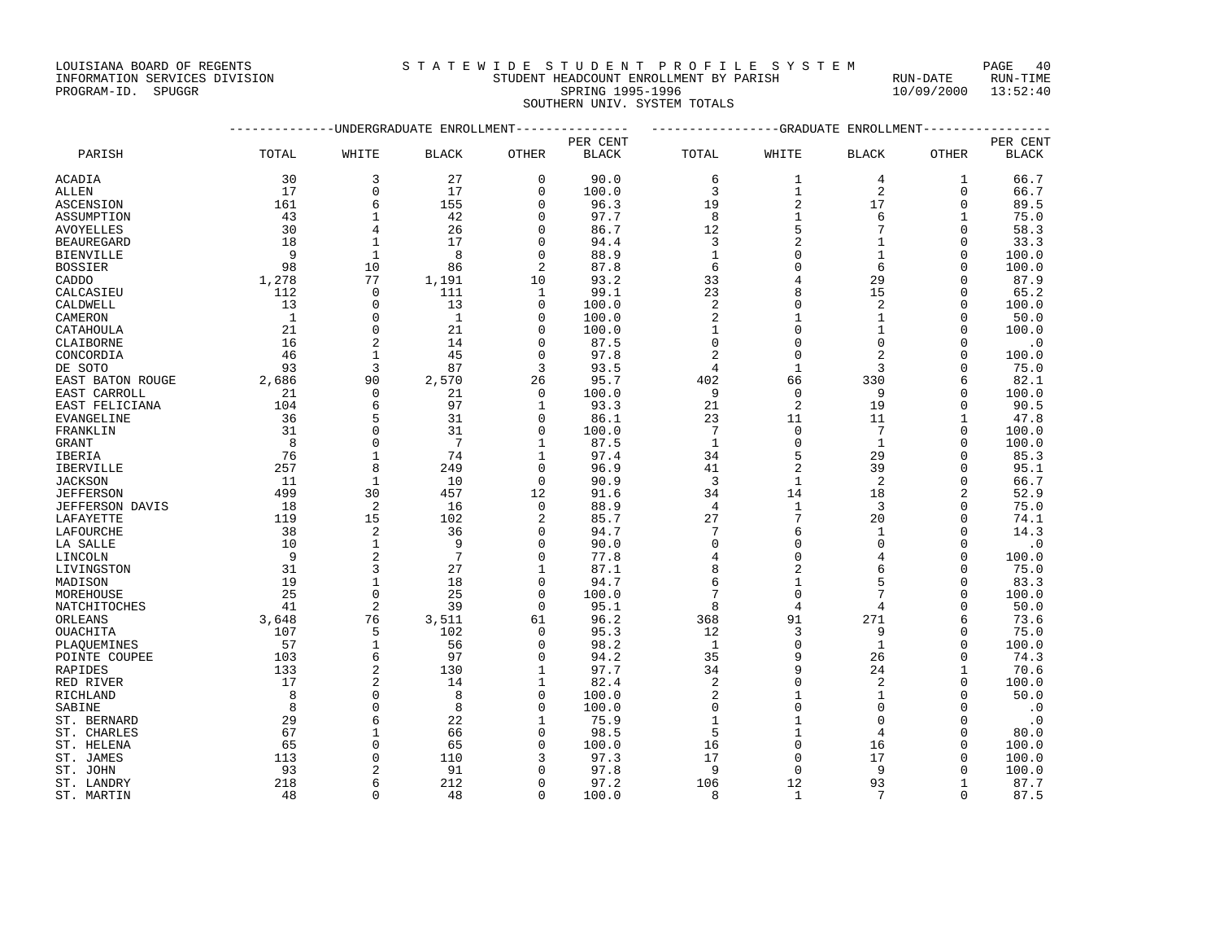LOUISIANA BOARD OF REGENTS
INFORMATION SERVICES DIVISION
PROGRAM-ID. SPUGGR

STATEWIDE STUDENT PROFILE SYSTEM
STUDENT HEADCOUNT ENROLLMENT BY PARISH
SPRING 1995-1996
SOUTHERN UNIV. SYSTEM TOTALS

RUN-DATE 10/09/2000 RUN-TIME 13:52:40

| PARISH | UNDERGRADUATE ENROLLMENT TOTAL | WHITE | BLACK | OTHER | PER CENT BLACK | GRADUATE ENROLLMENT TOTAL | WHITE | BLACK | OTHER | PER CENT BLACK |
|---|---|---|---|---|---|---|---|---|---|---|
| ACADIA | 30 | 3 | 27 | 0 | 90.0 | 6 | 1 | 4 | 1 | 66.7 |
| ALLEN | 17 | 0 | 17 | 0 | 100.0 | 3 | 1 | 2 | 0 | 66.7 |
| ASCENSION | 161 | 6 | 155 | 0 | 96.3 | 19 | 2 | 17 | 0 | 89.5 |
| ASSUMPTION | 43 | 1 | 42 | 0 | 97.7 | 8 | 1 | 6 | 1 | 75.0 |
| AVOYELLES | 30 | 4 | 26 | 0 | 86.7 | 12 | 5 | 7 | 0 | 58.3 |
| BEAUREGARD | 18 | 1 | 17 | 0 | 94.4 | 3 | 2 | 1 | 0 | 33.3 |
| BIENVILLE | 9 | 1 | 8 | 0 | 88.9 | 1 | 0 | 1 | 0 | 100.0 |
| BOSSIER | 98 | 10 | 86 | 2 | 87.8 | 6 | 0 | 6 | 0 | 100.0 |
| CADDO | 1,278 | 77 | 1,191 | 10 | 93.2 | 33 | 4 | 29 | 0 | 87.9 |
| CALCASIEU | 112 | 0 | 111 | 1 | 99.1 | 23 | 8 | 15 | 0 | 65.2 |
| CALDWELL | 13 | 0 | 13 | 0 | 100.0 | 2 | 0 | 2 | 0 | 100.0 |
| CAMERON | 1 | 0 | 1 | 0 | 100.0 | 2 | 1 | 1 | 0 | 50.0 |
| CATAHOULA | 21 | 0 | 21 | 0 | 100.0 | 1 | 0 | 1 | 0 | 100.0 |
| CLAIBORNE | 16 | 2 | 14 | 0 | 87.5 | 0 | 0 | 0 | 0 | .0 |
| CONCORDIA | 46 | 1 | 45 | 0 | 97.8 | 2 | 0 | 2 | 0 | 100.0 |
| DE SOTO | 93 | 3 | 87 | 3 | 93.5 | 4 | 1 | 3 | 0 | 75.0 |
| EAST BATON ROUGE | 2,686 | 90 | 2,570 | 26 | 95.7 | 402 | 66 | 330 | 6 | 82.1 |
| EAST CARROLL | 21 | 0 | 21 | 0 | 100.0 | 9 | 0 | 9 | 0 | 100.0 |
| EAST FELICIANA | 104 | 6 | 97 | 1 | 93.3 | 21 | 2 | 19 | 0 | 90.5 |
| EVANGELINE | 36 | 5 | 31 | 0 | 86.1 | 23 | 11 | 11 | 1 | 47.8 |
| FRANKLIN | 31 | 0 | 31 | 0 | 100.0 | 7 | 0 | 7 | 0 | 100.0 |
| GRANT | 8 | 0 | 7 | 1 | 87.5 | 1 | 0 | 1 | 0 | 100.0 |
| IBERIA | 76 | 1 | 74 | 1 | 97.4 | 34 | 5 | 29 | 0 | 85.3 |
| IBERVILLE | 257 | 8 | 249 | 0 | 96.9 | 41 | 2 | 39 | 0 | 95.1 |
| JACKSON | 11 | 1 | 10 | 0 | 90.9 | 3 | 1 | 2 | 0 | 66.7 |
| JEFFERSON | 499 | 30 | 457 | 12 | 91.6 | 34 | 14 | 18 | 2 | 52.9 |
| JEFFERSON DAVIS | 18 | 2 | 16 | 0 | 88.9 | 4 | 1 | 3 | 0 | 75.0 |
| LAFAYETTE | 119 | 15 | 102 | 2 | 85.7 | 27 | 7 | 20 | 0 | 74.1 |
| LAFOURCHE | 38 | 2 | 36 | 0 | 94.7 | 7 | 6 | 1 | 0 | 14.3 |
| LA SALLE | 10 | 1 | 9 | 0 | 90.0 | 0 | 0 | 0 | 0 | .0 |
| LINCOLN | 9 | 2 | 7 | 0 | 77.8 | 4 | 0 | 4 | 0 | 100.0 |
| LIVINGSTON | 31 | 3 | 27 | 1 | 87.1 | 8 | 2 | 6 | 0 | 75.0 |
| MADISON | 19 | 1 | 18 | 0 | 94.7 | 6 | 1 | 5 | 0 | 83.3 |
| MOREHOUSE | 25 | 0 | 25 | 0 | 100.0 | 7 | 0 | 7 | 0 | 100.0 |
| NATCHITOCHES | 41 | 2 | 39 | 0 | 95.1 | 8 | 4 | 4 | 0 | 50.0 |
| ORLEANS | 3,648 | 76 | 3,511 | 61 | 96.2 | 368 | 91 | 271 | 6 | 73.6 |
| OUACHITA | 107 | 5 | 102 | 0 | 95.3 | 12 | 3 | 9 | 0 | 75.0 |
| PLAQUEMINES | 57 | 1 | 56 | 0 | 98.2 | 1 | 0 | 1 | 0 | 100.0 |
| POINTE COUPEE | 103 | 6 | 97 | 0 | 94.2 | 35 | 9 | 26 | 0 | 74.3 |
| RAPIDES | 133 | 2 | 130 | 1 | 97.7 | 34 | 9 | 24 | 1 | 70.6 |
| RED RIVER | 17 | 2 | 14 | 1 | 82.4 | 2 | 0 | 2 | 0 | 100.0 |
| RICHLAND | 8 | 0 | 8 | 0 | 100.0 | 2 | 1 | 1 | 0 | 50.0 |
| SABINE | 8 | 0 | 8 | 0 | 100.0 | 0 | 0 | 0 | 0 | .0 |
| ST. BERNARD | 29 | 6 | 22 | 1 | 75.9 | 1 | 1 | 0 | 0 | .0 |
| ST. CHARLES | 67 | 1 | 66 | 0 | 98.5 | 5 | 1 | 4 | 0 | 80.0 |
| ST. HELENA | 65 | 0 | 65 | 0 | 100.0 | 16 | 0 | 16 | 0 | 100.0 |
| ST. JAMES | 113 | 0 | 110 | 3 | 97.3 | 17 | 0 | 17 | 0 | 100.0 |
| ST. JOHN | 93 | 2 | 91 | 0 | 97.8 | 9 | 0 | 9 | 0 | 100.0 |
| ST. LANDRY | 218 | 6 | 212 | 0 | 97.2 | 106 | 12 | 93 | 1 | 87.7 |
| ST. MARTIN | 48 | 0 | 48 | 0 | 100.0 | 8 | 1 | 7 | 0 | 87.5 |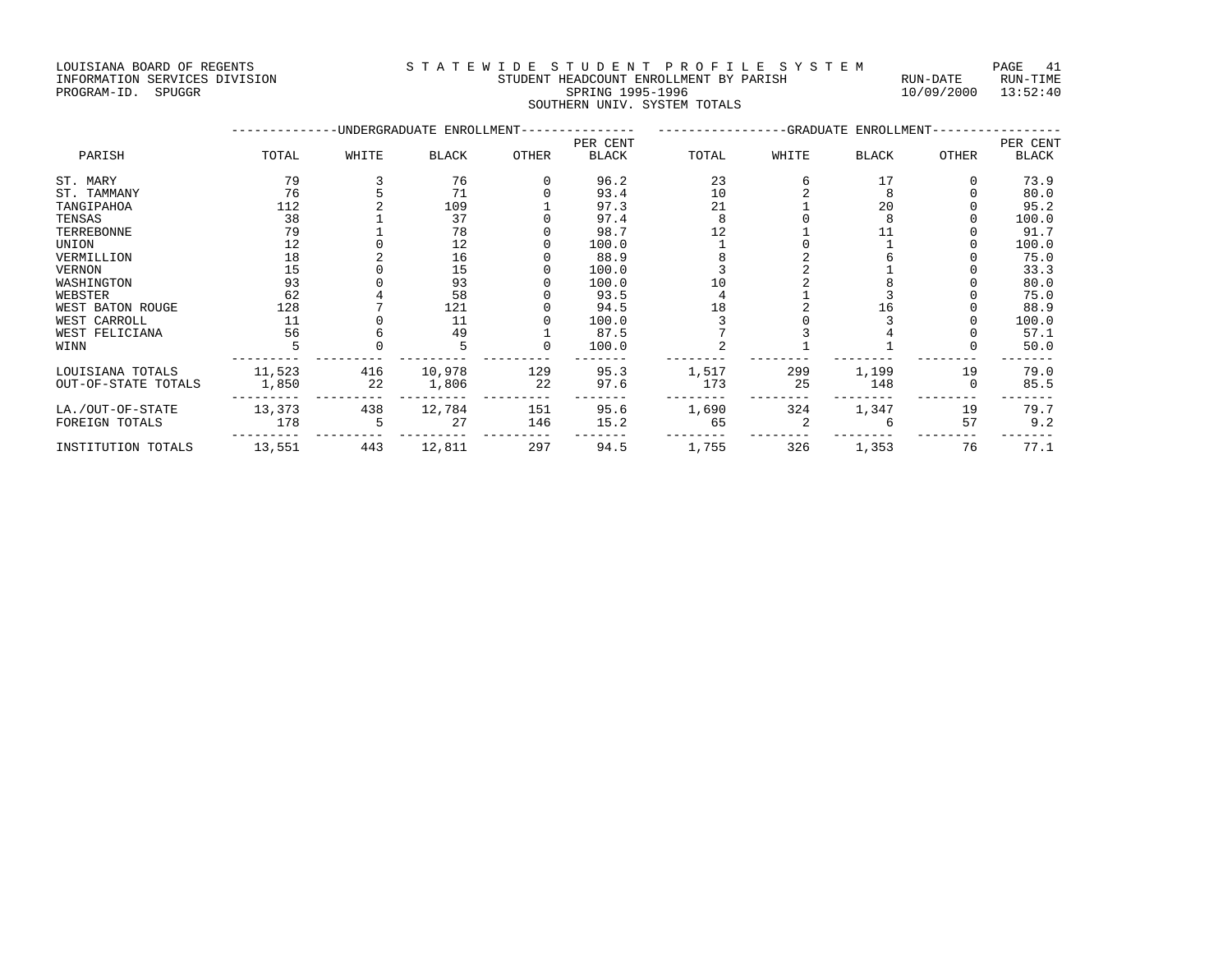LOUISIANA BOARD OF REGENTS
INFORMATION SERVICES DIVISION
PROGRAM-ID. SPUGGR

STATEWIDE STUDENT PROFILE SYSTEM
STUDENT HEADCOUNT ENROLLMENT BY PARISH
SPRING 1995-1996
SOUTHERN UNIV. SYSTEM TOTALS

RUN-DATE 10/09/2000 RUN-TIME 13:52:40

| PARISH | UNDERGRADUATE ENROLLMENT | | | | | GRADUATE ENROLLMENT | | | | |
|---|---|---|---|---|---|---|---|---|---|---|
| | TOTAL | WHITE | BLACK | OTHER | PER CENT BLACK | TOTAL | WHITE | BLACK | OTHER | PER CENT BLACK |
| ST. MARY | 79 | 3 | 76 | 0 | 96.2 | 23 | 6 | 17 | 0 | 73.9 |
| ST. TAMMANY | 76 | 5 | 71 | 0 | 93.4 | 10 | 2 | 8 | 0 | 80.0 |
| TANGIPAHOA | 112 | 2 | 109 | 1 | 97.3 | 21 | 1 | 20 | 0 | 95.2 |
| TENSAS | 38 | 1 | 37 | 0 | 97.4 | 8 | 0 | 8 | 0 | 100.0 |
| TERREBONNE | 79 | 1 | 78 | 0 | 98.7 | 12 | 1 | 11 | 0 | 91.7 |
| UNION | 12 | 0 | 12 | 0 | 100.0 | 1 | 0 | 1 | 0 | 100.0 |
| VERMILLION | 18 | 2 | 16 | 0 | 88.9 | 8 | 2 | 6 | 0 | 75.0 |
| VERNON | 15 | 0 | 15 | 0 | 100.0 | 3 | 2 | 1 | 0 | 33.3 |
| WASHINGTON | 93 | 0 | 93 | 0 | 100.0 | 10 | 2 | 8 | 0 | 80.0 |
| WEBSTER | 62 | 4 | 58 | 0 | 93.5 | 4 | 1 | 3 | 0 | 75.0 |
| WEST BATON ROUGE | 128 | 7 | 121 | 0 | 94.5 | 18 | 2 | 16 | 0 | 88.9 |
| WEST CARROLL | 11 | 0 | 11 | 0 | 100.0 | 3 | 0 | 3 | 0 | 100.0 |
| WEST FELICIANA | 56 | 6 | 49 | 1 | 87.5 | 7 | 3 | 4 | 0 | 57.1 |
| WINN | 5 | 0 | 5 | 0 | 100.0 | 2 | 1 | 1 | 0 | 50.0 |
| LOUISIANA TOTALS | 11,523 | 416 | 10,978 | 129 | 95.3 | 1,517 | 299 | 1,199 | 19 | 79.0 |
| OUT-OF-STATE TOTALS | 1,850 | 22 | 1,806 | 22 | 97.6 | 173 | 25 | 148 | 0 | 85.5 |
| LA./OUT-OF-STATE | 13,373 | 438 | 12,784 | 151 | 95.6 | 1,690 | 324 | 1,347 | 19 | 79.7 |
| FOREIGN TOTALS | 178 | 5 | 27 | 146 | 15.2 | 65 | 2 | 6 | 57 | 9.2 |
| INSTITUTION TOTALS | 13,551 | 443 | 12,811 | 297 | 94.5 | 1,755 | 326 | 1,353 | 76 | 77.1 |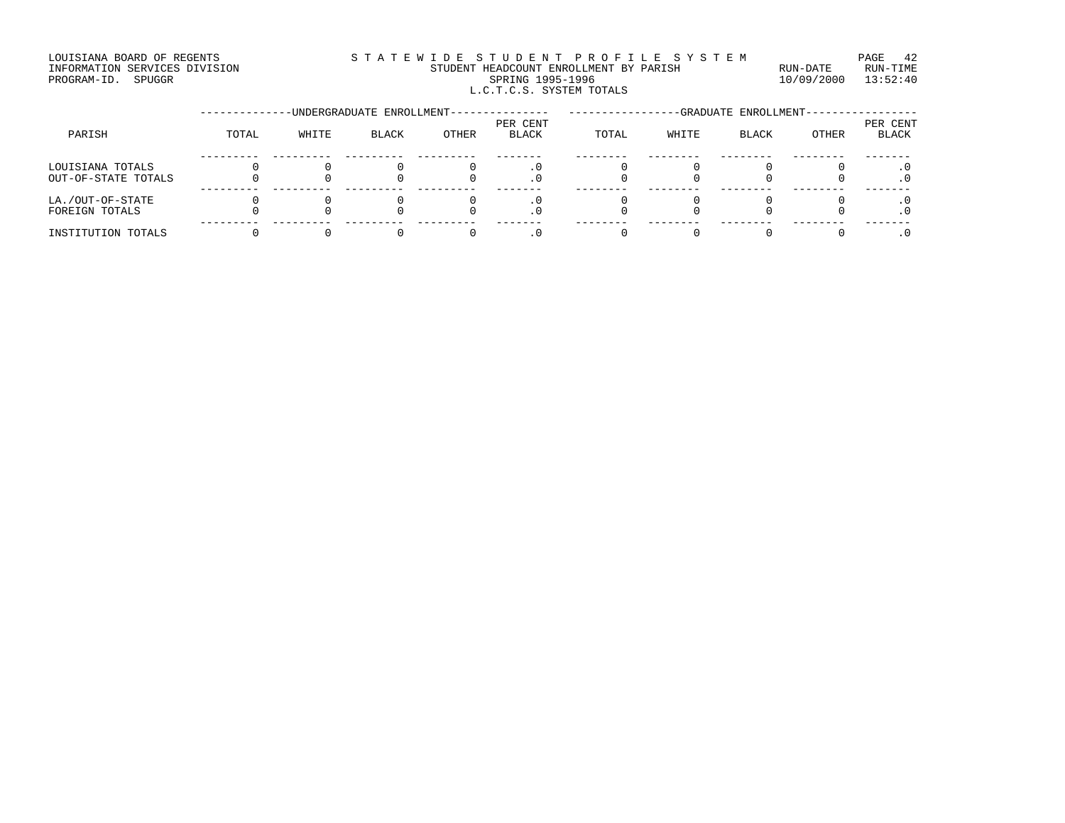LOUISIANA BOARD OF REGENTS
INFORMATION SERVICES DIVISION
PROGRAM-ID. SPUGGR

STATEWIDE STUDENT PROFILE SYSTEM
STUDENT HEADCOUNT ENROLLMENT BY PARISH
SPRING 1995-1996
L.C.T.C.S. SYSTEM TOTALS

RUN-DATE 10/09/2000 RUN-TIME 13:52:40

| PARISH | UNDERGRADUATE ENROLLMENT | | | | | GRADUATE ENROLLMENT | | | | |
|---|---|---|---|---|---|---|---|---|---|---|
| | TOTAL | WHITE | BLACK | OTHER | PER CENT BLACK | TOTAL | WHITE | BLACK | OTHER | PER CENT BLACK |
| LOUISIANA TOTALS | 0 | 0 | 0 | 0 | .0 | 0 | 0 | 0 | 0 | .0 |
| OUT-OF-STATE TOTALS | 0 | 0 | 0 | 0 | .0 | 0 | 0 | 0 | 0 | .0 |
| LA./OUT-OF-STATE | 0 | 0 | 0 | 0 | .0 | 0 | 0 | 0 | 0 | .0 |
| FOREIGN TOTALS | 0 | 0 | 0 | 0 | .0 | 0 | 0 | 0 | 0 | .0 |
| INSTITUTION TOTALS | 0 | 0 | 0 | 0 | .0 | 0 | 0 | 0 | 0 | .0 |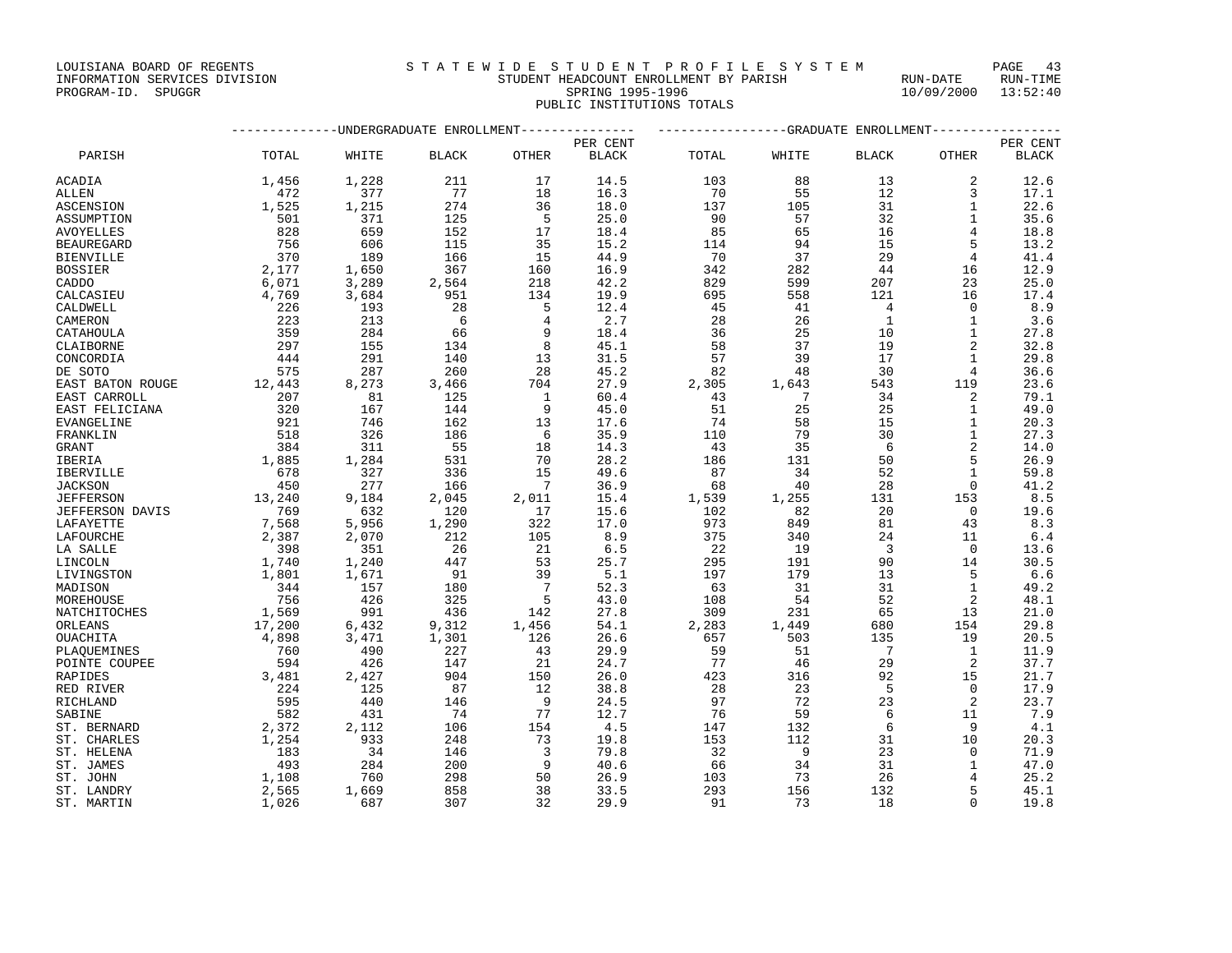LOUISIANA BOARD OF REGENTS
INFORMATION SERVICES DIVISION
PROGRAM-ID. SPUGGR

# STATEWIDE STUDENT PROFILE SYSTEM

STUDENT HEADCOUNT ENROLLMENT BY PARISH
SPRING 1995-1996
PUBLIC INSTITUTIONS TOTALS

RUN-DATE 10/09/2000 RUN-TIME 13:52:40

| PARISH | UNDERGRADUATE ENROLLMENT | | | | | GRADUATE ENROLLMENT | | | | |
|---|---|---|---|---|---|---|---|---|---|---|
| | TOTAL | WHITE | BLACK | OTHER | PER CENT BLACK | TOTAL | WHITE | BLACK | OTHER | PER CENT BLACK |
| ACADIA | 1,456 | 1,228 | 211 | 17 | 14.5 | 103 | 88 | 13 | 2 | 12.6 |
| ALLEN | 472 | 377 | 77 | 18 | 16.3 | 70 | 55 | 12 | 3 | 17.1 |
| ASCENSION | 1,525 | 1,215 | 274 | 36 | 18.0 | 137 | 105 | 31 | 1 | 22.6 |
| ASSUMPTION | 501 | 371 | 125 | 5 | 25.0 | 90 | 57 | 32 | 1 | 35.6 |
| AVOYELLES | 828 | 659 | 152 | 17 | 18.4 | 85 | 65 | 16 | 4 | 18.8 |
| BEAUREGARD | 756 | 606 | 115 | 35 | 15.2 | 114 | 94 | 15 | 5 | 13.2 |
| BIENVILLE | 370 | 189 | 166 | 15 | 44.9 | 70 | 37 | 29 | 4 | 41.4 |
| BOSSIER | 2,177 | 1,650 | 367 | 160 | 16.9 | 342 | 282 | 44 | 16 | 12.9 |
| CADDO | 6,071 | 3,289 | 2,564 | 218 | 42.2 | 829 | 599 | 207 | 23 | 25.0 |
| CALCASIEU | 4,769 | 3,684 | 951 | 134 | 19.9 | 695 | 558 | 121 | 16 | 17.4 |
| CALDWELL | 226 | 193 | 28 | 5 | 12.4 | 45 | 41 | 4 | 0 | 8.9 |
| CAMERON | 223 | 213 | 6 | 4 | 2.7 | 28 | 26 | 1 | 1 | 3.6 |
| CATAHOULA | 359 | 284 | 66 | 9 | 18.4 | 36 | 25 | 10 | 1 | 27.8 |
| CLAIBORNE | 297 | 155 | 134 | 8 | 45.1 | 58 | 37 | 19 | 2 | 32.8 |
| CONCORDIA | 444 | 291 | 140 | 13 | 31.5 | 57 | 39 | 17 | 1 | 29.8 |
| DE SOTO | 575 | 287 | 260 | 28 | 45.2 | 82 | 48 | 30 | 4 | 36.6 |
| EAST BATON ROUGE | 12,443 | 8,273 | 3,466 | 704 | 27.9 | 2,305 | 1,643 | 543 | 119 | 23.6 |
| EAST CARROLL | 207 | 81 | 125 | 1 | 60.4 | 43 | 7 | 34 | 2 | 79.1 |
| EAST FELICIANA | 320 | 167 | 144 | 9 | 45.0 | 51 | 25 | 25 | 1 | 49.0 |
| EVANGELINE | 921 | 746 | 162 | 13 | 17.6 | 74 | 58 | 15 | 1 | 20.3 |
| FRANKLIN | 518 | 326 | 186 | 6 | 35.9 | 110 | 79 | 30 | 1 | 27.3 |
| GRANT | 384 | 311 | 55 | 18 | 14.3 | 43 | 35 | 6 | 2 | 14.0 |
| IBERIA | 1,885 | 1,284 | 531 | 70 | 28.2 | 186 | 131 | 50 | 5 | 26.9 |
| IBERVILLE | 678 | 327 | 336 | 15 | 49.6 | 87 | 34 | 52 | 1 | 59.8 |
| JACKSON | 450 | 277 | 166 | 7 | 36.9 | 68 | 40 | 28 | 0 | 41.2 |
| JEFFERSON | 13,240 | 9,184 | 2,045 | 2,011 | 15.4 | 1,539 | 1,255 | 131 | 153 | 8.5 |
| JEFFERSON DAVIS | 769 | 632 | 120 | 17 | 15.6 | 102 | 82 | 20 | 0 | 19.6 |
| LAFAYETTE | 7,568 | 5,956 | 1,290 | 322 | 17.0 | 973 | 849 | 81 | 43 | 8.3 |
| LAFOURCHE | 2,387 | 2,070 | 212 | 105 | 8.9 | 375 | 340 | 24 | 11 | 6.4 |
| LA SALLE | 398 | 351 | 26 | 21 | 6.5 | 22 | 19 | 3 | 0 | 13.6 |
| LINCOLN | 1,740 | 1,240 | 447 | 53 | 25.7 | 295 | 191 | 90 | 14 | 30.5 |
| LIVINGSTON | 1,801 | 1,671 | 91 | 39 | 5.1 | 197 | 179 | 13 | 5 | 6.6 |
| MADISON | 344 | 157 | 180 | 7 | 52.3 | 63 | 31 | 31 | 1 | 49.2 |
| MOREHOUSE | 756 | 426 | 325 | 5 | 43.0 | 108 | 54 | 52 | 2 | 48.1 |
| NATCHITOCHES | 1,569 | 991 | 436 | 142 | 27.8 | 309 | 231 | 65 | 13 | 21.0 |
| ORLEANS | 17,200 | 6,432 | 9,312 | 1,456 | 54.1 | 2,283 | 1,449 | 680 | 154 | 29.8 |
| OUACHITA | 4,898 | 3,471 | 1,301 | 126 | 26.6 | 657 | 503 | 135 | 19 | 20.5 |
| PLAQUEMINES | 760 | 490 | 227 | 43 | 29.9 | 59 | 51 | 7 | 1 | 11.9 |
| POINTE COUPEE | 594 | 426 | 147 | 21 | 24.7 | 77 | 46 | 29 | 2 | 37.7 |
| RAPIDES | 3,481 | 2,427 | 904 | 150 | 26.0 | 423 | 316 | 92 | 15 | 21.7 |
| RED RIVER | 224 | 125 | 87 | 12 | 38.8 | 28 | 23 | 5 | 0 | 17.9 |
| RICHLAND | 595 | 440 | 146 | 9 | 24.5 | 97 | 72 | 23 | 2 | 23.7 |
| SABINE | 582 | 431 | 74 | 77 | 12.7 | 76 | 59 | 6 | 11 | 7.9 |
| ST. BERNARD | 2,372 | 2,112 | 106 | 154 | 4.5 | 147 | 132 | 6 | 9 | 4.1 |
| ST. CHARLES | 1,254 | 933 | 248 | 73 | 19.8 | 153 | 112 | 31 | 10 | 20.3 |
| ST. HELENA | 183 | 34 | 146 | 3 | 79.8 | 32 | 9 | 23 | 0 | 71.9 |
| ST. JAMES | 493 | 284 | 200 | 9 | 40.6 | 66 | 34 | 31 | 1 | 47.0 |
| ST. JOHN | 1,108 | 760 | 298 | 50 | 26.9 | 103 | 73 | 26 | 4 | 25.2 |
| ST. LANDRY | 2,565 | 1,669 | 858 | 38 | 33.5 | 293 | 156 | 132 | 5 | 45.1 |
| ST. MARTIN | 1,026 | 687 | 307 | 32 | 29.9 | 91 | 73 | 18 | 0 | 19.8 |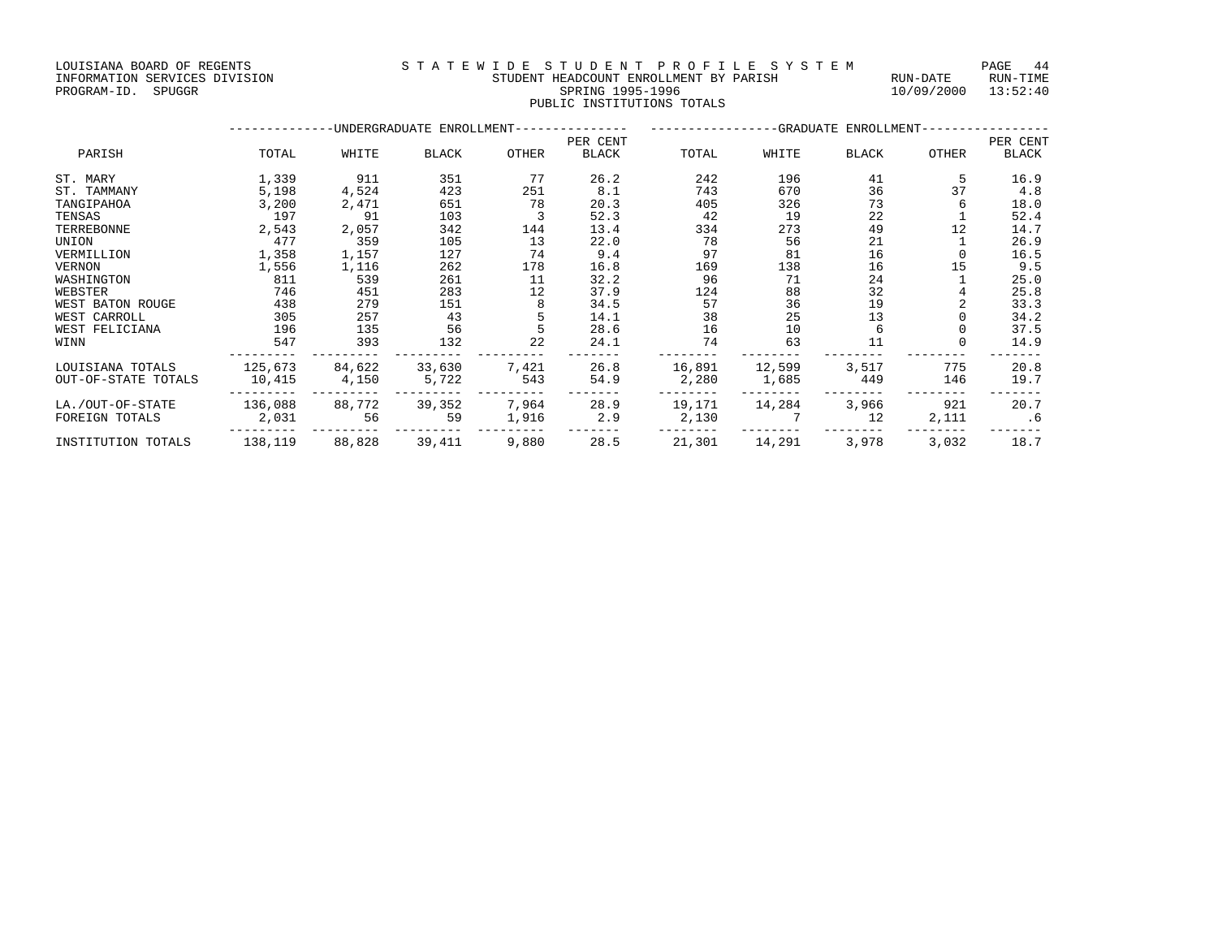LOUISIANA BOARD OF REGENTS
INFORMATION SERVICES DIVISION
PROGRAM-ID. SPUGGR

STATEWIDE STUDENT PROFILE SYSTEM
STUDENT HEADCOUNT ENROLLMENT BY PARISH
SPRING 1995-1996
PUBLIC INSTITUTIONS TOTALS

RUN-DATE 10/09/2000 RUN-TIME 13:52:40

| PARISH | UNDERGRADUATE ENROLLMENT TOTAL | WHITE | BLACK | OTHER | PER CENT BLACK | GRADUATE ENROLLMENT TOTAL | WHITE | BLACK | OTHER | PER CENT BLACK |
|---|---|---|---|---|---|---|---|---|---|---|
| ST. MARY | 1,339 | 911 | 351 | 77 | 26.2 | 242 | 196 | 41 | 5 | 16.9 |
| ST. TAMMANY | 5,198 | 4,524 | 423 | 251 | 8.1 | 743 | 670 | 36 | 37 | 4.8 |
| TANGIPAHOA | 3,200 | 2,471 | 651 | 78 | 20.3 | 405 | 326 | 73 | 6 | 18.0 |
| TENSAS | 197 | 91 | 103 | 3 | 52.3 | 42 | 19 | 22 | 1 | 52.4 |
| TERREBONNE | 2,543 | 2,057 | 342 | 144 | 13.4 | 334 | 273 | 49 | 12 | 14.7 |
| UNION | 477 | 359 | 105 | 13 | 22.0 | 78 | 56 | 21 | 1 | 26.9 |
| VERMILLION | 1,358 | 1,157 | 127 | 74 | 9.4 | 97 | 81 | 16 | 0 | 16.5 |
| VERNON | 1,556 | 1,116 | 262 | 178 | 16.8 | 169 | 138 | 16 | 15 | 9.5 |
| WASHINGTON | 811 | 539 | 261 | 11 | 32.2 | 96 | 71 | 24 | 1 | 25.0 |
| WEBSTER | 746 | 451 | 283 | 12 | 37.9 | 124 | 88 | 32 | 4 | 25.8 |
| WEST BATON ROUGE | 438 | 279 | 151 | 8 | 34.5 | 57 | 36 | 19 | 2 | 33.3 |
| WEST CARROLL | 305 | 257 | 43 | 5 | 14.1 | 38 | 25 | 13 | 0 | 34.2 |
| WEST FELICIANA | 196 | 135 | 56 | 5 | 28.6 | 16 | 10 | 6 | 0 | 37.5 |
| WINN | 547 | 393 | 132 | 22 | 24.1 | 74 | 63 | 11 | 0 | 14.9 |
| LOUISIANA TOTALS | 125,673 | 84,622 | 33,630 | 7,421 | 26.8 | 16,891 | 12,599 | 3,517 | 775 | 20.8 |
| OUT-OF-STATE TOTALS | 10,415 | 4,150 | 5,722 | 543 | 54.9 | 2,280 | 1,685 | 449 | 146 | 19.7 |
| LA./OUT-OF-STATE | 136,088 | 88,772 | 39,352 | 7,964 | 28.9 | 19,171 | 14,284 | 3,966 | 921 | 20.7 |
| FOREIGN TOTALS | 2,031 | 56 | 59 | 1,916 | 2.9 | 2,130 | 7 | 12 | 2,111 | .6 |
| INSTITUTION TOTALS | 138,119 | 88,828 | 39,411 | 9,880 | 28.5 | 21,301 | 14,291 | 3,978 | 3,032 | 18.7 |